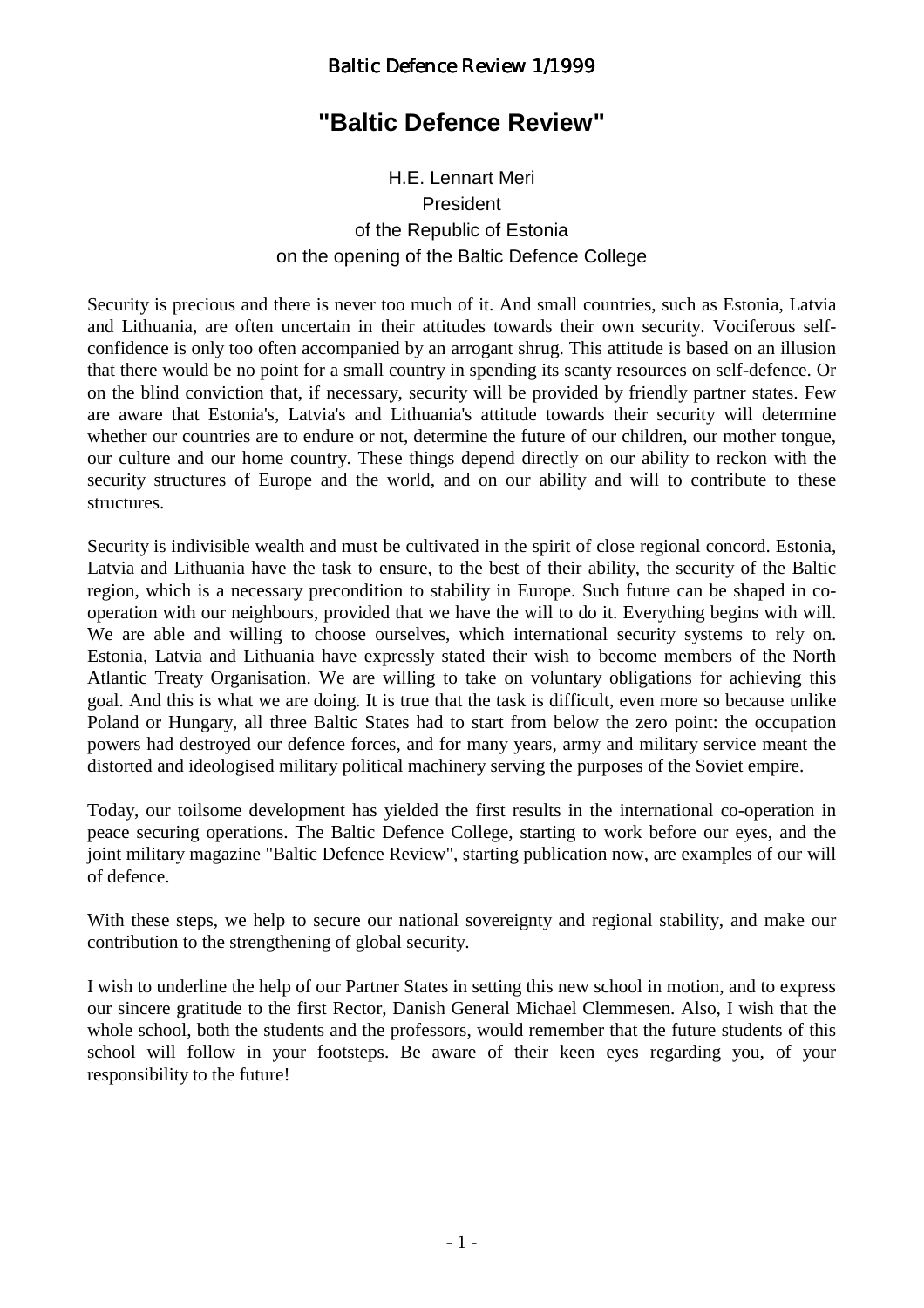# "Baltic Defence Review"

H.E. Lennart Meri
President
of the Republic of Estonia
on the opening of the Baltic Defence College

Security is precious and there is never too much of it. And small countries, such as Estonia, Latvia and Lithuania, are often uncertain in their attitudes towards their own security. Vociferous self-confidence is only too often accompanied by an arrogant shrug. This attitude is based on an illusion that there would be no point for a small country in spending its scanty resources on self-defence. Or on the blind conviction that, if necessary, security will be provided by friendly partner states. Few are aware that Estonia's, Latvia's and Lithuania's attitude towards their security will determine whether our countries are to endure or not, determine the future of our children, our mother tongue, our culture and our home country. These things depend directly on our ability to reckon with the security structures of Europe and the world, and on our ability and will to contribute to these structures.

Security is indivisible wealth and must be cultivated in the spirit of close regional concord. Estonia, Latvia and Lithuania have the task to ensure, to the best of their ability, the security of the Baltic region, which is a necessary precondition to stability in Europe. Such future can be shaped in co-operation with our neighbours, provided that we have the will to do it. Everything begins with will. We are able and willing to choose ourselves, which international security systems to rely on. Estonia, Latvia and Lithuania have expressly stated their wish to become members of the North Atlantic Treaty Organisation. We are willing to take on voluntary obligations for achieving this goal. And this is what we are doing. It is true that the task is difficult, even more so because unlike Poland or Hungary, all three Baltic States had to start from below the zero point: the occupation powers had destroyed our defence forces, and for many years, army and military service meant the distorted and ideologised military political machinery serving the purposes of the Soviet empire.

Today, our toilsome development has yielded the first results in the international co-operation in peace securing operations. The Baltic Defence College, starting to work before our eyes, and the joint military magazine "Baltic Defence Review", starting publication now, are examples of our will of defence.

With these steps, we help to secure our national sovereignty and regional stability, and make our contribution to the strengthening of global security.

I wish to underline the help of our Partner States in setting this new school in motion, and to express our sincere gratitude to the first Rector, Danish General Michael Clemmesen. Also, I wish that the whole school, both the students and the professors, would remember that the future students of this school will follow in your footsteps. Be aware of their keen eyes regarding you, of your responsibility to the future!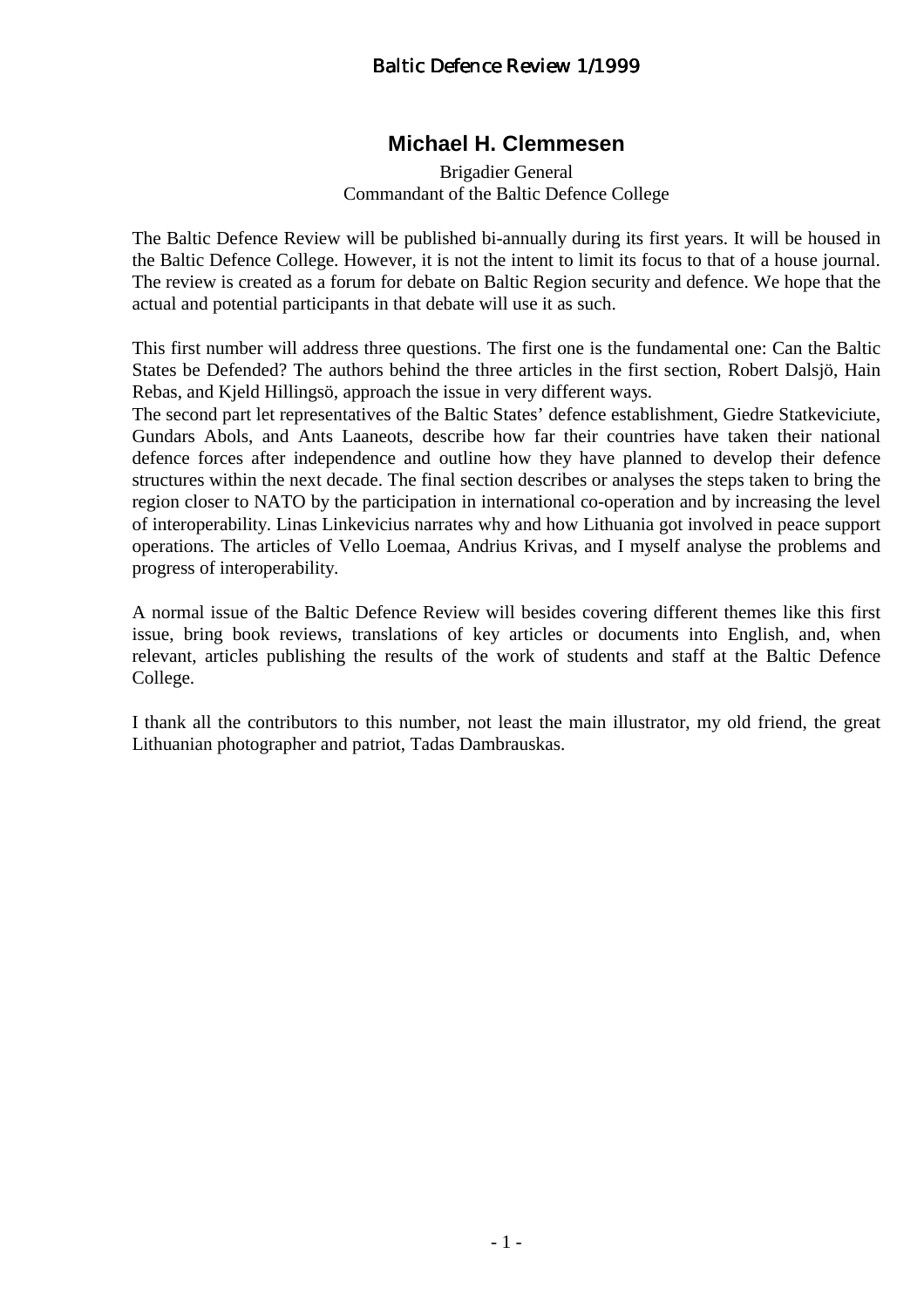## Michael H. Clemmesen

Brigadier General
Commandant of the Baltic Defence College

The Baltic Defence Review will be published bi-annually during its first years. It will be housed in the Baltic Defence College. However, it is not the intent to limit its focus to that of a house journal. The review is created as a forum for debate on Baltic Region security and defence. We hope that the actual and potential participants in that debate will use it as such.

This first number will address three questions. The first one is the fundamental one: Can the Baltic States be Defended? The authors behind the three articles in the first section, Robert Dalsjö, Hain Rebas, and Kjeld Hillingsö, approach the issue in very different ways.
The second part let representatives of the Baltic States' defence establishment, Giedre Statkeviciute, Gundars Abols, and Ants Laaneots, describe how far their countries have taken their national defence forces after independence and outline how they have planned to develop their defence structures within the next decade. The final section describes or analyses the steps taken to bring the region closer to NATO by the participation in international co-operation and by increasing the level of interoperability. Linas Linkevicius narrates why and how Lithuania got involved in peace support operations. The articles of Vello Loemaa, Andrius Krivas, and I myself analyse the problems and progress of interoperability.

A normal issue of the Baltic Defence Review will besides covering different themes like this first issue, bring book reviews, translations of key articles or documents into English, and, when relevant, articles publishing the results of the work of students and staff at the Baltic Defence College.

I thank all the contributors to this number, not least the main illustrator, my old friend, the great Lithuanian photographer and patriot, Tadas Dambrauskas.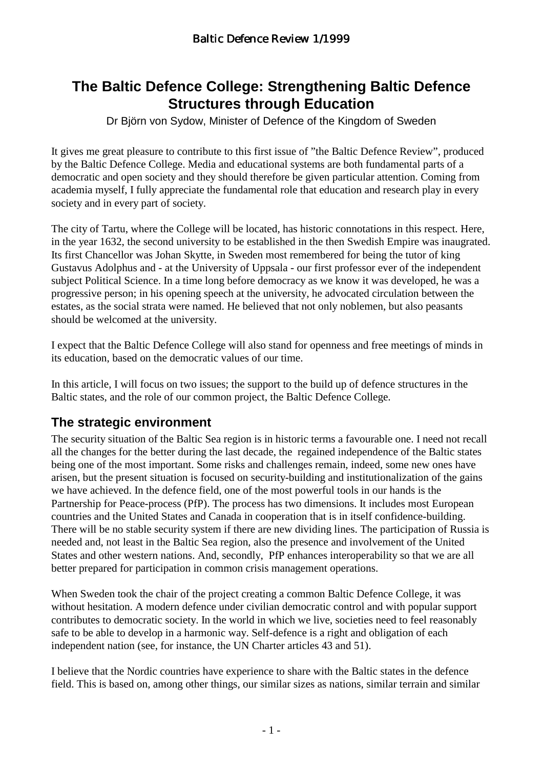# The Baltic Defence College: Strengthening Baltic Defence Structures through Education

Dr Björn von Sydow, Minister of Defence of the Kingdom of Sweden

It gives me great pleasure to contribute to this first issue of ”the Baltic Defence Review”, produced by the Baltic Defence College. Media and educational systems are both fundamental parts of a democratic and open society and they should therefore be given particular attention. Coming from academia myself, I fully appreciate the fundamental role that education and research play in every society and in every part of society.

The city of Tartu, where the College will be located, has historic connotations in this respect. Here, in the year 1632, the second university to be established in the then Swedish Empire was inaugrated. Its first Chancellor was Johan Skytte, in Sweden most remembered for being the tutor of king Gustavus Adolphus and - at the University of Uppsala - our first professor ever of the independent subject Political Science. In a time long before democracy as we know it was developed, he was a progressive person; in his opening speech at the university, he advocated circulation between the estates, as the social strata were named. He believed that not only noblemen, but also peasants should be welcomed at the university.

I expect that the Baltic Defence College will also stand for openness and free meetings of minds in its education, based on the democratic values of our time.

In this article, I will focus on two issues; the support to the build up of defence structures in the Baltic states, and the role of our common project, the Baltic Defence College.

## The strategic environment

The security situation of the Baltic Sea region is in historic terms a favourable one. I need not recall all the changes for the better during the last decade, the regained independence of the Baltic states being one of the most important. Some risks and challenges remain, indeed, some new ones have arisen, but the present situation is focused on security-building and institutionalization of the gains we have achieved. In the defence field, one of the most powerful tools in our hands is the Partnership for Peace-process (PfP). The process has two dimensions. It includes most European countries and the United States and Canada in cooperation that is in itself confidence-building. There will be no stable security system if there are new dividing lines. The participation of Russia is needed and, not least in the Baltic Sea region, also the presence and involvement of the United States and other western nations. And, secondly, PfP enhances interoperability so that we are all better prepared for participation in common crisis management operations.

When Sweden took the chair of the project creating a common Baltic Defence College, it was without hesitation. A modern defence under civilian democratic control and with popular support contributes to democratic society. In the world in which we live, societies need to feel reasonably safe to be able to develop in a harmonic way. Self-defence is a right and obligation of each independent nation (see, for instance, the UN Charter articles 43 and 51).

I believe that the Nordic countries have experience to share with the Baltic states in the defence field. This is based on, among other things, our similar sizes as nations, similar terrain and similar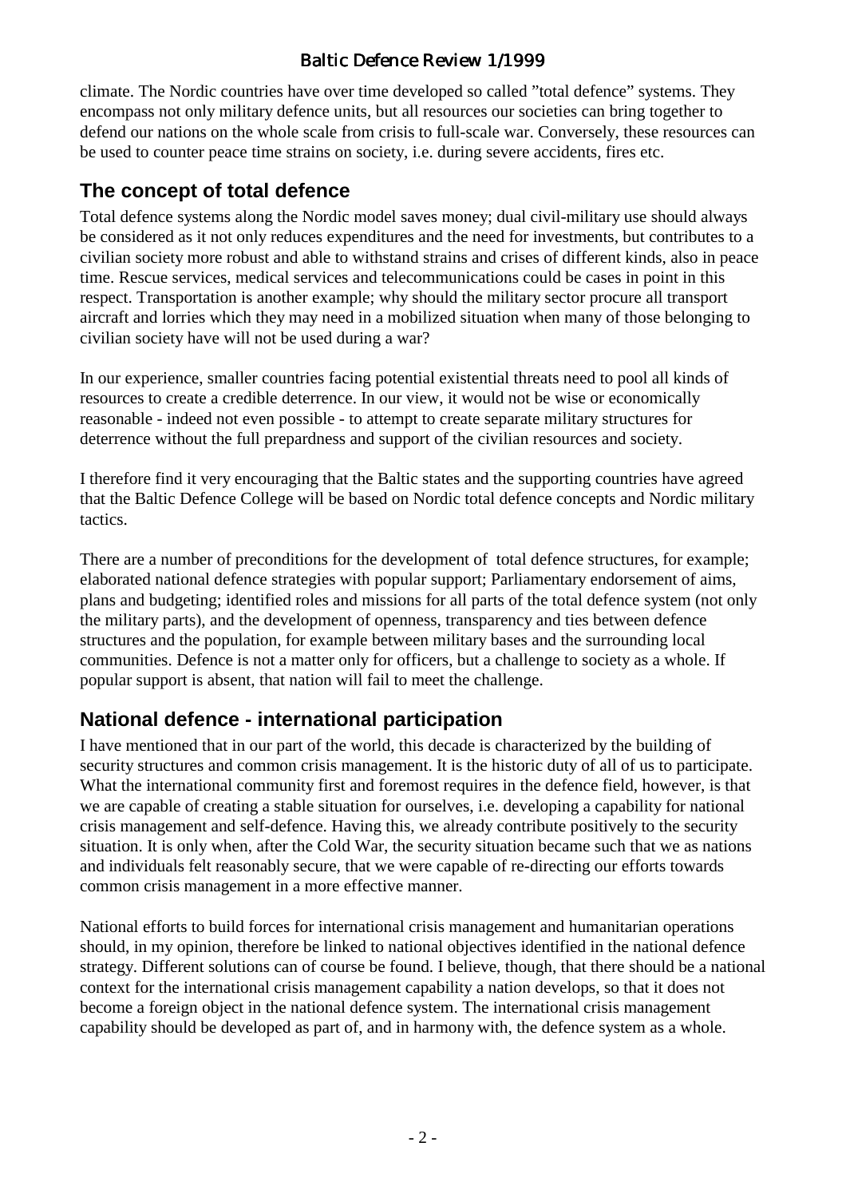climate. The Nordic countries have over time developed so called ”total defence” systems. They encompass not only military defence units, but all resources our societies can bring together to defend our nations on the whole scale from crisis to full-scale war. Conversely, these resources can be used to counter peace time strains on society, i.e. during severe accidents, fires etc.

## The concept of total defence

Total defence systems along the Nordic model saves money; dual civil-military use should always be considered as it not only reduces expenditures and the need for investments, but contributes to a civilian society more robust and able to withstand strains and crises of different kinds, also in peace time. Rescue services, medical services and telecommunications could be cases in point in this respect. Transportation is another example; why should the military sector procure all transport aircraft and lorries which they may need in a mobilized situation when many of those belonging to civilian society have will not be used during a war?

In our experience, smaller countries facing potential existential threats need to pool all kinds of resources to create a credible deterrence. In our view, it would not be wise or economically reasonable - indeed not even possible - to attempt to create separate military structures for deterrence without the full prepardness and support of the civilian resources and society.

I therefore find it very encouraging that the Baltic states and the supporting countries have agreed that the Baltic Defence College will be based on Nordic total defence concepts and Nordic military tactics.

There are a number of preconditions for the development of total defence structures, for example; elaborated national defence strategies with popular support; Parliamentary endorsement of aims, plans and budgeting; identified roles and missions for all parts of the total defence system (not only the military parts), and the development of openness, transparency and ties between defence structures and the population, for example between military bases and the surrounding local communities. Defence is not a matter only for officers, but a challenge to society as a whole. If popular support is absent, that nation will fail to meet the challenge.

## National defence - international participation

I have mentioned that in our part of the world, this decade is characterized by the building of security structures and common crisis management. It is the historic duty of all of us to participate. What the international community first and foremost requires in the defence field, however, is that we are capable of creating a stable situation for ourselves, i.e. developing a capability for national crisis management and self-defence. Having this, we already contribute positively to the security situation. It is only when, after the Cold War, the security situation became such that we as nations and individuals felt reasonably secure, that we were capable of re-directing our efforts towards common crisis management in a more effective manner.

National efforts to build forces for international crisis management and humanitarian operations should, in my opinion, therefore be linked to national objectives identified in the national defence strategy. Different solutions can of course be found. I believe, though, that there should be a national context for the international crisis management capability a nation develops, so that it does not become a foreign object in the national defence system. The international crisis management capability should be developed as part of, and in harmony with, the defence system as a whole.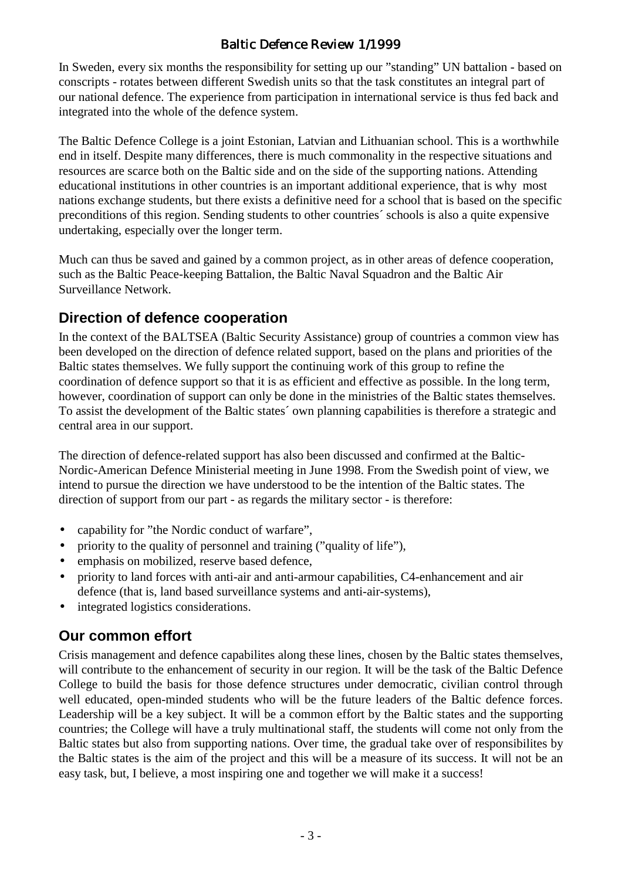In Sweden, every six months the responsibility for setting up our ”standing” UN battalion - based on conscripts - rotates between different Swedish units so that the task constitutes an integral part of our national defence. The experience from participation in international service is thus fed back and integrated into the whole of the defence system.

The Baltic Defence College is a joint Estonian, Latvian and Lithuanian school. This is a worthwhile end in itself. Despite many differences, there is much commonality in the respective situations and resources are scarce both on the Baltic side and on the side of the supporting nations. Attending educational institutions in other countries is an important additional experience, that is why most nations exchange students, but there exists a definitive need for a school that is based on the specific preconditions of this region. Sending students to other countries´ schools is also a quite expensive undertaking, especially over the longer term.

Much can thus be saved and gained by a common project, as in other areas of defence cooperation, such as the Baltic Peace-keeping Battalion, the Baltic Naval Squadron and the Baltic Air Surveillance Network.

## Direction of defence cooperation

In the context of the BALTSEA (Baltic Security Assistance) group of countries a common view has been developed on the direction of defence related support, based on the plans and priorities of the Baltic states themselves. We fully support the continuing work of this group to refine the coordination of defence support so that it is as efficient and effective as possible. In the long term, however, coordination of support can only be done in the ministries of the Baltic states themselves. To assist the development of the Baltic states´ own planning capabilities is therefore a strategic and central area in our support.

The direction of defence-related support has also been discussed and confirmed at the Baltic-Nordic-American Defence Ministerial meeting in June 1998. From the Swedish point of view, we intend to pursue the direction we have understood to be the intention of the Baltic states. The direction of support from our part - as regards the military sector - is therefore:

- capability for ”the Nordic conduct of warfare”,
- priority to the quality of personnel and training (”quality of life”),
- emphasis on mobilized, reserve based defence,
- priority to land forces with anti-air and anti-armour capabilities, C4-enhancement and air defence (that is, land based surveillance systems and anti-air-systems),
- integrated logistics considerations.

## Our common effort

Crisis management and defence capabilites along these lines, chosen by the Baltic states themselves, will contribute to the enhancement of security in our region. It will be the task of the Baltic Defence College to build the basis for those defence structures under democratic, civilian control through well educated, open-minded students who will be the future leaders of the Baltic defence forces. Leadership will be a key subject. It will be a common effort by the Baltic states and the supporting countries; the College will have a truly multinational staff, the students will come not only from the Baltic states but also from supporting nations. Over time, the gradual take over of responsibilites by the Baltic states is the aim of the project and this will be a measure of its success. It will not be an easy task, but, I believe, a most inspiring one and together we will make it a success!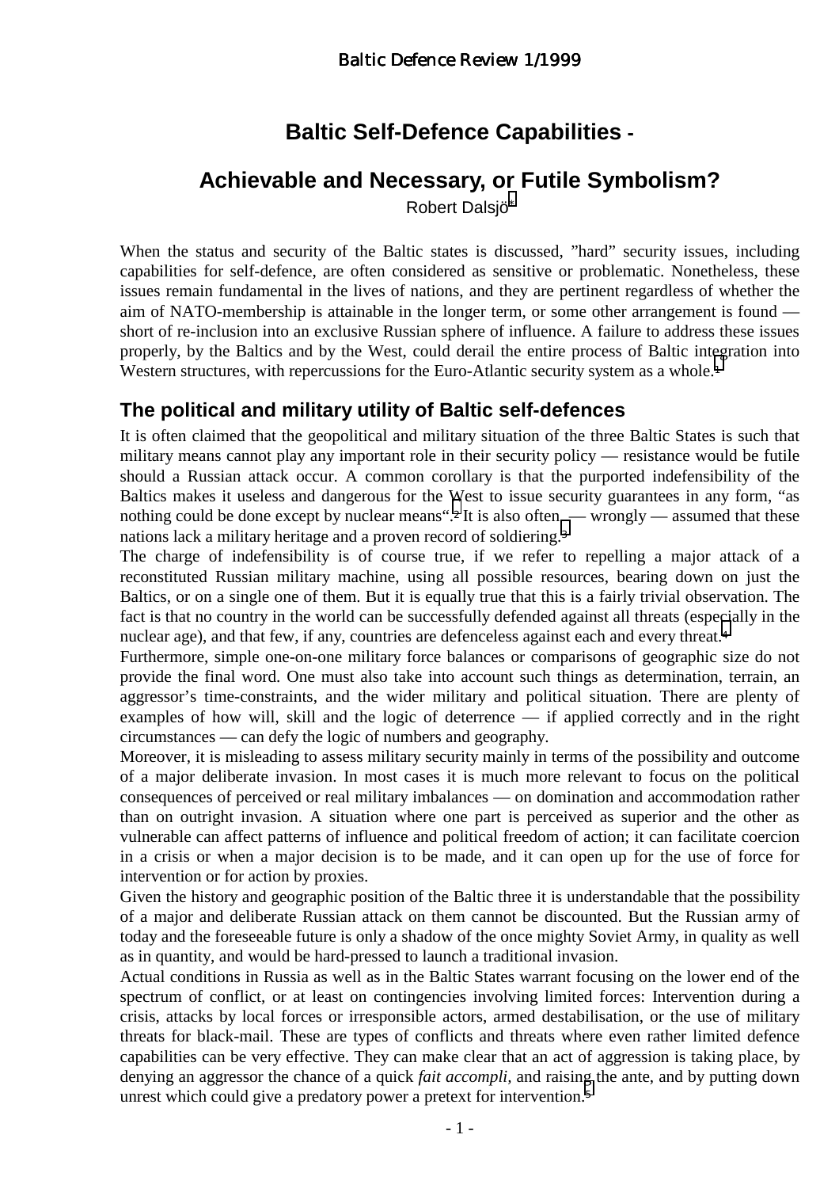# Baltic Self-Defence Capabilities - Achievable and Necessary, or Futile Symbolism?

Robert Dalsjö[*]

When the status and security of the Baltic states is discussed, "hard" security issues, including capabilities for self-defence, are often considered as sensitive or problematic. Nonetheless, these issues remain fundamental in the lives of nations, and they are pertinent regardless of whether the aim of NATO-membership is attainable in the longer term, or some other arrangement is found — short of re-inclusion into an exclusive Russian sphere of influence. A failure to address these issues properly, by the Baltics and by the West, could derail the entire process of Baltic integration into Western structures, with repercussions for the Euro-Atlantic security system as a whole.[1]

## The political and military utility of Baltic self-defences

It is often claimed that the geopolitical and military situation of the three Baltic States is such that military means cannot play any important role in their security policy — resistance would be futile should a Russian attack occur. A common corollary is that the purported indefensibility of the Baltics makes it useless and dangerous for the West to issue security guarantees in any form, "as nothing could be done except by nuclear means".[2] It is also often — wrongly — assumed that these nations lack a military heritage and a proven record of soldiering.[3]

The charge of indefensibility is of course true, if we refer to repelling a major attack of a reconstituted Russian military machine, using all possible resources, bearing down on just the Baltics, or on a single one of them. But it is equally true that this is a fairly trivial observation. The fact is that no country in the world can be successfully defended against all threats (especially in the nuclear age), and that few, if any, countries are defenceless against each and every threat.[4]

Furthermore, simple one-on-one military force balances or comparisons of geographic size do not provide the final word. One must also take into account such things as determination, terrain, an aggressor's time-constraints, and the wider military and political situation. There are plenty of examples of how will, skill and the logic of deterrence — if applied correctly and in the right circumstances — can defy the logic of numbers and geography.

Moreover, it is misleading to assess military security mainly in terms of the possibility and outcome of a major deliberate invasion. In most cases it is much more relevant to focus on the political consequences of perceived or real military imbalances — on domination and accommodation rather than on outright invasion. A situation where one part is perceived as superior and the other as vulnerable can affect patterns of influence and political freedom of action; it can facilitate coercion in a crisis or when a major decision is to be made, and it can open up for the use of force for intervention or for action by proxies.

Given the history and geographic position of the Baltic three it is understandable that the possibility of a major and deliberate Russian attack on them cannot be discounted. But the Russian army of today and the foreseeable future is only a shadow of the once mighty Soviet Army, in quality as well as in quantity, and would be hard-pressed to launch a traditional invasion.

Actual conditions in Russia as well as in the Baltic States warrant focusing on the lower end of the spectrum of conflict, or at least on contingencies involving limited forces: Intervention during a crisis, attacks by local forces or irresponsible actors, armed destabilisation, or the use of military threats for black-mail. These are types of conflicts and threats where even rather limited defence capabilities can be very effective. They can make clear that an act of aggression is taking place, by denying an aggressor the chance of a quick *fait accompli*, and raising the ante, and by putting down unrest which could give a predatory power a pretext for intervention.[5]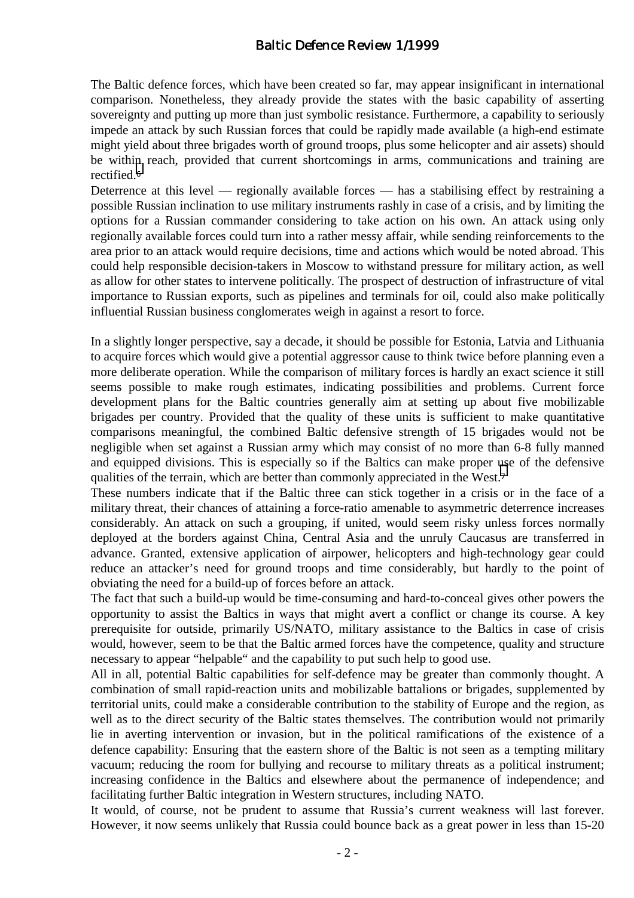The Baltic defence forces, which have been created so far, may appear insignificant in international comparison. Nonetheless, they already provide the states with the basic capability of asserting sovereignty and putting up more than just symbolic resistance. Furthermore, a capability to seriously impede an attack by such Russian forces that could be rapidly made available (a high-end estimate might yield about three brigades worth of ground troops, plus some helicopter and air assets) should be within reach, provided that current shortcomings in arms, communications and training are rectified.[6]

Deterrence at this level — regionally available forces — has a stabilising effect by restraining a possible Russian inclination to use military instruments rashly in case of a crisis, and by limiting the options for a Russian commander considering to take action on his own. An attack using only regionally available forces could turn into a rather messy affair, while sending reinforcements to the area prior to an attack would require decisions, time and actions which would be noted abroad. This could help responsible decision-takers in Moscow to withstand pressure for military action, as well as allow for other states to intervene politically. The prospect of destruction of infrastructure of vital importance to Russian exports, such as pipelines and terminals for oil, could also make politically influential Russian business conglomerates weigh in against a resort to force.

In a slightly longer perspective, say a decade, it should be possible for Estonia, Latvia and Lithuania to acquire forces which would give a potential aggressor cause to think twice before planning even a more deliberate operation. While the comparison of military forces is hardly an exact science it still seems possible to make rough estimates, indicating possibilities and problems. Current force development plans for the Baltic countries generally aim at setting up about five mobilizable brigades per country. Provided that the quality of these units is sufficient to make quantitative comparisons meaningful, the combined Baltic defensive strength of 15 brigades would not be negligible when set against a Russian army which may consist of no more than 6-8 fully manned and equipped divisions. This is especially so if the Baltics can make proper use of the defensive qualities of the terrain, which are better than commonly appreciated in the West.[7]

These numbers indicate that if the Baltic three can stick together in a crisis or in the face of a military threat, their chances of attaining a force-ratio amenable to asymmetric deterrence increases considerably. An attack on such a grouping, if united, would seem risky unless forces normally deployed at the borders against China, Central Asia and the unruly Caucasus are transferred in advance. Granted, extensive application of airpower, helicopters and high-technology gear could reduce an attacker's need for ground troops and time considerably, but hardly to the point of obviating the need for a build-up of forces before an attack.

The fact that such a build-up would be time-consuming and hard-to-conceal gives other powers the opportunity to assist the Baltics in ways that might avert a conflict or change its course. A key prerequisite for outside, primarily US/NATO, military assistance to the Baltics in case of crisis would, however, seem to be that the Baltic armed forces have the competence, quality and structure necessary to appear "helpable" and the capability to put such help to good use.

All in all, potential Baltic capabilities for self-defence may be greater than commonly thought. A combination of small rapid-reaction units and mobilizable battalions or brigades, supplemented by territorial units, could make a considerable contribution to the stability of Europe and the region, as well as to the direct security of the Baltic states themselves. The contribution would not primarily lie in averting intervention or invasion, but in the political ramifications of the existence of a defence capability: Ensuring that the eastern shore of the Baltic is not seen as a tempting military vacuum; reducing the room for bullying and recourse to military threats as a political instrument; increasing confidence in the Baltics and elsewhere about the permanence of independence; and facilitating further Baltic integration in Western structures, including NATO.

It would, of course, not be prudent to assume that Russia's current weakness will last forever. However, it now seems unlikely that Russia could bounce back as a great power in less than 15-20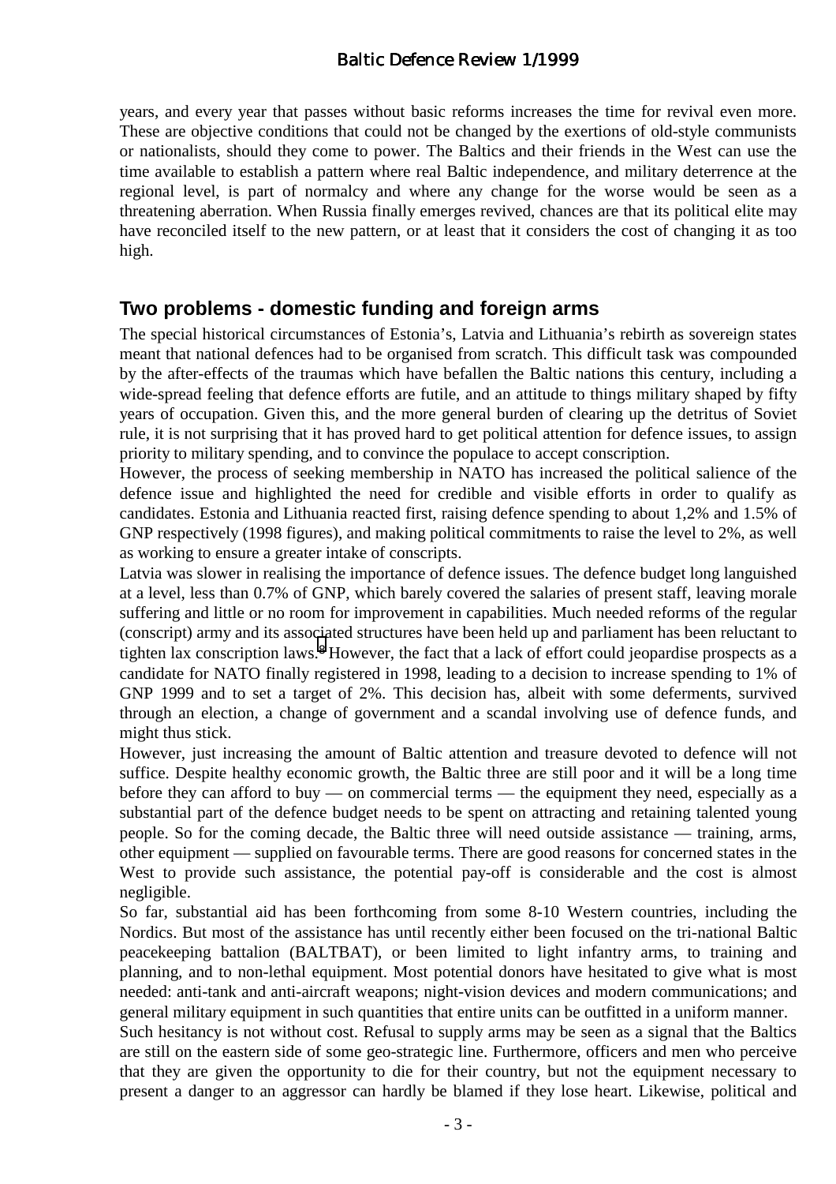years, and every year that passes without basic reforms increases the time for revival even more. These are objective conditions that could not be changed by the exertions of old-style communists or nationalists, should they come to power. The Baltics and their friends in the West can use the time available to establish a pattern where real Baltic independence, and military deterrence at the regional level, is part of normalcy and where any change for the worse would be seen as a threatening aberration. When Russia finally emerges revived, chances are that its political elite may have reconciled itself to the new pattern, or at least that it considers the cost of changing it as too high.

## Two problems - domestic funding and foreign arms

The special historical circumstances of Estonia's, Latvia and Lithuania's rebirth as sovereign states meant that national defences had to be organised from scratch. This difficult task was compounded by the after-effects of the traumas which have befallen the Baltic nations this century, including a wide-spread feeling that defence efforts are futile, and an attitude to things military shaped by fifty years of occupation. Given this, and the more general burden of clearing up the detritus of Soviet rule, it is not surprising that it has proved hard to get political attention for defence issues, to assign priority to military spending, and to convince the populace to accept conscription.

However, the process of seeking membership in NATO has increased the political salience of the defence issue and highlighted the need for credible and visible efforts in order to qualify as candidates. Estonia and Lithuania reacted first, raising defence spending to about 1,2% and 1.5% of GNP respectively (1998 figures), and making political commitments to raise the level to 2%, as well as working to ensure a greater intake of conscripts.

Latvia was slower in realising the importance of defence issues. The defence budget long languished at a level, less than 0.7% of GNP, which barely covered the salaries of present staff, leaving morale suffering and little or no room for improvement in capabilities. Much needed reforms of the regular (conscript) army and its associated structures have been held up and parliament has been reluctant to tighten lax conscription laws.[8] However, the fact that a lack of effort could jeopardise prospects as a candidate for NATO finally registered in 1998, leading to a decision to increase spending to 1% of GNP 1999 and to set a target of 2%. This decision has, albeit with some deferments, survived through an election, a change of government and a scandal involving use of defence funds, and might thus stick.

However, just increasing the amount of Baltic attention and treasure devoted to defence will not suffice. Despite healthy economic growth, the Baltic three are still poor and it will be a long time before they can afford to buy — on commercial terms — the equipment they need, especially as a substantial part of the defence budget needs to be spent on attracting and retaining talented young people. So for the coming decade, the Baltic three will need outside assistance — training, arms, other equipment — supplied on favourable terms. There are good reasons for concerned states in the West to provide such assistance, the potential pay-off is considerable and the cost is almost negligible.

So far, substantial aid has been forthcoming from some 8-10 Western countries, including the Nordics. But most of the assistance has until recently either been focused on the tri-national Baltic peacekeeping battalion (BALTBAT), or been limited to light infantry arms, to training and planning, and to non-lethal equipment. Most potential donors have hesitated to give what is most needed: anti-tank and anti-aircraft weapons; night-vision devices and modern communications; and general military equipment in such quantities that entire units can be outfitted in a uniform manner.

Such hesitancy is not without cost. Refusal to supply arms may be seen as a signal that the Baltics are still on the eastern side of some geo-strategic line. Furthermore, officers and men who perceive that they are given the opportunity to die for their country, but not the equipment necessary to present a danger to an aggressor can hardly be blamed if they lose heart. Likewise, political and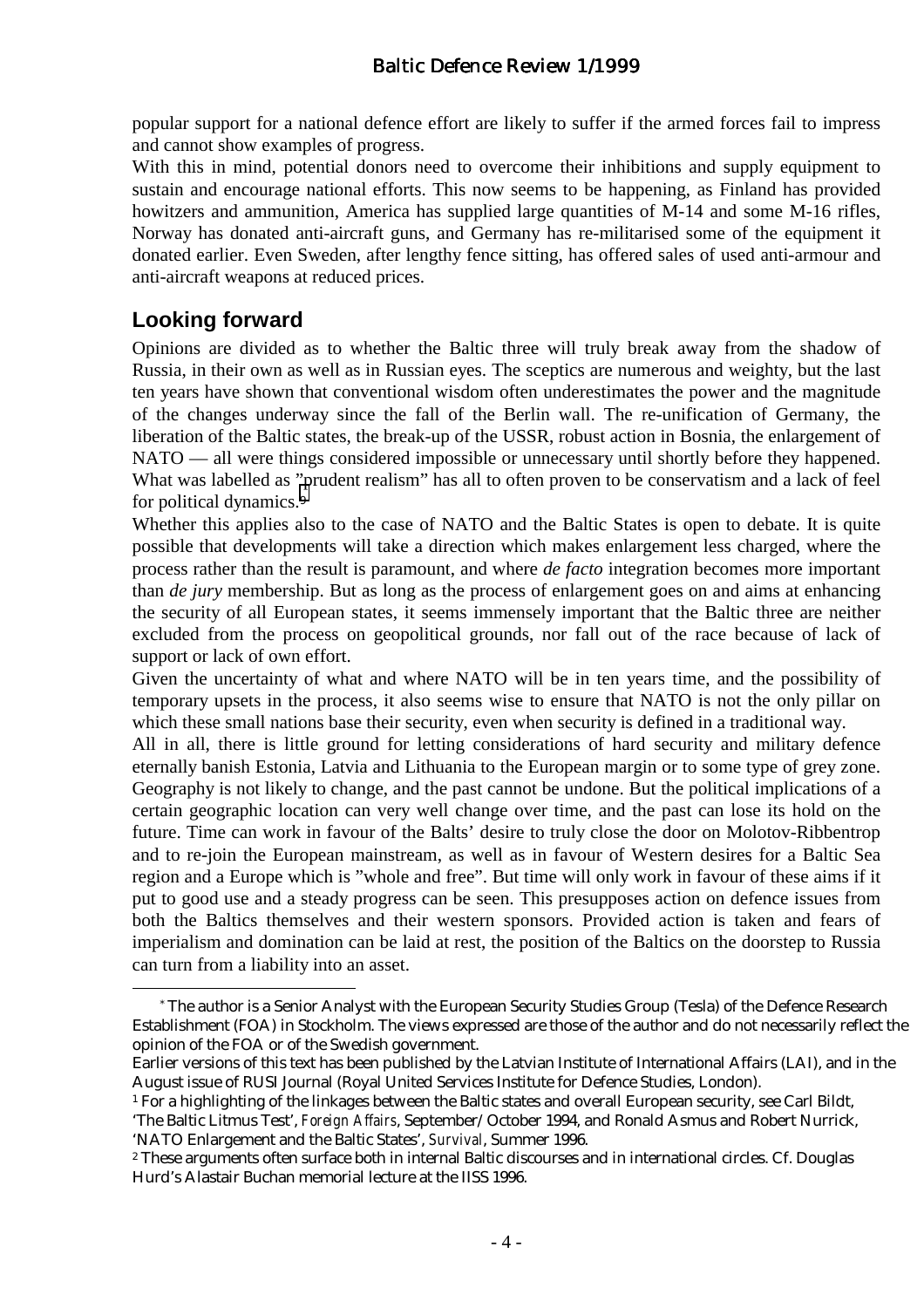popular support for a national defence effort are likely to suffer if the armed forces fail to impress and cannot show examples of progress.

With this in mind, potential donors need to overcome their inhibitions and supply equipment to sustain and encourage national efforts. This now seems to be happening, as Finland has provided howitzers and ammunition, America has supplied large quantities of M-14 and some M-16 rifles, Norway has donated anti-aircraft guns, and Germany has re-militarised some of the equipment it donated earlier. Even Sweden, after lengthy fence sitting, has offered sales of used anti-armour and anti-aircraft weapons at reduced prices.

## Looking forward

Opinions are divided as to whether the Baltic three will truly break away from the shadow of Russia, in their own as well as in Russian eyes. The sceptics are numerous and weighty, but the last ten years have shown that conventional wisdom often underestimates the power and the magnitude of the changes underway since the fall of the Berlin wall. The re-unification of Germany, the liberation of the Baltic states, the break-up of the USSR, robust action in Bosnia, the enlargement of NATO — all were things considered impossible or unnecessary until shortly before they happened. What was labelled as "prudent realism" has all to often proven to be conservatism and a lack of feel for political dynamics.[6]

Whether this applies also to the case of NATO and the Baltic States is open to debate. It is quite possible that developments will take a direction which makes enlargement less charged, where the process rather than the result is paramount, and where *de facto* integration becomes more important than *de jury* membership. But as long as the process of enlargement goes on and aims at enhancing the security of all European states, it seems immensely important that the Baltic three are neither excluded from the process on geopolitical grounds, nor fall out of the race because of lack of support or lack of own effort.

Given the uncertainty of what and where NATO will be in ten years time, and the possibility of temporary upsets in the process, it also seems wise to ensure that NATO is not the only pillar on which these small nations base their security, even when security is defined in a traditional way.

All in all, there is little ground for letting considerations of hard security and military defence eternally banish Estonia, Latvia and Lithuania to the European margin or to some type of grey zone. Geography is not likely to change, and the past cannot be undone. But the political implications of a certain geographic location can very well change over time, and the past can lose its hold on the future. Time can work in favour of the Balts' desire to truly close the door on Molotov-Ribbentrop and to re-join the European mainstream, as well as in favour of Western desires for a Baltic Sea region and a Europe which is "whole and free". But time will only work in favour of these aims if it put to good use and a steady progress can be seen. This presupposes action on defence issues from both the Baltics themselves and their western sponsors. Provided action is taken and fears of imperialism and domination can be laid at rest, the position of the Baltics on the doorstep to Russia can turn from a liability into an asset.

---

[*] The author is a Senior Analyst with the European Security Studies Group (Tesla) of the Defence Research Establishment (FOA) in Stockholm. The views expressed are those of the author and do not necessarily reflect the opinion of the FOA or of the Swedish government.

Earlier versions of this text has been published by the Latvian Institute of International Affairs (LAI), and in the August issue of RUSI Journal (Royal United Services Institute for Defence Studies, London).

[1] For a highlighting of the linkages between the Baltic states and overall European security, see Carl Bildt, 'The Baltic Litmus Test', *Foreign Affairs*, September/October 1994, and Ronald Asmus and Robert Nurrick, 'NATO Enlargement and the Baltic States', *Survival*, Summer 1996.

[2] These arguments often surface both in internal Baltic discourses and in international circles. Cf. Douglas Hurd's Alastair Buchan memorial lecture at the IISS 1996.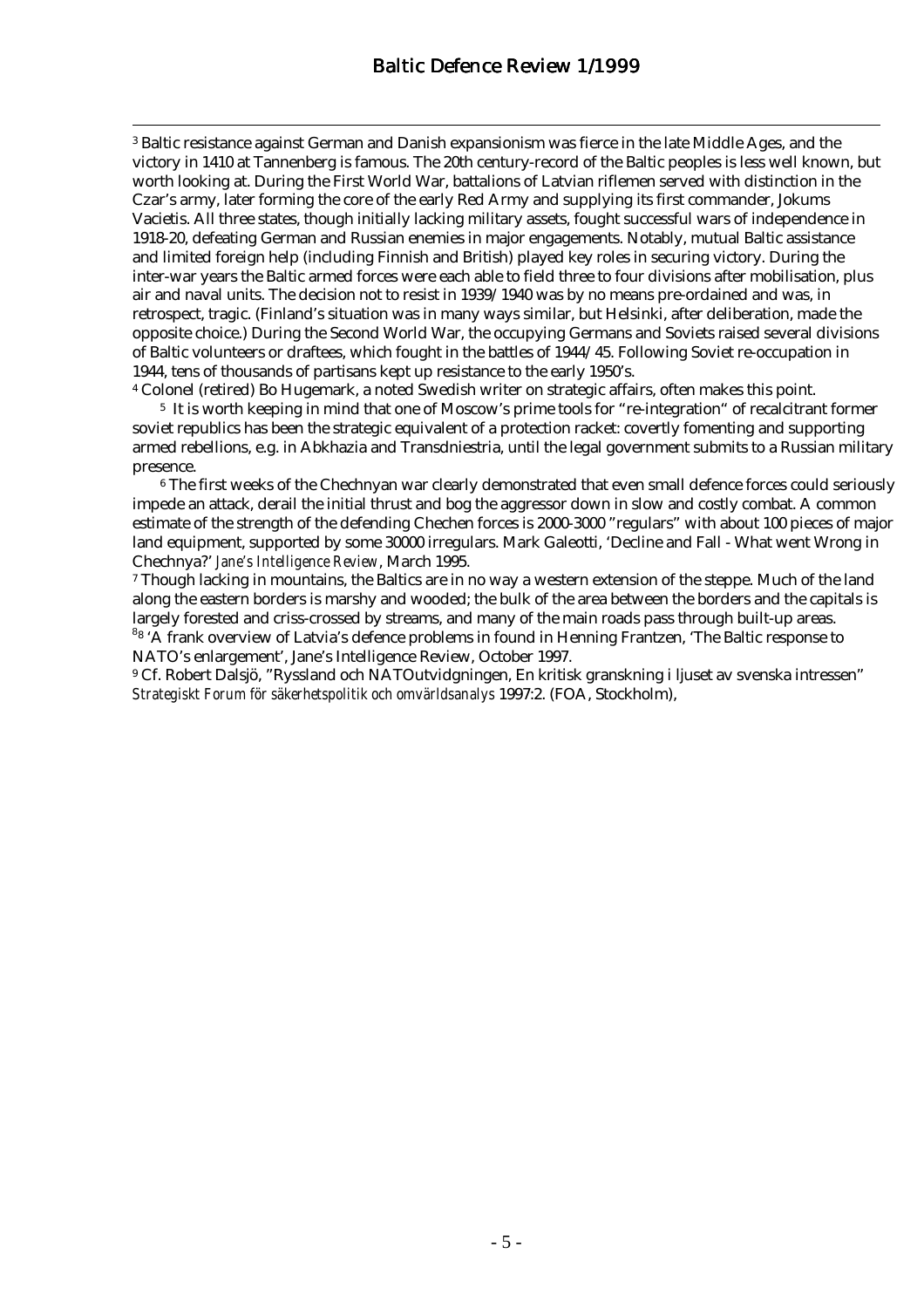[3] Baltic resistance against German and Danish expansionism was fierce in the late Middle Ages, and the victory in 1410 at Tannenberg is famous. The 20th century-record of the Baltic peoples is less well known, but worth looking at. During the First World War, battalions of Latvian riflemen served with distinction in the Czar's army, later forming the core of the early Red Army and supplying its first commander, Jokums Vacietis. All three states, though initially lacking military assets, fought successful wars of independence in 1918-20, defeating German and Russian enemies in major engagements. Notably, mutual Baltic assistance and limited foreign help (including Finnish and British) played key roles in securing victory. During the inter-war years the Baltic armed forces were each able to field three to four divisions after mobilisation, plus air and naval units. The decision not to resist in 1939/1940 was by no means pre-ordained and was, in retrospect, tragic. (Finland's situation was in many ways similar, but Helsinki, after deliberation, made the opposite choice.) During the Second World War, the occupying Germans and Soviets raised several divisions of Baltic volunteers or draftees, which fought in the battles of 1944/45. Following Soviet re-occupation in 1944, tens of thousands of partisans kept up resistance to the early 1950's.

[4] Colonel (retired) Bo Hugemark, a noted Swedish writer on strategic affairs, often makes this point.

[5] It is worth keeping in mind that one of Moscow's prime tools for "re-integration" of recalcitrant former soviet republics has been the strategic equivalent of a protection racket: covertly fomenting and supporting armed rebellions, e.g. in Abkhazia and Transdniestria, until the legal government submits to a Russian military presence.

[6] The first weeks of the Chechnyan war clearly demonstrated that even small defence forces could seriously impede an attack, derail the initial thrust and bog the aggressor down in slow and costly combat. A common estimate of the strength of the defending Chechen forces is 2000-3000 "regulars" with about 100 pieces of major land equipment, supported by some 30000 irregulars. Mark Galeotti, 'Decline and Fall - What went Wrong in Chechnya?' *Jane's Intelligence Review*, March 1995.

[7] Though lacking in mountains, the Baltics are in no way a western extension of the steppe. Much of the land along the eastern borders is marshy and wooded; the bulk of the area between the borders and the capitals is largely forested and criss-crossed by streams, and many of the main roads pass through built-up areas.

[8] 'A frank overview of Latvia's defence problems in found in Henning Frantzen, 'The Baltic response to NATO's enlargement', Jane's Intelligence Review, October 1997.

[9] Cf. Robert Dalsjö, "Ryssland och NATOutvidgningen, En kritisk granskning i ljuset av svenska intressen" *Strategiskt Forum för säkerhetspolitik och omvärldsanalys* 1997:2. (FOA, Stockholm),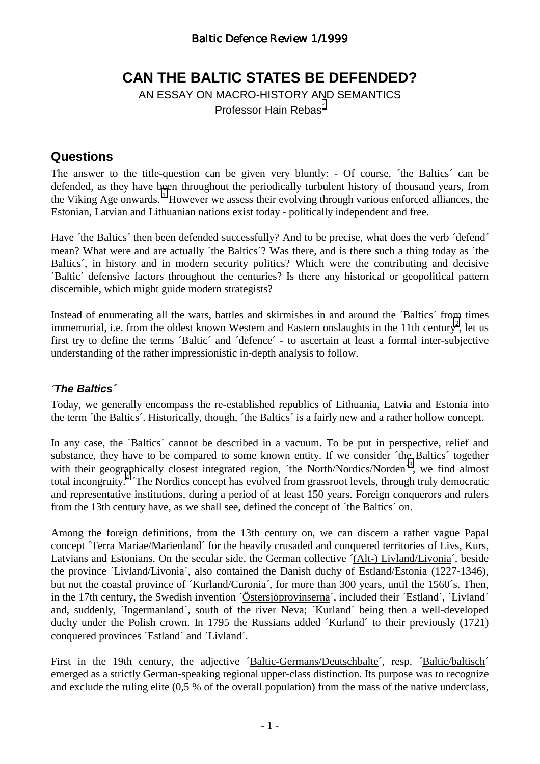# CAN THE BALTIC STATES BE DEFENDED?

AN ESSAY ON MACRO-HISTORY AND SEMANTICS

Professor Hain Rebas[*]

## Questions

The answer to the title-question can be given very bluntly: - Of course, ´the Baltics´ can be defended, as they have been throughout the periodically turbulent history of thousand years, from the Viking Age onwards.[1] However we assess their evolving through various enforced alliances, the Estonian, Latvian and Lithuanian nations exist today - politically independent and free.

Have ´the Baltics´ then been defended successfully? And to be precise, what does the verb ´defend´ mean? What were and are actually ´the Baltics´? Was there, and is there such a thing today as ´the Baltics´, in history and in modern security politics? Which were the contributing and decisive ´Baltic´ defensive factors throughout the centuries? Is there any historical or geopolitical pattern discernible, which might guide modern strategists?

Instead of enumerating all the wars, battles and skirmishes in and around the ´Baltics´ from times immemorial, i.e. from the oldest known Western and Eastern onslaughts in the 11th century[2], let us first try to define the terms ´Baltic´ and ´defence´ - to ascertain at least a formal inter-subjective understanding of the rather impressionistic in-depth analysis to follow.

### *´The Baltics´*

Today, we generally encompass the re-established republics of Lithuania, Latvia and Estonia into the term ´the Baltics´. Historically, though, ´the Baltics´ is a fairly new and a rather hollow concept.

In any case, the ´Baltics´ cannot be described in a vacuum. To be put in perspective, relief and substance, they have to be compared to some known entity. If we consider ´the Baltics´ together with their geographically closest integrated region, ´the North/Nordics/Norden´[3], we find almost total incongruity.[4] ´The Nordics concept has evolved from grassroot levels, through truly democratic and representative institutions, during a period of at least 150 years. Foreign conquerors and rulers from the 13th century have, as we shall see, defined the concept of ´the Baltics´ on.

Among the foreign definitions, from the 13th century on, we can discern a rather vague Papal concept ´Terra Mariae/Marienland´ for the heavily crusaded and conquered territories of Livs, Kurs, Latvians and Estonians. On the secular side, the German collective ´(Alt-) Livland/Livonia´, beside the province ´Livland/Livonia´, also contained the Danish duchy of Estland/Estonia (1227-1346), but not the coastal province of ´Kurland/Curonia´, for more than 300 years, until the 1560´s. Then, in the 17th century, the Swedish invention ´Östersjöprovinserna´, included their ´Estland´, ´Livland´ and, suddenly, ´Ingermanland´, south of the river Neva; ´Kurland´ being then a well-developed duchy under the Polish crown. In 1795 the Russians added ´Kurland´ to their previously (1721) conquered provinces ´Estland´ and ´Livland´.

First in the 19th century, the adjective ´Baltic-Germans/Deutschbalte´, resp. ´Baltic/baltisch´ emerged as a strictly German-speaking regional upper-class distinction. Its purpose was to recognize and exclude the ruling elite (0,5 % of the overall population) from the mass of the native underclass,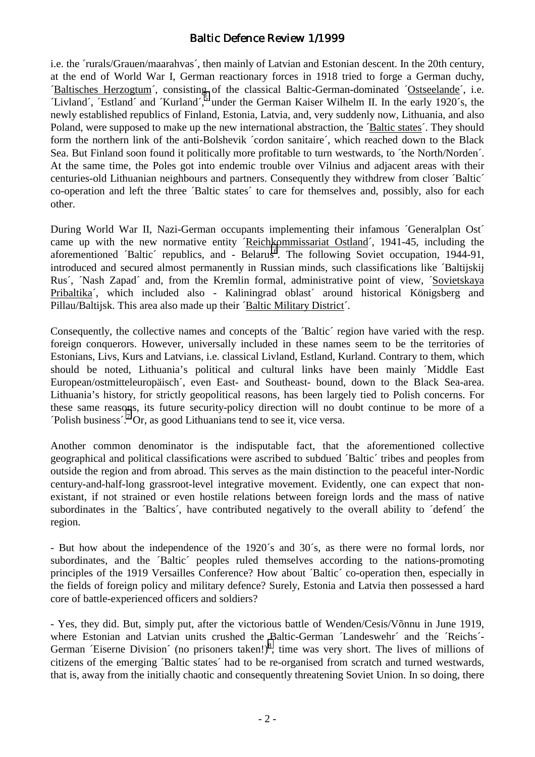i.e. the ´rurals/Grauen/maarahvas´, then mainly of Latvian and Estonian descent. In the 20th century, at the end of World War I, German reactionary forces in 1918 tried to forge a German duchy, ´Baltisches Herzogtum´, consisting of the classical Baltic-German-dominated ´Ostseelande´, i.e. ´Livland´, ´Estland´ and ´Kurland´,[5] under the German Kaiser Wilhelm II. In the early 1920´s, the newly established republics of Finland, Estonia, Latvia, and, very suddenly now, Lithuania, and also Poland, were supposed to make up the new international abstraction, the ´Baltic states´. They should form the northern link of the anti-Bolshevik ´cordon sanitaire´, which reached down to the Black Sea. But Finland soon found it politically more profitable to turn westwards, to ´the North/Norden´. At the same time, the Poles got into endemic trouble over Vilnius and adjacent areas with their centuries-old Lithuanian neighbours and partners. Consequently they withdrew from closer ´Baltic´ co-operation and left the three ´Baltic states´ to care for themselves and, possibly, also for each other.

During World War II, Nazi-German occupants implementing their infamous ´Generalplan Ost´ came up with the new normative entity ´Reichkommissariat Ostland´, 1941-45, including the aforementioned ´Baltic´ republics, and - Belarus[6]. The following Soviet occupation, 1944-91, introduced and secured almost permanently in Russian minds, such classifications like ´Baltijskij Rus´, ´Nash Zapad´ and, from the Kremlin formal, administrative point of view, ´Sovietskaya Pribaltika´, which included also - Kaliningrad oblast´ around historical Königsberg and Pillau/Baltijsk. This area also made up their ´Baltic Military District´.

Consequently, the collective names and concepts of the ´Baltic´ region have varied with the resp. foreign conquerors. However, universally included in these names seem to be the territories of Estonians, Livs, Kurs and Latvians, i.e. classical Livland, Estland, Kurland. Contrary to them, which should be noted, Lithuania's political and cultural links have been mainly ´Middle East European/ostmitteleuropäisch´, even East- and Southeast- bound, down to the Black Sea-area. Lithuania's history, for strictly geopolitical reasons, has been largely tied to Polish concerns. For these same reasons, its future security-policy direction will no doubt continue to be more of a ´Polish business´.[7] Or, as good Lithuanians tend to see it, vice versa.

Another common denominator is the indisputable fact, that the aforementioned collective geographical and political classifications were ascribed to subdued ´Baltic´ tribes and peoples from outside the region and from abroad. This serves as the main distinction to the peaceful inter-Nordic century-and-half-long grassroot-level integrative movement. Evidently, one can expect that non-existant, if not strained or even hostile relations between foreign lords and the mass of native subordinates in the ´Baltics´, have contributed negatively to the overall ability to ´defend´ the region.

- But how about the independence of the 1920´s and 30´s, as there were no formal lords, nor subordinates, and the ´Baltic´ peoples ruled themselves according to the nations-promoting principles of the 1919 Versailles Conference? How about ´Baltic´ co-operation then, especially in the fields of foreign policy and military defence? Surely, Estonia and Latvia then possessed a hard core of battle-experienced officers and soldiers?

- Yes, they did. But, simply put, after the victorious battle of Wenden/Cesis/Võnnu in June 1919, where Estonian and Latvian units crushed the Baltic-German ´Landeswehr´ and the ´Reichs´-German ´Eiserne Division´ (no prisoners taken!)[8], time was very short. The lives of millions of citizens of the emerging ´Baltic states´ had to be re-organised from scratch and turned westwards, that is, away from the initially chaotic and consequently threatening Soviet Union. In so doing, there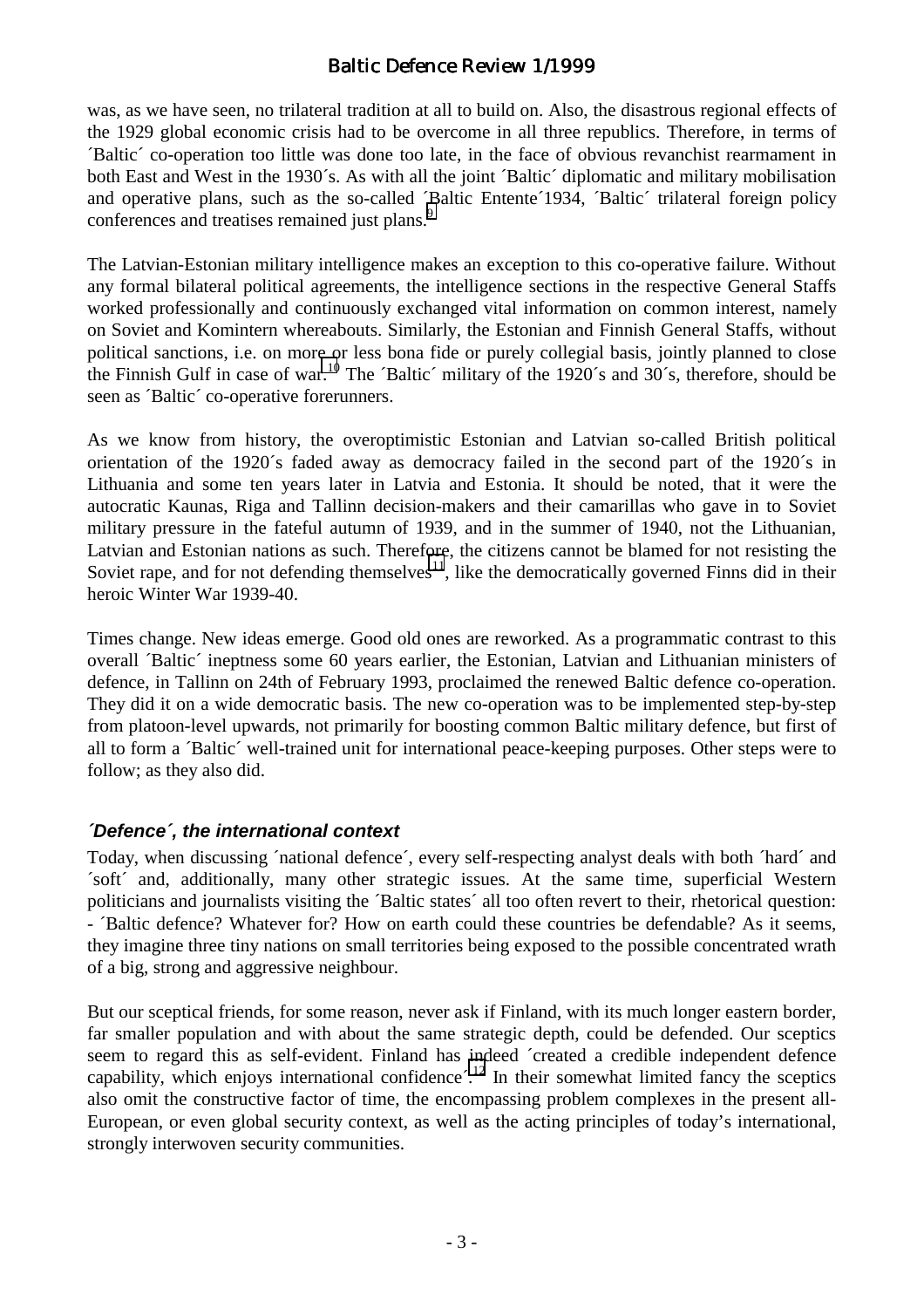was, as we have seen, no trilateral tradition at all to build on. Also, the disastrous regional effects of the 1929 global economic crisis had to be overcome in all three republics. Therefore, in terms of ´Baltic´ co-operation too little was done too late, in the face of obvious revanchist rearmament in both East and West in the 1930´s. As with all the joint ´Baltic´ diplomatic and military mobilisation and operative plans, such as the so-called ´Baltic Entente´1934, ´Baltic´ trilateral foreign policy conferences and treatises remained just plans.[9]

The Latvian-Estonian military intelligence makes an exception to this co-operative failure. Without any formal bilateral political agreements, the intelligence sections in the respective General Staffs worked professionally and continuously exchanged vital information on common interest, namely on Soviet and Komintern whereabouts. Similarly, the Estonian and Finnish General Staffs, without political sanctions, i.e. on more or less bona fide or purely collegial basis, jointly planned to close the Finnish Gulf in case of war.[10] The ´Baltic´ military of the 1920´s and 30´s, therefore, should be seen as ´Baltic´ co-operative forerunners.

As we know from history, the overoptimistic Estonian and Latvian so-called British political orientation of the 1920´s faded away as democracy failed in the second part of the 1920´s in Lithuania and some ten years later in Latvia and Estonia. It should be noted, that it were the autocratic Kaunas, Riga and Tallinn decision-makers and their camarillas who gave in to Soviet military pressure in the fateful autumn of 1939, and in the summer of 1940, not the Lithuanian, Latvian and Estonian nations as such. Therefore, the citizens cannot be blamed for not resisting the Soviet rape, and for not defending themselves[11], like the democratically governed Finns did in their heroic Winter War 1939-40.

Times change. New ideas emerge. Good old ones are reworked. As a programmatic contrast to this overall ´Baltic´ ineptness some 60 years earlier, the Estonian, Latvian and Lithuanian ministers of defence, in Tallinn on 24th of February 1993, proclaimed the renewed Baltic defence co-operation. They did it on a wide democratic basis. The new co-operation was to be implemented step-by-step from platoon-level upwards, not primarily for boosting common Baltic military defence, but first of all to form a ´Baltic´ well-trained unit for international peace-keeping purposes. Other steps were to follow; as they also did.

### *´Defence´, the international context*

Today, when discussing ´national defence´, every self-respecting analyst deals with both ´hard´ and ´soft´ and, additionally, many other strategic issues. At the same time, superficial Western politicians and journalists visiting the ´Baltic states´ all too often revert to their, rhetorical question: - ´Baltic defence? Whatever for? How on earth could these countries be defendable? As it seems, they imagine three tiny nations on small territories being exposed to the possible concentrated wrath of a big, strong and aggressive neighbour.

But our sceptical friends, for some reason, never ask if Finland, with its much longer eastern border, far smaller population and with about the same strategic depth, could be defended. Our sceptics seem to regard this as self-evident. Finland has indeed ´created a credible independent defence capability, which enjoys international confidence´.[12] In their somewhat limited fancy the sceptics also omit the constructive factor of time, the encompassing problem complexes in the present all-European, or even global security context, as well as the acting principles of today's international, strongly interwoven security communities.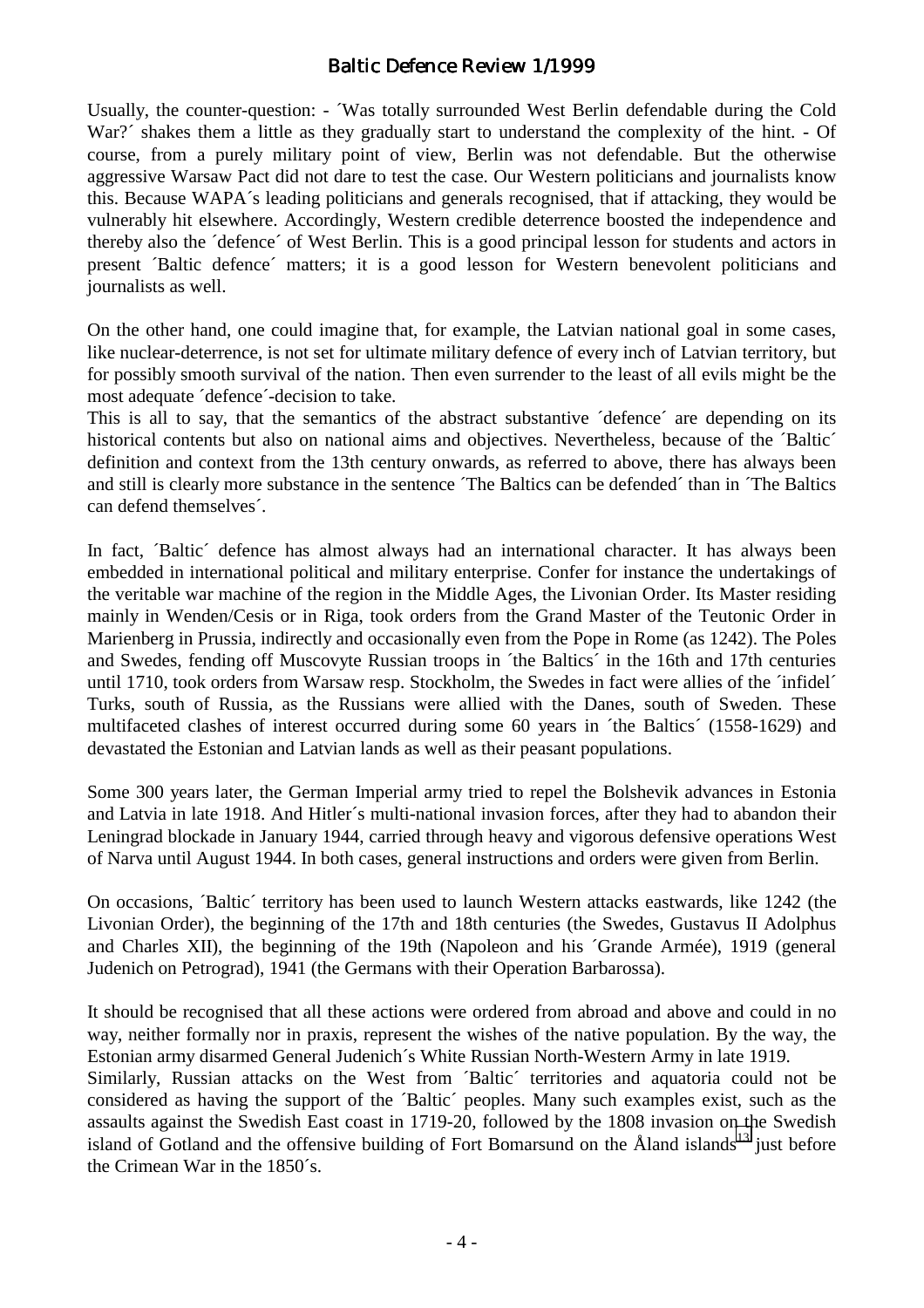Usually, the counter-question: - ´Was totally surrounded West Berlin defendable during the Cold War?´ shakes them a little as they gradually start to understand the complexity of the hint. - Of course, from a purely military point of view, Berlin was not defendable. But the otherwise aggressive Warsaw Pact did not dare to test the case. Our Western politicians and journalists know this. Because WAPA´s leading politicians and generals recognised, that if attacking, they would be vulnerably hit elsewhere. Accordingly, Western credible deterrence boosted the independence and thereby also the ´defence´ of West Berlin. This is a good principal lesson for students and actors in present ´Baltic defence´ matters; it is a good lesson for Western benevolent politicians and journalists as well.

On the other hand, one could imagine that, for example, the Latvian national goal in some cases, like nuclear-deterrence, is not set for ultimate military defence of every inch of Latvian territory, but for possibly smooth survival of the nation. Then even surrender to the least of all evils might be the most adequate ´defence´-decision to take.
This is all to say, that the semantics of the abstract substantive ´defence´ are depending on its historical contents but also on national aims and objectives. Nevertheless, because of the ´Baltic´ definition and context from the 13th century onwards, as referred to above, there has always been and still is clearly more substance in the sentence ´The Baltics can be defended´ than in ´The Baltics can defend themselves´.

In fact, ´Baltic´ defence has almost always had an international character. It has always been embedded in international political and military enterprise. Confer for instance the undertakings of the veritable war machine of the region in the Middle Ages, the Livonian Order. Its Master residing mainly in Wenden/Cesis or in Riga, took orders from the Grand Master of the Teutonic Order in Marienberg in Prussia, indirectly and occasionally even from the Pope in Rome (as 1242). The Poles and Swedes, fending off Muscovyte Russian troops in ´the Baltics´ in the 16th and 17th centuries until 1710, took orders from Warsaw resp. Stockholm, the Swedes in fact were allies of the ´infidel´ Turks, south of Russia, as the Russians were allied with the Danes, south of Sweden. These multifaceted clashes of interest occurred during some 60 years in ´the Baltics´ (1558-1629) and devastated the Estonian and Latvian lands as well as their peasant populations.

Some 300 years later, the German Imperial army tried to repel the Bolshevik advances in Estonia and Latvia in late 1918. And Hitler´s multi-national invasion forces, after they had to abandon their Leningrad blockade in January 1944, carried through heavy and vigorous defensive operations West of Narva until August 1944. In both cases, general instructions and orders were given from Berlin.

On occasions, ´Baltic´ territory has been used to launch Western attacks eastwards, like 1242 (the Livonian Order), the beginning of the 17th and 18th centuries (the Swedes, Gustavus II Adolphus and Charles XII), the beginning of the 19th (Napoleon and his ´Grande Armée), 1919 (general Judenich on Petrograd), 1941 (the Germans with their Operation Barbarossa).

It should be recognised that all these actions were ordered from abroad and above and could in no way, neither formally nor in praxis, represent the wishes of the native population. By the way, the Estonian army disarmed General Judenich´s White Russian North-Western Army in late 1919.
Similarly, Russian attacks on the West from ´Baltic´ territories and aquatoria could not be considered as having the support of the ´Baltic´ peoples. Many such examples exist, such as the assaults against the Swedish East coast in 1719-20, followed by the 1808 invasion on the Swedish island of Gotland and the offensive building of Fort Bomarsund on the Åland islands[13] just before the Crimean War in the 1850´s.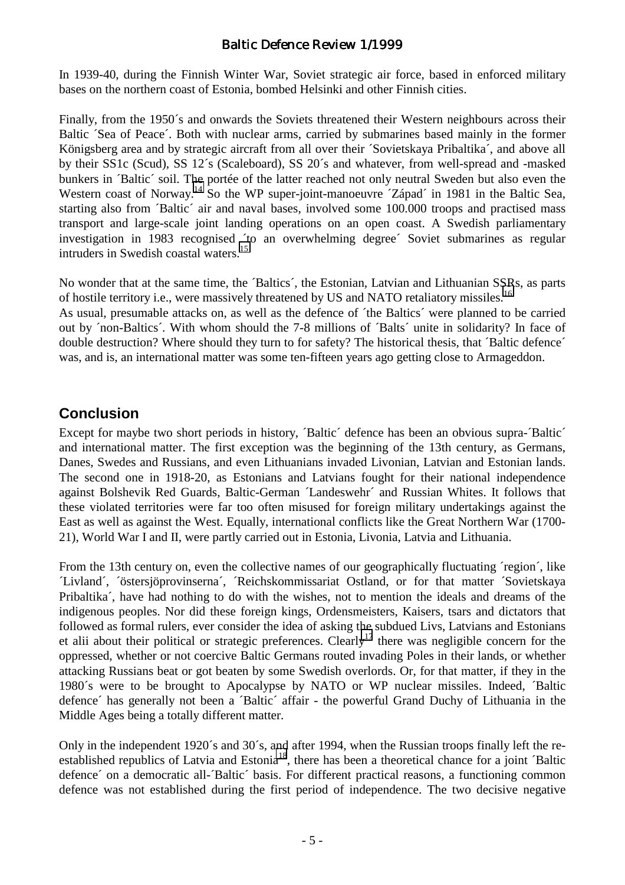In 1939-40, during the Finnish Winter War, Soviet strategic air force, based in enforced military bases on the northern coast of Estonia, bombed Helsinki and other Finnish cities.

Finally, from the 1950´s and onwards the Soviets threatened their Western neighbours across their Baltic ´Sea of Peace´. Both with nuclear arms, carried by submarines based mainly in the former Königsberg area and by strategic aircraft from all over their ´Sovietskaya Pribaltika´, and above all by their SS1c (Scud), SS 12´s (Scaleboard), SS 20´s and whatever, from well-spread and -masked bunkers in ´Baltic´ soil. The portée of the latter reached not only neutral Sweden but also even the Western coast of Norway.[14] So the WP super-joint-manoeuvre ´Západ´ in 1981 in the Baltic Sea, starting also from ´Baltic´ air and naval bases, involved some 100.000 troops and practised mass transport and large-scale joint landing operations on an open coast. A Swedish parliamentary investigation in 1983 recognised ´to an overwhelming degree´ Soviet submarines as regular intruders in Swedish coastal waters.[15]

No wonder that at the same time, the ´Baltics´, the Estonian, Latvian and Lithuanian SSRs, as parts of hostile territory i.e., were massively threatened by US and NATO retaliatory missiles.[16]
As usual, presumable attacks on, as well as the defence of ´the Baltics´ were planned to be carried out by ´non-Baltics´. With whom should the 7-8 millions of ´Balts´ unite in solidarity? In face of double destruction? Where should they turn to for safety? The historical thesis, that ´Baltic defence´ was, and is, an international matter was some ten-fifteen years ago getting close to Armageddon.

## Conclusion

Except for maybe two short periods in history, ´Baltic´ defence has been an obvious supra-´Baltic´ and international matter. The first exception was the beginning of the 13th century, as Germans, Danes, Swedes and Russians, and even Lithuanians invaded Livonian, Latvian and Estonian lands. The second one in 1918-20, as Estonians and Latvians fought for their national independence against Bolshevik Red Guards, Baltic-German ´Landeswehr´ and Russian Whites. It follows that these violated territories were far too often misused for foreign military undertakings against the East as well as against the West. Equally, international conflicts like the Great Northern War (1700-21), World War I and II, were partly carried out in Estonia, Livonia, Latvia and Lithuania.

From the 13th century on, even the collective names of our geographically fluctuating ´region´, like ´Livland´, ´östersjöprovinserna´, ´Reichskommissariat Ostland, or for that matter ´Sovietskaya Pribaltika´, have had nothing to do with the wishes, not to mention the ideals and dreams of the indigenous peoples. Nor did these foreign kings, Ordensmeisters, Kaisers, tsars and dictators that followed as formal rulers, ever consider the idea of asking the subdued Livs, Latvians and Estonians et alii about their political or strategic preferences. Clearly[17] there was negligible concern for the oppressed, whether or not coercive Baltic Germans routed invading Poles in their lands, or whether attacking Russians beat or got beaten by some Swedish overlords. Or, for that matter, if they in the 1980´s were to be brought to Apocalypse by NATO or WP nuclear missiles. Indeed, ´Baltic defence´ has generally not been a ´Baltic´ affair - the powerful Grand Duchy of Lithuania in the Middle Ages being a totally different matter.

Only in the independent 1920´s and 30´s, and after 1994, when the Russian troops finally left the re-established republics of Latvia and Estonia[18], there has been a theoretical chance for a joint ´Baltic defence´ on a democratic all-´Baltic´ basis. For different practical reasons, a functioning common defence was not established during the first period of independence. The two decisive negative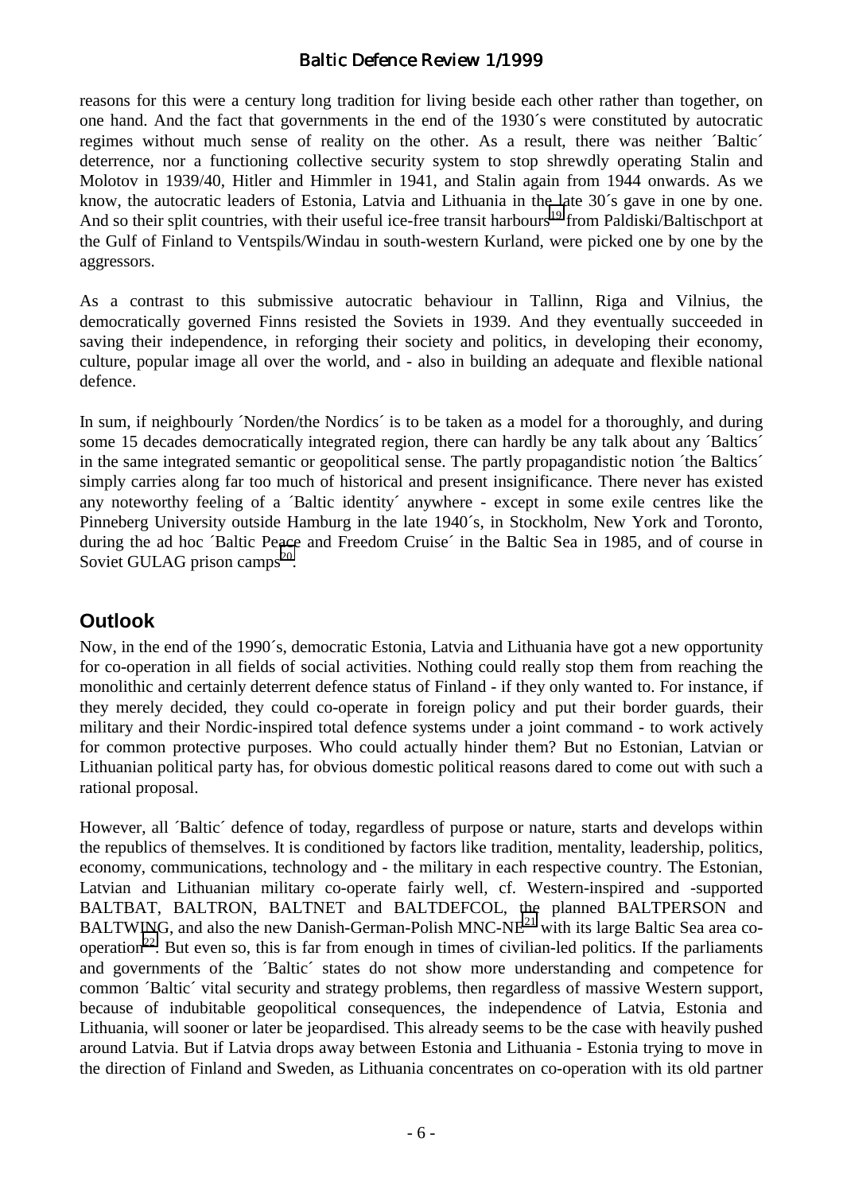reasons for this were a century long tradition for living beside each other rather than together, on one hand. And the fact that governments in the end of the 1930´s were constituted by autocratic regimes without much sense of reality on the other. As a result, there was neither ´Baltic´ deterrence, nor a functioning collective security system to stop shrewdly operating Stalin and Molotov in 1939/40, Hitler and Himmler in 1941, and Stalin again from 1944 onwards. As we know, the autocratic leaders of Estonia, Latvia and Lithuania in the late 30´s gave in one by one. And so their split countries, with their useful ice-free transit harbours[19] from Paldiski/Baltischport at the Gulf of Finland to Ventspils/Windau in south-western Kurland, were picked one by one by the aggressors.

As a contrast to this submissive autocratic behaviour in Tallinn, Riga and Vilnius, the democratically governed Finns resisted the Soviets in 1939. And they eventually succeeded in saving their independence, in reforging their society and politics, in developing their economy, culture, popular image all over the world, and - also in building an adequate and flexible national defence.

In sum, if neighbourly ´Norden/the Nordics´ is to be taken as a model for a thoroughly, and during some 15 decades democratically integrated region, there can hardly be any talk about any ´Baltics´ in the same integrated semantic or geopolitical sense. The partly propagandistic notion ´the Baltics´ simply carries along far too much of historical and present insignificance. There never has existed any noteworthy feeling of a ´Baltic identity´ anywhere - except in some exile centres like the Pinneberg University outside Hamburg in the late 1940´s, in Stockholm, New York and Toronto, during the ad hoc ´Baltic Peace and Freedom Cruise´ in the Baltic Sea in 1985, and of course in Soviet GULAG prison camps[20].

## Outlook

Now, in the end of the 1990´s, democratic Estonia, Latvia and Lithuania have got a new opportunity for co-operation in all fields of social activities. Nothing could really stop them from reaching the monolithic and certainly deterrent defence status of Finland - if they only wanted to. For instance, if they merely decided, they could co-operate in foreign policy and put their border guards, their military and their Nordic-inspired total defence systems under a joint command - to work actively for common protective purposes. Who could actually hinder them? But no Estonian, Latvian or Lithuanian political party has, for obvious domestic political reasons dared to come out with such a rational proposal.

However, all ´Baltic´ defence of today, regardless of purpose or nature, starts and develops within the republics of themselves. It is conditioned by factors like tradition, mentality, leadership, politics, economy, communications, technology and - the military in each respective country. The Estonian, Latvian and Lithuanian military co-operate fairly well, cf. Western-inspired and -supported BALTBAT, BALTRON, BALTNET and BALTDEFCOL, the planned BALTPERSON and BALTWING, and also the new Danish-German-Polish MNC-NE[21] with its large Baltic Sea area co-operation[22]. But even so, this is far from enough in times of civilian-led politics. If the parliaments and governments of the ´Baltic´ states do not show more understanding and competence for common ´Baltic´ vital security and strategy problems, then regardless of massive Western support, because of indubitable geopolitical consequences, the independence of Latvia, Estonia and Lithuania, will sooner or later be jeopardised. This already seems to be the case with heavily pushed around Latvia. But if Latvia drops away between Estonia and Lithuania - Estonia trying to move in the direction of Finland and Sweden, as Lithuania concentrates on co-operation with its old partner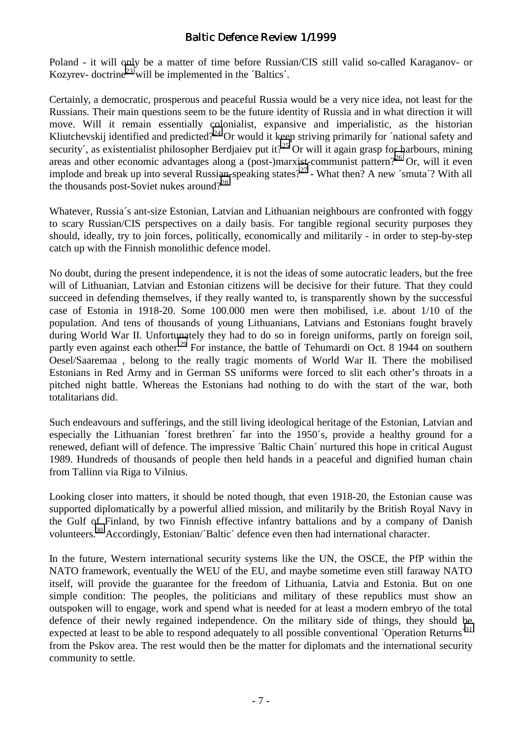Poland - it will only be a matter of time before Russian/CIS still valid so-called Karaganov- or Kozyrev- doctrine[23] will be implemented in the ´Baltics´.

Certainly, a democratic, prosperous and peaceful Russia would be a very nice idea, not least for the Russians. Their main questions seem to be the future identity of Russia and in what direction it will move. Will it remain essentially colonialist, expansive and imperialistic, as the historian Kliutchevskij identified and predicted?[24] Or would it keep striving primarily for ´national safety and security´, as existentialist philosopher Berdjaiev put it?[25] Or will it again grasp for harbours, mining areas and other economic advantages along a (post-)marxist-communist pattern?[26] Or, will it even implode and break up into several Russian-speaking states?[27] - What then? A new ´smuta´? With all the thousands post-Soviet nukes around?[28]

Whatever, Russia´s ant-size Estonian, Latvian and Lithuanian neighbours are confronted with foggy to scary Russian/CIS perspectives on a daily basis. For tangible regional security purposes they should, ideally, try to join forces, politically, economically and militarily - in order to step-by-step catch up with the Finnish monolithic defence model.

No doubt, during the present independence, it is not the ideas of some autocratic leaders, but the free will of Lithuanian, Latvian and Estonian citizens will be decisive for their future. That they could succeed in defending themselves, if they really wanted to, is transparently shown by the successful case of Estonia in 1918-20. Some 100.000 men were then mobilised, i.e. about 1/10 of the population. And tens of thousands of young Lithuanians, Latvians and Estonians fought bravely during World War II. Unfortunately they had to do so in foreign uniforms, partly on foreign soil, partly even against each other.[29] For instance, the battle of Tehumardi on Oct. 8 1944 on southern Oesel/Saaremaa , belong to the really tragic moments of World War II. There the mobilised Estonians in Red Army and in German SS uniforms were forced to slit each other's throats in a pitched night battle. Whereas the Estonians had nothing to do with the start of the war, both totalitarians did.

Such endeavours and sufferings, and the still living ideological heritage of the Estonian, Latvian and especially the Lithuanian ´forest brethren´ far into the 1950´s, provide a healthy ground for a renewed, defiant will of defence. The impressive ´Baltic Chain´ nurtured this hope in critical August 1989. Hundreds of thousands of people then held hands in a peaceful and dignified human chain from Tallinn via Riga to Vilnius.

Looking closer into matters, it should be noted though, that even 1918-20, the Estonian cause was supported diplomatically by a powerful allied mission, and militarily by the British Royal Navy in the Gulf of Finland, by two Finnish effective infantry battalions and by a company of Danish volunteers.[30] Accordingly, Estonian/´Baltic´ defence even then had international character.

In the future, Western international security systems like the UN, the OSCE, the PfP within the NATO framework, eventually the WEU of the EU, and maybe sometime even still faraway NATO itself, will provide the guarantee for the freedom of Lithuania, Latvia and Estonia. But on one simple condition: The peoples, the politicians and military of these republics must show an outspoken will to engage, work and spend what is needed for at least a modern embryo of the total defence of their newly regained independence. On the military side of things, they should be expected at least to be able to respond adequately to all possible conventional ´Operation Returns´[31] from the Pskov area. The rest would then be the matter for diplomats and the international security community to settle.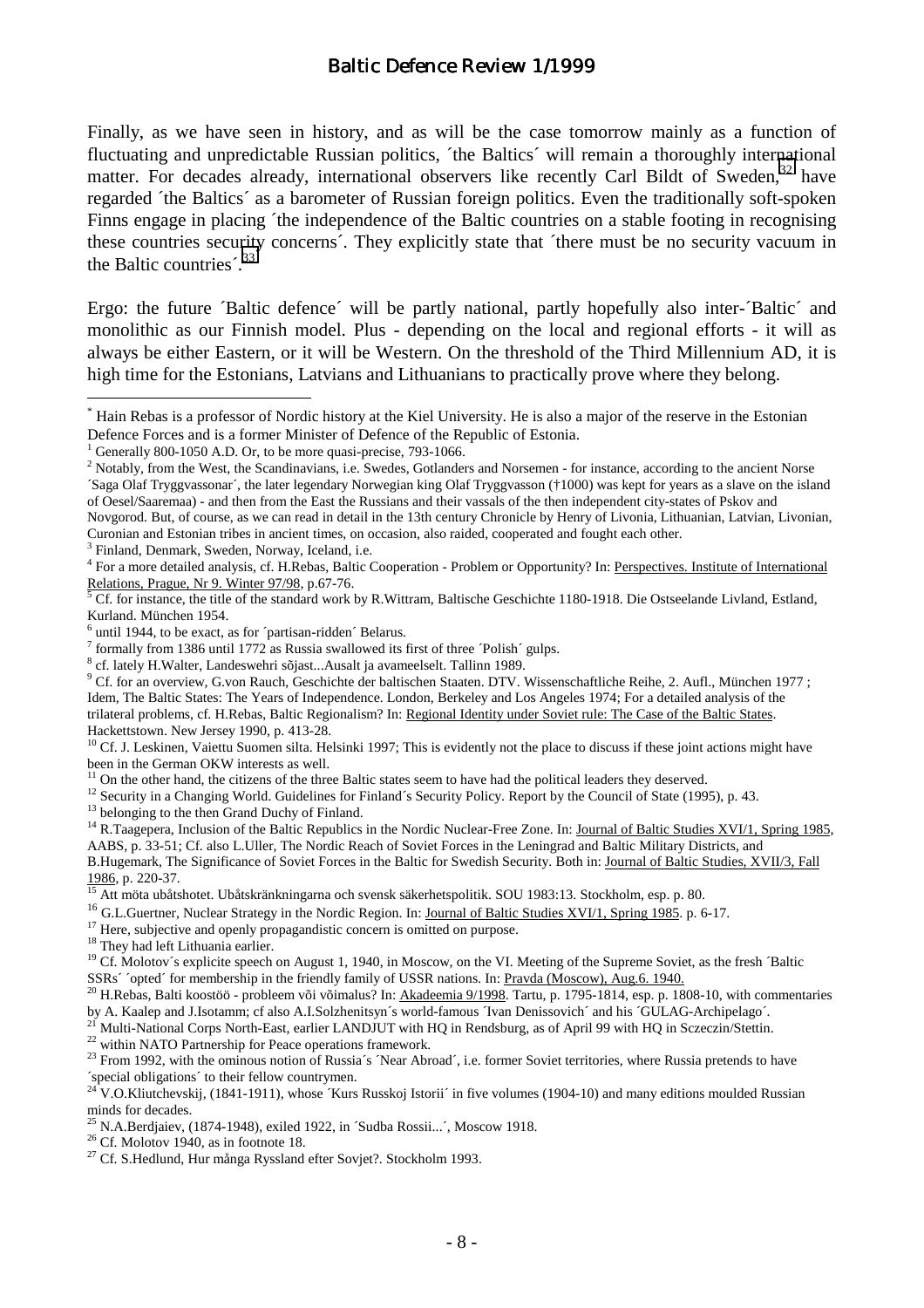Finally, as we have seen in history, and as will be the case tomorrow mainly as a function of fluctuating and unpredictable Russian politics, ´the Baltics´ will remain a thoroughly international matter. For decades already, international observers like recently Carl Bildt of Sweden,[32] have regarded ´the Baltics´ as a barometer of Russian foreign politics. Even the traditionally soft-spoken Finns engage in placing ´the independence of the Baltic countries on a stable footing in recognising these countries security concerns´. They explicitly state that ´there must be no security vacuum in the Baltic countries´.[33]

Ergo: the future ´Baltic defence´ will be partly national, partly hopefully also inter-´Baltic´ and monolithic as our Finnish model. Plus - depending on the local and regional efforts - it will as always be either Eastern, or it will be Western. On the threshold of the Third Millennium AD, it is high time for the Estonians, Latvians and Lithuanians to practically prove where they belong.

---

\* Hain Rebas is a professor of Nordic history at the Kiel University. He is also a major of the reserve in the Estonian Defence Forces and is a former Minister of Defence of the Republic of Estonia.

[1] Generally 800-1050 A.D. Or, to be more quasi-precise, 793-1066.

[2] Notably, from the West, the Scandinavians, i.e. Swedes, Gotlanders and Norsemen - for instance, according to the ancient Norse ´Saga Olaf Tryggvassonar´, the later legendary Norwegian king Olaf Tryggvason (†1000) was kept for years as a slave on the island of Oesel/Saaremaa) - and then from the East the Russians and their vassals of the then independent city-states of Pskov and Novgorod. But, of course, as we can read in detail in the 13th century Chronicle by Henry of Livonia, Lithuanian, Latvian, Livonian, Curonian and Estonian tribes in ancient times, on occasion, also raided, cooperated and fought each other.

[3] Finland, Denmark, Sweden, Norway, Iceland, i.e.

[4] For a more detailed analysis, cf. H.Rebas, Baltic Cooperation - Problem or Opportunity? In: Perspectives. Institute of International Relations, Prague, Nr 9. Winter 97/98, p.67-76.

[5] Cf. for instance, the title of the standard work by R.Wittram, Baltische Geschichte 1180-1918. Die Ostseelande Livland, Estland, Kurland. München 1954.

[6] until 1944, to be exact, as for ´partisan-ridden´ Belarus.

[7] formally from 1386 until 1772 as Russia swallowed its first of three ´Polish´ gulps.

[8] cf. lately H.Walter, Landeswehri sõjast...Ausalt ja avameelselt. Tallinn 1989.

[9] Cf. for an overview, G.von Rauch, Geschichte der baltischen Staaten. DTV. Wissenschaftliche Reihe, 2. Aufl., München 1977 ; Idem, The Baltic States: The Years of Independence. London, Berkeley and Los Angeles 1974; For a detailed analysis of the trilateral problems, cf. H.Rebas, Baltic Regionalism? In: Regional Identity under Soviet rule: The Case of the Baltic States. Hackettstown. New Jersey 1990, p. 413-28.

[10] Cf. J. Leskinen, Vaiettu Suomen silta. Helsinki 1997; This is evidently not the place to discuss if these joint actions might have been in the German OKW interests as well.

[11] On the other hand, the citizens of the three Baltic states seem to have had the political leaders they deserved.

[12] Security in a Changing World. Guidelines for Finland´s Security Policy. Report by the Council of State (1995), p. 43.

[13] belonging to the then Grand Duchy of Finland.

[14] R.Taagepera, Inclusion of the Baltic Republics in the Nordic Nuclear-Free Zone. In: Journal of Baltic Studies XVI/1, Spring 1985, AABS, p. 33-51; Cf. also L.Uller, The Nordic Reach of Soviet Forces in the Leningrad and Baltic Military Districts, and B.Hugemark, The Significance of Soviet Forces in the Baltic for Swedish Security. Both in: Journal of Baltic Studies, XVII/3, Fall 1986, p. 220-37.

[15] Att möta ubåtshotet. Ubåtskränkningarna och svensk säkerhetspolitik. SOU 1983:13. Stockholm, esp. p. 80.

[16] G.L.Guertner, Nuclear Strategy in the Nordic Region. In: Journal of Baltic Studies XVI/1, Spring 1985. p. 6-17.

[17] Here, subjective and openly propagandistic concern is omitted on purpose.

[18] They had left Lithuania earlier.

[19] Cf. Molotov´s explicite speech on August 1, 1940, in Moscow, on the VI. Meeting of the Supreme Soviet, as the fresh ´Baltic SSRs´ ´opted´ for membership in the friendly family of USSR nations. In: Pravda (Moscow), Aug.6. 1940.

[20] H.Rebas, Balti koostöö - probleem või võimalus? In: Akadeemia 9/1998. Tartu, p. 1795-1814, esp. p. 1808-10, with commentaries by A. Kaalep and J.Isotamm; cf also A.I.Solzhenitsyn´s world-famous ´Ivan Denissovich´ and his ´GULAG-Archipelago´.

[21] Multi-National Corps North-East, earlier LANDJUT with HQ in Rendsburg, as of April 99 with HQ in Sczeczin/Stettin.

[22] within NATO Partnership for Peace operations framework.

[23] From 1992, with the ominous notion of Russia´s ´Near Abroad´, i.e. former Soviet territories, where Russia pretends to have ´special obligations´ to their fellow countrymen.

[24] V.O.Kliutchevskij, (1841-1911), whose ´Kurs Russkoj Istorii´ in five volumes (1904-10) and many editions moulded Russian minds for decades.

[25] N.A.Berdjaiev, (1874-1948), exiled 1922, in ´Sudba Rossii...´, Moscow 1918.

[26] Cf. Molotov 1940, as in footnote 18.

[27] Cf. S.Hedlund, Hur många Ryssland efter Sovjet?. Stockholm 1993.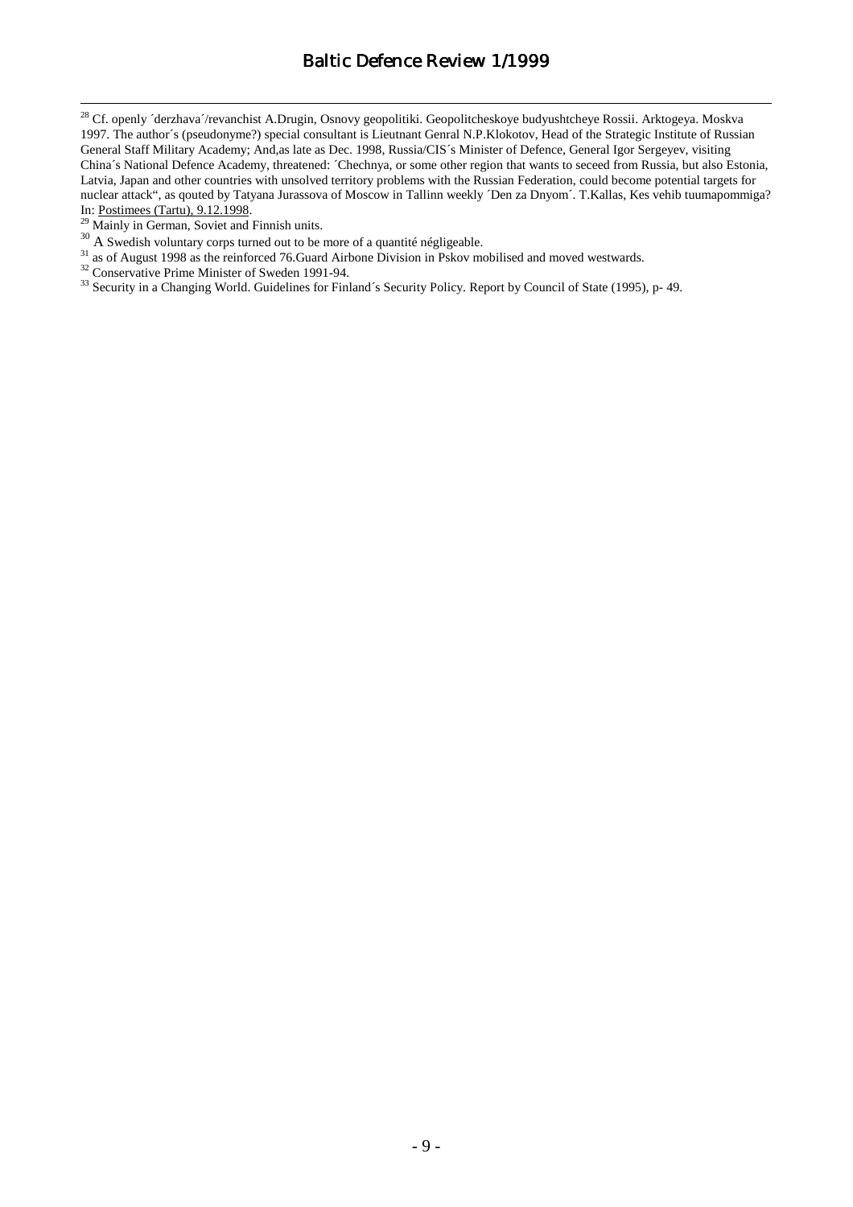[28] Cf. openly ´derzhava´/revanchist A.Drugin, Osnovy geopolitiki. Geopolitcheskoye budyushtcheye Rossii. Arktogeya. Moskva 1997. The author´s (pseudonyme?) special consultant is Lieutnant Genral N.P.Klokotov, Head of the Strategic Institute of Russian General Staff Military Academy; And,as late as Dec. 1998, Russia/CIS´s Minister of Defence, General Igor Sergeyev, visiting China´s National Defence Academy, threatened: ´Chechnya, or some other region that wants to seceed from Russia, but also Estonia, Latvia, Japan and other countries with unsolved territory problems with the Russian Federation, could become potential targets for nuclear attack", as qouted by Tatyana Jurassova of Moscow in Tallinn weekly ´Den za Dnyom´. T.Kallas, Kes vehib tuumapommiga? In: Postimees (Tartu), 9.12.1998.

[29] Mainly in German, Soviet and Finnish units.

[30] A Swedish voluntary corps turned out to be more of a quantité négligeable.

[31] as of August 1998 as the reinforced 76.Guard Airbone Division in Pskov mobilised and moved westwards.

[32] Conservative Prime Minister of Sweden 1991-94.

[33] Security in a Changing World. Guidelines for Finland´s Security Policy. Report by Council of State (1995), p- 49.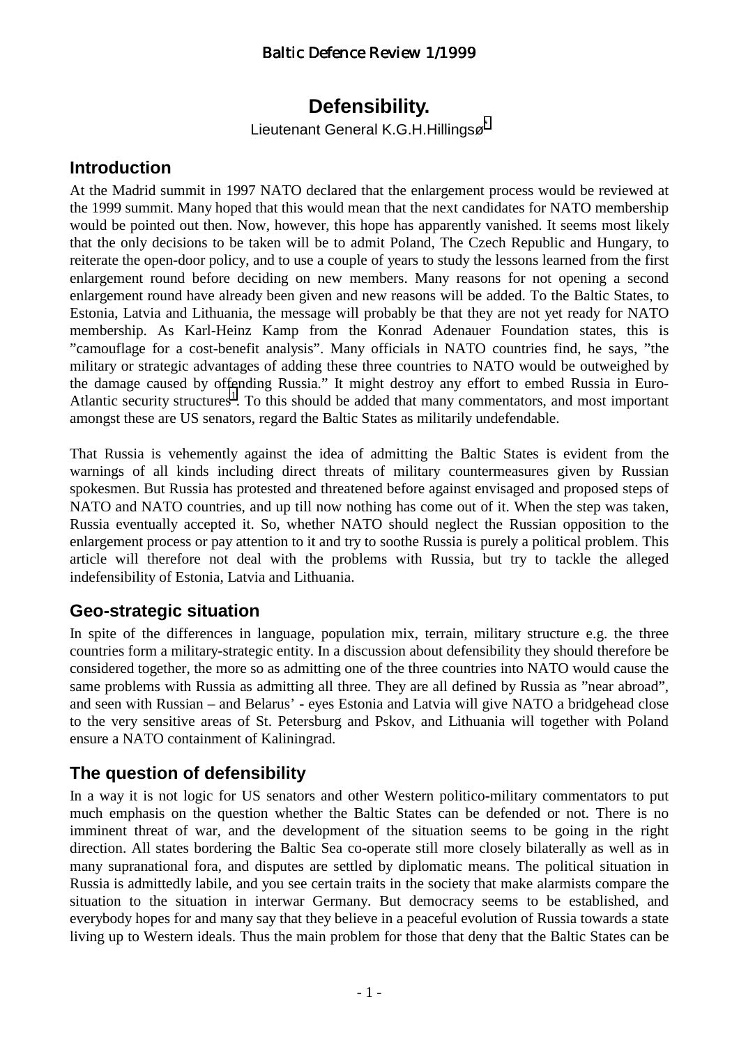# Defensibility.

Lieutenant General K.G.H.Hillingsø[*]

## Introduction

At the Madrid summit in 1997 NATO declared that the enlargement process would be reviewed at the 1999 summit. Many hoped that this would mean that the next candidates for NATO membership would be pointed out then. Now, however, this hope has apparently vanished. It seems most likely that the only decisions to be taken will be to admit Poland, The Czech Republic and Hungary, to reiterate the open-door policy, and to use a couple of years to study the lessons learned from the first enlargement round before deciding on new members. Many reasons for not opening a second enlargement round have already been given and new reasons will be added. To the Baltic States, to Estonia, Latvia and Lithuania, the message will probably be that they are not yet ready for NATO membership. As Karl-Heinz Kamp from the Konrad Adenauer Foundation states, this is "camouflage for a cost-benefit analysis". Many officials in NATO countries find, he says, "the military or strategic advantages of adding these three countries to NATO would be outweighed by the damage caused by offending Russia." It might destroy any effort to embed Russia in Euro-Atlantic security structures[1]. To this should be added that many commentators, and most important amongst these are US senators, regard the Baltic States as militarily undefendable.

That Russia is vehemently against the idea of admitting the Baltic States is evident from the warnings of all kinds including direct threats of military countermeasures given by Russian spokesmen. But Russia has protested and threatened before against envisaged and proposed steps of NATO and NATO countries, and up till now nothing has come out of it. When the step was taken, Russia eventually accepted it. So, whether NATO should neglect the Russian opposition to the enlargement process or pay attention to it and try to soothe Russia is purely a political problem. This article will therefore not deal with the problems with Russia, but try to tackle the alleged indefensibility of Estonia, Latvia and Lithuania.

## Geo-strategic situation

In spite of the differences in language, population mix, terrain, military structure e.g. the three countries form a military-strategic entity. In a discussion about defensibility they should therefore be considered together, the more so as admitting one of the three countries into NATO would cause the same problems with Russia as admitting all three. They are all defined by Russia as "near abroad", and seen with Russian – and Belarus' - eyes Estonia and Latvia will give NATO a bridgehead close to the very sensitive areas of St. Petersburg and Pskov, and Lithuania will together with Poland ensure a NATO containment of Kaliningrad.

## The question of defensibility

In a way it is not logic for US senators and other Western politico-military commentators to put much emphasis on the question whether the Baltic States can be defended or not. There is no imminent threat of war, and the development of the situation seems to be going in the right direction. All states bordering the Baltic Sea co-operate still more closely bilaterally as well as in many supranational fora, and disputes are settled by diplomatic means. The political situation in Russia is admittedly labile, and you see certain traits in the society that make alarmists compare the situation to the situation in interwar Germany. But democracy seems to be established, and everybody hopes for and many say that they believe in a peaceful evolution of Russia towards a state living up to Western ideals. Thus the main problem for those that deny that the Baltic States can be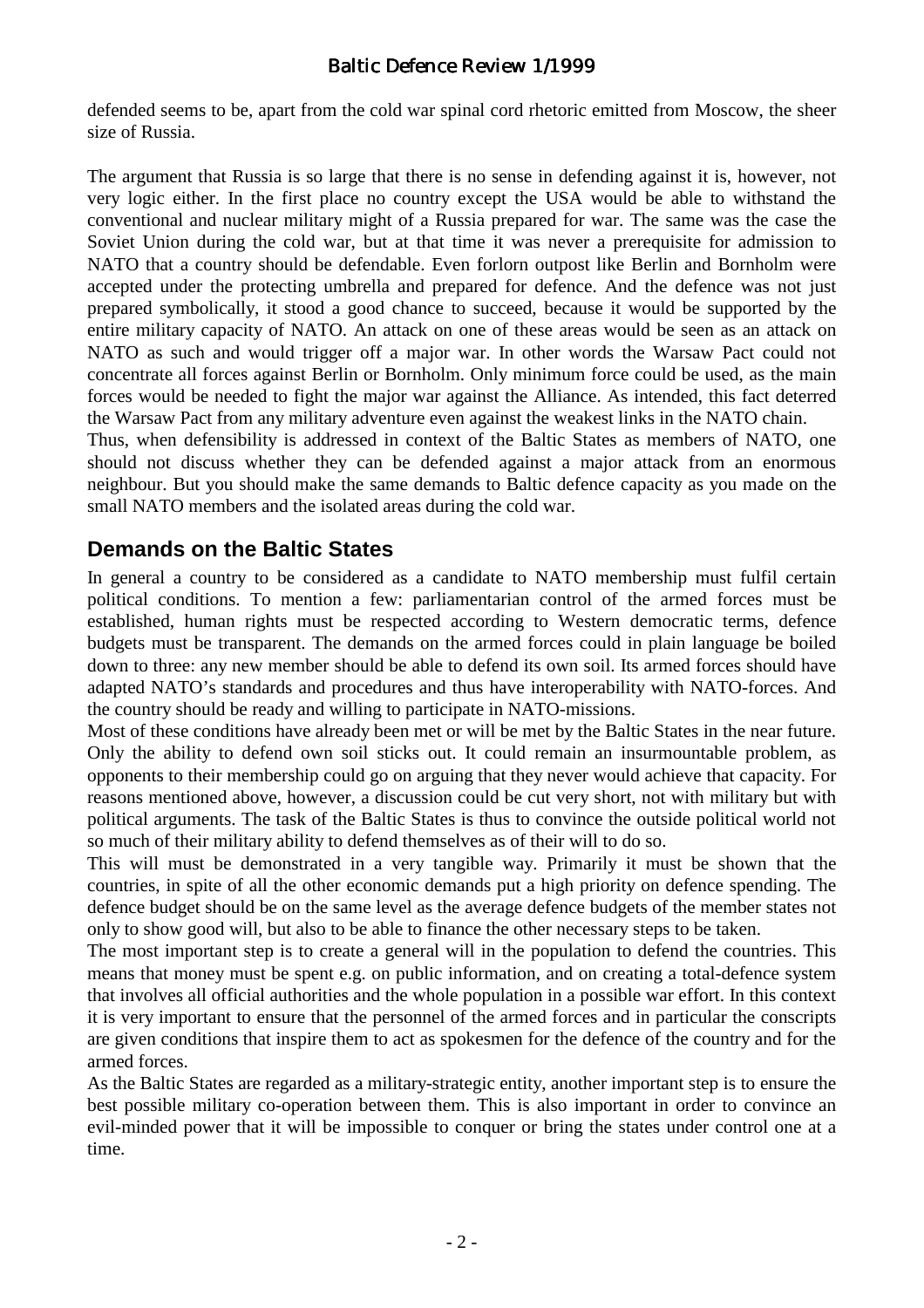defended seems to be, apart from the cold war spinal cord rhetoric emitted from Moscow, the sheer size of Russia.

The argument that Russia is so large that there is no sense in defending against it is, however, not very logic either. In the first place no country except the USA would be able to withstand the conventional and nuclear military might of a Russia prepared for war. The same was the case the Soviet Union during the cold war, but at that time it was never a prerequisite for admission to NATO that a country should be defendable. Even forlorn outpost like Berlin and Bornholm were accepted under the protecting umbrella and prepared for defence. And the defence was not just prepared symbolically, it stood a good chance to succeed, because it would be supported by the entire military capacity of NATO. An attack on one of these areas would be seen as an attack on NATO as such and would trigger off a major war. In other words the Warsaw Pact could not concentrate all forces against Berlin or Bornholm. Only minimum force could be used, as the main forces would be needed to fight the major war against the Alliance. As intended, this fact deterred the Warsaw Pact from any military adventure even against the weakest links in the NATO chain.

Thus, when defensibility is addressed in context of the Baltic States as members of NATO, one should not discuss whether they can be defended against a major attack from an enormous neighbour. But you should make the same demands to Baltic defence capacity as you made on the small NATO members and the isolated areas during the cold war.

## Demands on the Baltic States

In general a country to be considered as a candidate to NATO membership must fulfil certain political conditions. To mention a few: parliamentarian control of the armed forces must be established, human rights must be respected according to Western democratic terms, defence budgets must be transparent. The demands on the armed forces could in plain language be boiled down to three: any new member should be able to defend its own soil. Its armed forces should have adapted NATO's standards and procedures and thus have interoperability with NATO-forces. And the country should be ready and willing to participate in NATO-missions.

Most of these conditions have already been met or will be met by the Baltic States in the near future. Only the ability to defend own soil sticks out. It could remain an insurmountable problem, as opponents to their membership could go on arguing that they never would achieve that capacity. For reasons mentioned above, however, a discussion could be cut very short, not with military but with political arguments. The task of the Baltic States is thus to convince the outside political world not so much of their military ability to defend themselves as of their will to do so.

This will must be demonstrated in a very tangible way. Primarily it must be shown that the countries, in spite of all the other economic demands put a high priority on defence spending. The defence budget should be on the same level as the average defence budgets of the member states not only to show good will, but also to be able to finance the other necessary steps to be taken.

The most important step is to create a general will in the population to defend the countries. This means that money must be spent e.g. on public information, and on creating a total-defence system that involves all official authorities and the whole population in a possible war effort. In this context it is very important to ensure that the personnel of the armed forces and in particular the conscripts are given conditions that inspire them to act as spokesmen for the defence of the country and for the armed forces.

As the Baltic States are regarded as a military-strategic entity, another important step is to ensure the best possible military co-operation between them. This is also important in order to convince an evil-minded power that it will be impossible to conquer or bring the states under control one at a time.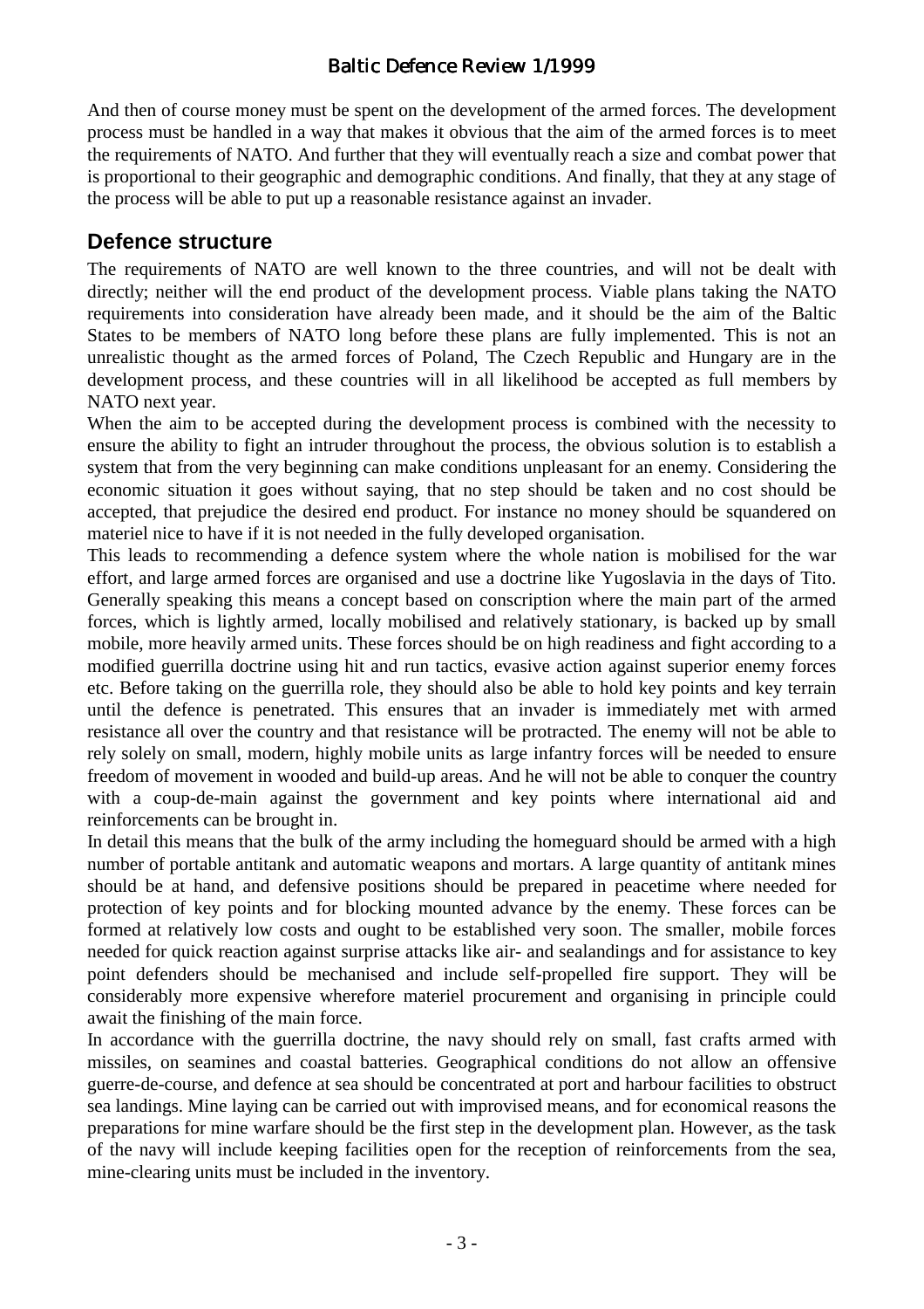And then of course money must be spent on the development of the armed forces. The development process must be handled in a way that makes it obvious that the aim of the armed forces is to meet the requirements of NATO. And further that they will eventually reach a size and combat power that is proportional to their geographic and demographic conditions. And finally, that they at any stage of the process will be able to put up a reasonable resistance against an invader.

## Defence structure

The requirements of NATO are well known to the three countries, and will not be dealt with directly; neither will the end product of the development process. Viable plans taking the NATO requirements into consideration have already been made, and it should be the aim of the Baltic States to be members of NATO long before these plans are fully implemented. This is not an unrealistic thought as the armed forces of Poland, The Czech Republic and Hungary are in the development process, and these countries will in all likelihood be accepted as full members by NATO next year.

When the aim to be accepted during the development process is combined with the necessity to ensure the ability to fight an intruder throughout the process, the obvious solution is to establish a system that from the very beginning can make conditions unpleasant for an enemy. Considering the economic situation it goes without saying, that no step should be taken and no cost should be accepted, that prejudice the desired end product. For instance no money should be squandered on materiel nice to have if it is not needed in the fully developed organisation.

This leads to recommending a defence system where the whole nation is mobilised for the war effort, and large armed forces are organised and use a doctrine like Yugoslavia in the days of Tito. Generally speaking this means a concept based on conscription where the main part of the armed forces, which is lightly armed, locally mobilised and relatively stationary, is backed up by small mobile, more heavily armed units. These forces should be on high readiness and fight according to a modified guerrilla doctrine using hit and run tactics, evasive action against superior enemy forces etc. Before taking on the guerrilla role, they should also be able to hold key points and key terrain until the defence is penetrated. This ensures that an invader is immediately met with armed resistance all over the country and that resistance will be protracted. The enemy will not be able to rely solely on small, modern, highly mobile units as large infantry forces will be needed to ensure freedom of movement in wooded and build-up areas. And he will not be able to conquer the country with a coup-de-main against the government and key points where international aid and reinforcements can be brought in.

In detail this means that the bulk of the army including the homeguard should be armed with a high number of portable antitank and automatic weapons and mortars. A large quantity of antitank mines should be at hand, and defensive positions should be prepared in peacetime where needed for protection of key points and for blocking mounted advance by the enemy. These forces can be formed at relatively low costs and ought to be established very soon. The smaller, mobile forces needed for quick reaction against surprise attacks like air- and sealandings and for assistance to key point defenders should be mechanised and include self-propelled fire support. They will be considerably more expensive wherefore materiel procurement and organising in principle could await the finishing of the main force.

In accordance with the guerrilla doctrine, the navy should rely on small, fast crafts armed with missiles, on seamines and coastal batteries. Geographical conditions do not allow an offensive guerre-de-course, and defence at sea should be concentrated at port and harbour facilities to obstruct sea landings. Mine laying can be carried out with improvised means, and for economical reasons the preparations for mine warfare should be the first step in the development plan. However, as the task of the navy will include keeping facilities open for the reception of reinforcements from the sea, mine-clearing units must be included in the inventory.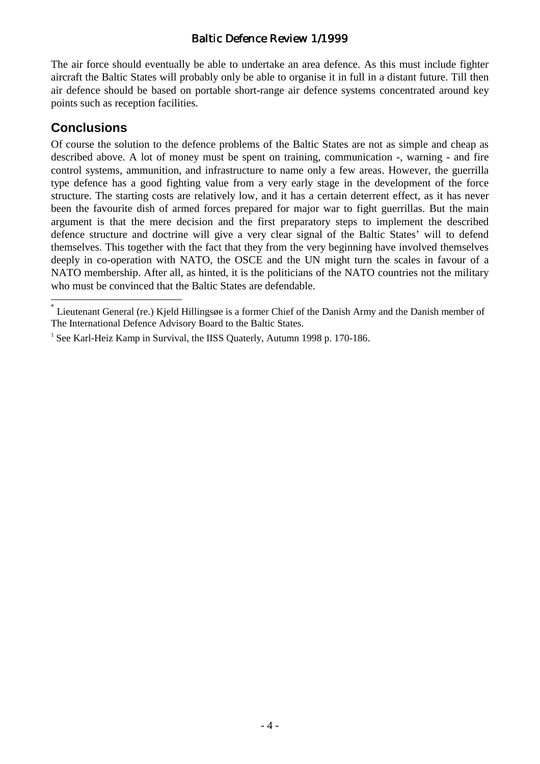The air force should eventually be able to undertake an area defence. As this must include fighter aircraft the Baltic States will probably only be able to organise it in full in a distant future. Till then air defence should be based on portable short-range air defence systems concentrated around key points such as reception facilities.

## Conclusions

Of course the solution to the defence problems of the Baltic States are not as simple and cheap as described above. A lot of money must be spent on training, communication -, warning - and fire control systems, ammunition, and infrastructure to name only a few areas. However, the guerrilla type defence has a good fighting value from a very early stage in the development of the force structure. The starting costs are relatively low, and it has a certain deterrent effect, as it has never been the favourite dish of armed forces prepared for major war to fight guerrillas. But the main argument is that the mere decision and the first preparatory steps to implement the described defence structure and doctrine will give a very clear signal of the Baltic States' will to defend themselves. This together with the fact that they from the very beginning have involved themselves deeply in co-operation with NATO, the OSCE and the UN might turn the scales in favour of a NATO membership. After all, as hinted, it is the politicians of the NATO countries not the military who must be convinced that the Baltic States are defendable.

---

[*] Lieutenant General (re.) Kjeld Hillingsøe is a former Chief of the Danish Army and the Danish member of The International Defence Advisory Board to the Baltic States.

[1] See Karl-Heiz Kamp in Survival, the IISS Quaterly, Autumn 1998 p. 170-186.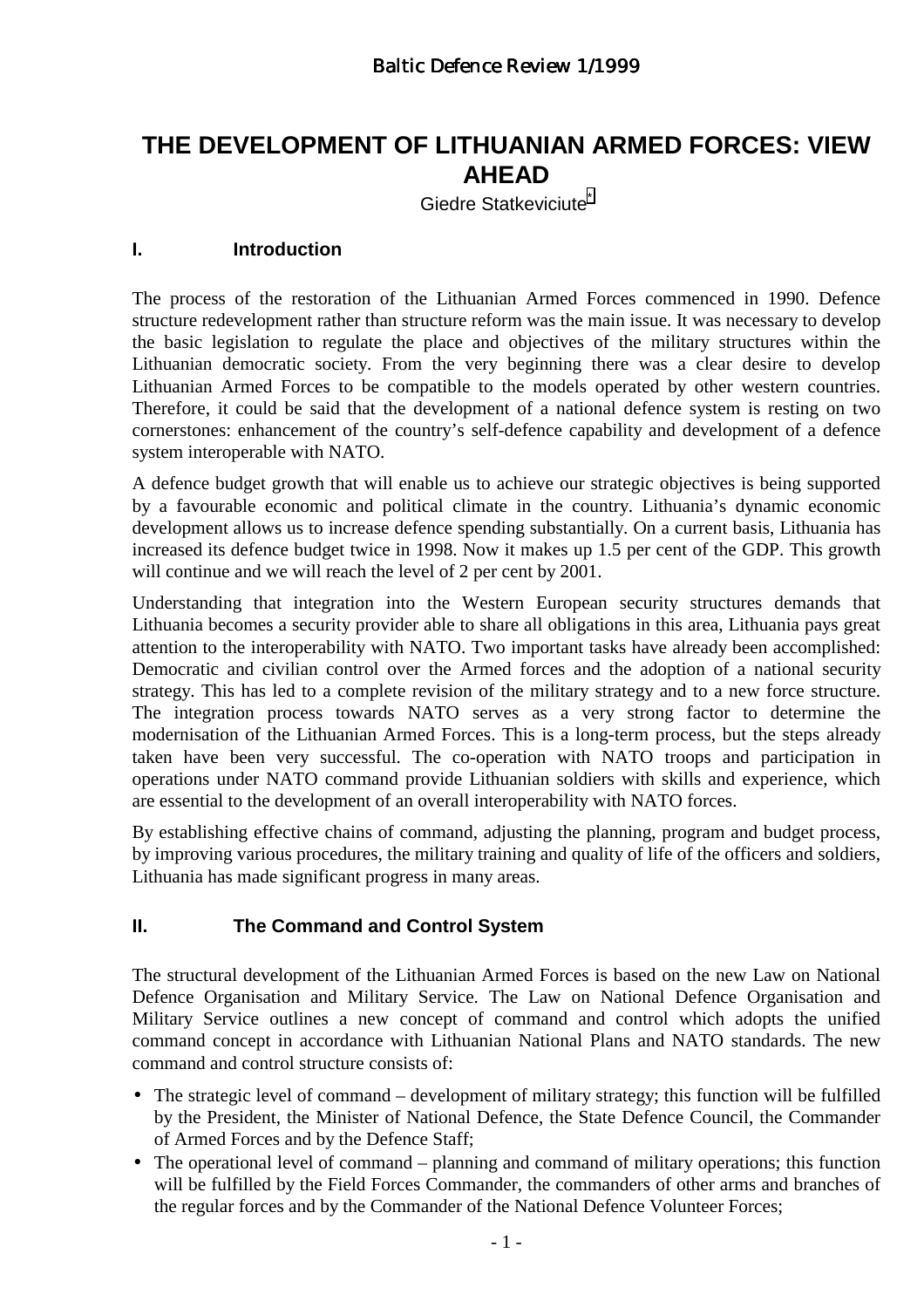# THE DEVELOPMENT OF LITHUANIAN ARMED FORCES: VIEW AHEAD

Giedre Statkeviciute[*]

## I. Introduction

The process of the restoration of the Lithuanian Armed Forces commenced in 1990. Defence structure redevelopment rather than structure reform was the main issue. It was necessary to develop the basic legislation to regulate the place and objectives of the military structures within the Lithuanian democratic society. From the very beginning there was a clear desire to develop Lithuanian Armed Forces to be compatible to the models operated by other western countries. Therefore, it could be said that the development of a national defence system is resting on two cornerstones: enhancement of the country's self-defence capability and development of a defence system interoperable with NATO.

A defence budget growth that will enable us to achieve our strategic objectives is being supported by a favourable economic and political climate in the country. Lithuania's dynamic economic development allows us to increase defence spending substantially. On a current basis, Lithuania has increased its defence budget twice in 1998. Now it makes up 1.5 per cent of the GDP. This growth will continue and we will reach the level of 2 per cent by 2001.

Understanding that integration into the Western European security structures demands that Lithuania becomes a security provider able to share all obligations in this area, Lithuania pays great attention to the interoperability with NATO. Two important tasks have already been accomplished: Democratic and civilian control over the Armed forces and the adoption of a national security strategy. This has led to a complete revision of the military strategy and to a new force structure. The integration process towards NATO serves as a very strong factor to determine the modernisation of the Lithuanian Armed Forces. This is a long-term process, but the steps already taken have been very successful. The co-operation with NATO troops and participation in operations under NATO command provide Lithuanian soldiers with skills and experience, which are essential to the development of an overall interoperability with NATO forces.

By establishing effective chains of command, adjusting the planning, program and budget process, by improving various procedures, the military training and quality of life of the officers and soldiers, Lithuania has made significant progress in many areas.

## II. The Command and Control System

The structural development of the Lithuanian Armed Forces is based on the new Law on National Defence Organisation and Military Service. The Law on National Defence Organisation and Military Service outlines a new concept of command and control which adopts the unified command concept in accordance with Lithuanian National Plans and NATO standards. The new command and control structure consists of:

- The strategic level of command – development of military strategy; this function will be fulfilled by the President, the Minister of National Defence, the State Defence Council, the Commander of Armed Forces and by the Defence Staff;
- The operational level of command – planning and command of military operations; this function will be fulfilled by the Field Forces Commander, the commanders of other arms and branches of the regular forces and by the Commander of the National Defence Volunteer Forces;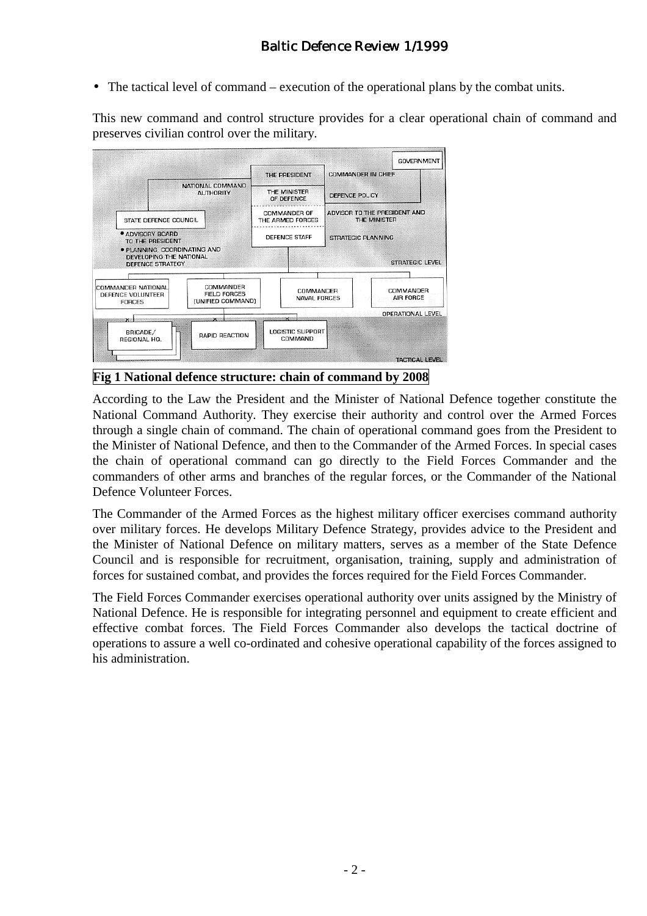- The tactical level of command – execution of the operational plans by the combat units.

This new command and control structure provides for a clear operational chain of command and preserves civilian control over the military.

GOVERNMENT

THE PRESIDENT — COMMANDER IN CHIEF

NATIONAL COMMAND AUTHORITY

THE MINISTER OF DEFENCE — DEFENCE POLICY

COMMANDER OF THE ARMED FORCES — ADVISOR TO THE PRESIDENT AND THE MINISTER

STATE DEFENCE COUNCIL
- ADVISORY BOARD TO THE PRESIDENT
- PLANNING, COORDINATING AND DEVELOPING THE NATIONAL DEFENCE STRATEGY

DEFENCE STAFF — STRATEGIC PLANNING

STRATEGIC LEVEL

COMMANDER NATIONAL DEFENCE VOLUNTEER FORCES | COMMANDER FIELD FORCES (UNIFIED COMMAND) | COMMANDER NAVAL FORCES | COMMANDER AIR FORCE

OPERATIONAL LEVEL

BRIGADE/ REGIONAL HQ. | RAPID REACTION | LOGISTIC SUPPORT COMMAND

TACTICAL LEVEL

**Fig 1 National defence structure: chain of command by 2008**

According to the Law the President and the Minister of National Defence together constitute the National Command Authority. They exercise their authority and control over the Armed Forces through a single chain of command. The chain of operational command goes from the President to the Minister of National Defence, and then to the Commander of the Armed Forces. In special cases the chain of operational command can go directly to the Field Forces Commander and the commanders of other arms and branches of the regular forces, or the Commander of the National Defence Volunteer Forces.

The Commander of the Armed Forces as the highest military officer exercises command authority over military forces. He develops Military Defence Strategy, provides advice to the President and the Minister of National Defence on military matters, serves as a member of the State Defence Council and is responsible for recruitment, organisation, training, supply and administration of forces for sustained combat, and provides the forces required for the Field Forces Commander.

The Field Forces Commander exercises operational authority over units assigned by the Ministry of National Defence. He is responsible for integrating personnel and equipment to create efficient and effective combat forces. The Field Forces Commander also develops the tactical doctrine of operations to assure a well co-ordinated and cohesive operational capability of the forces assigned to his administration.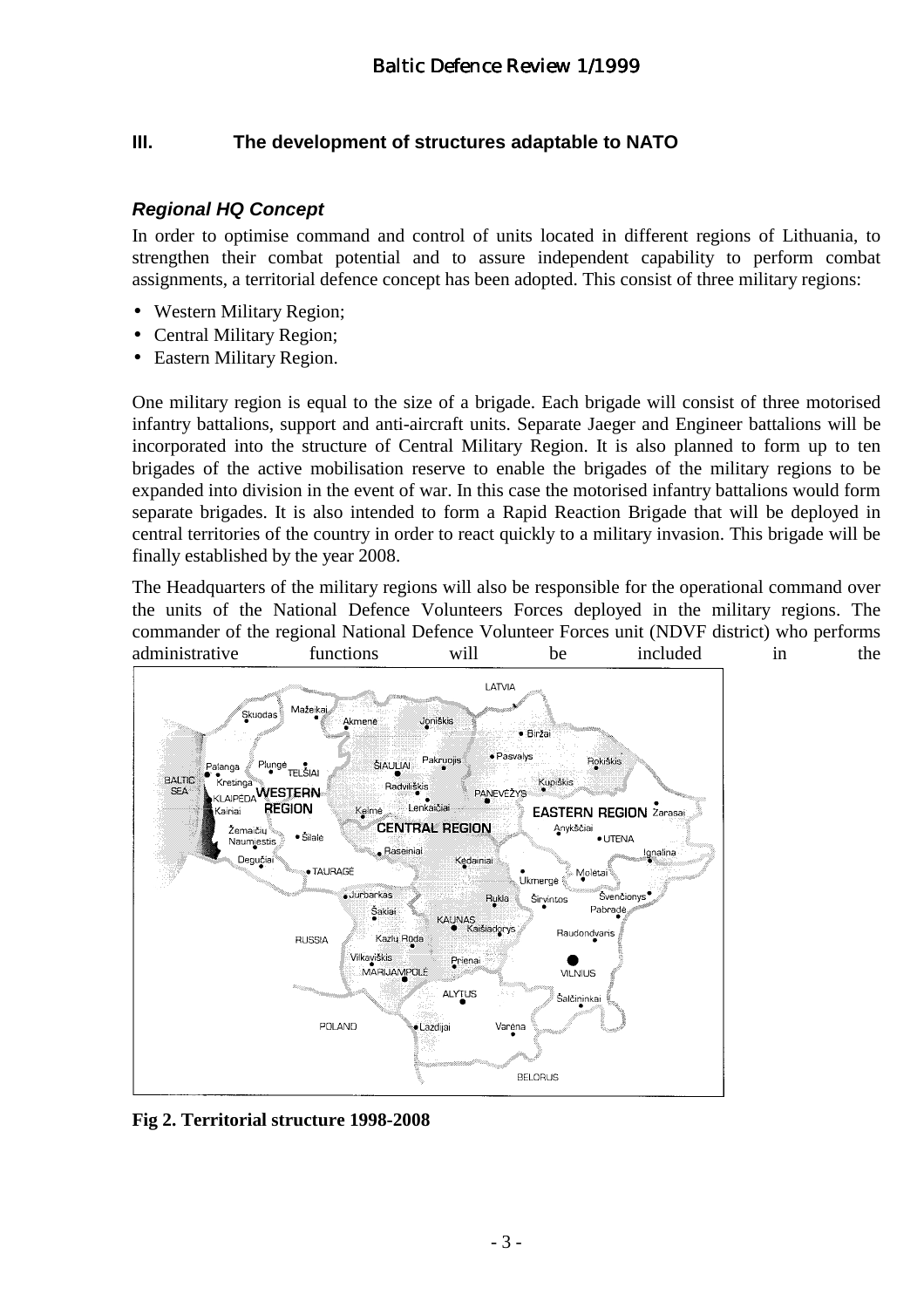## III. The development of structures adaptable to NATO

### *Regional HQ Concept*

In order to optimise command and control of units located in different regions of Lithuania, to strengthen their combat potential and to assure independent capability to perform combat assignments, a territorial defence concept has been adopted. This consist of three military regions:

- Western Military Region;
- Central Military Region;
- Eastern Military Region.

One military region is equal to the size of a brigade. Each brigade will consist of three motorised infantry battalions, support and anti-aircraft units. Separate Jaeger and Engineer battalions will be incorporated into the structure of Central Military Region. It is also planned to form up to ten brigades of the active mobilisation reserve to enable the brigades of the military regions to be expanded into division in the event of war. In this case the motorised infantry battalions would form separate brigades. It is also intended to form a Rapid Reaction Brigade that will be deployed in central territories of the country in order to react quickly to a military invasion. This brigade will be finally established by the year 2008.

The Headquarters of the military regions will also be responsible for the operational command over the units of the National Defence Volunteers Forces deployed in the military regions. The commander of the regional National Defence Volunteer Forces unit (NDVF district) who performs administrative functions will be included in the

**Fig 2. Territorial structure 1998-2008**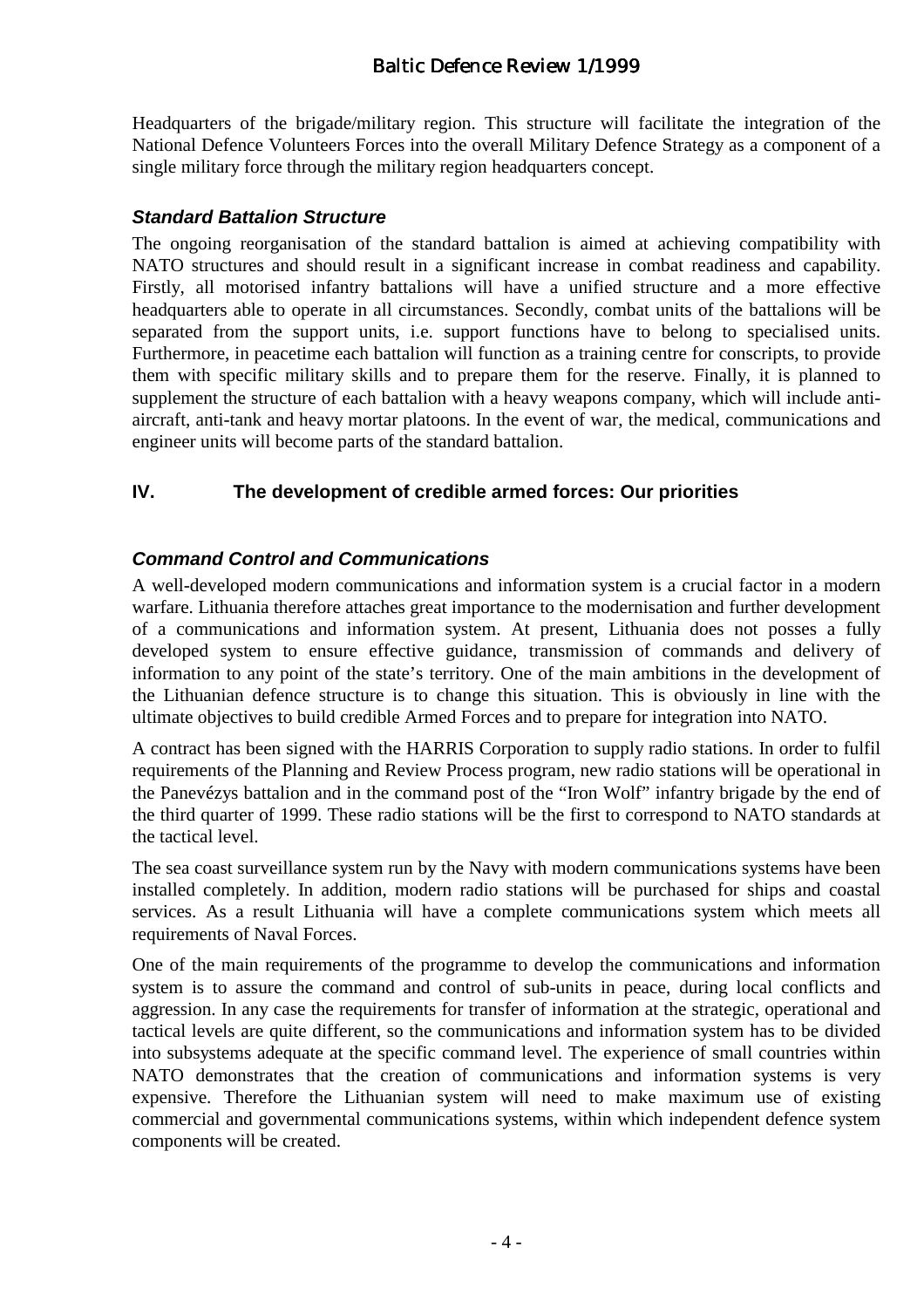Headquarters of the brigade/military region. This structure will facilitate the integration of the National Defence Volunteers Forces into the overall Military Defence Strategy as a component of a single military force through the military region headquarters concept.

### *Standard Battalion Structure*

The ongoing reorganisation of the standard battalion is aimed at achieving compatibility with NATO structures and should result in a significant increase in combat readiness and capability. Firstly, all motorised infantry battalions will have a unified structure and a more effective headquarters able to operate in all circumstances. Secondly, combat units of the battalions will be separated from the support units, i.e. support functions have to belong to specialised units. Furthermore, in peacetime each battalion will function as a training centre for conscripts, to provide them with specific military skills and to prepare them for the reserve. Finally, it is planned to supplement the structure of each battalion with a heavy weapons company, which will include anti-aircraft, anti-tank and heavy mortar platoons. In the event of war, the medical, communications and engineer units will become parts of the standard battalion.

## IV. The development of credible armed forces: Our priorities

### *Command Control and Communications*

A well-developed modern communications and information system is a crucial factor in a modern warfare. Lithuania therefore attaches great importance to the modernisation and further development of a communications and information system. At present, Lithuania does not posses a fully developed system to ensure effective guidance, transmission of commands and delivery of information to any point of the state's territory. One of the main ambitions in the development of the Lithuanian defence structure is to change this situation. This is obviously in line with the ultimate objectives to build credible Armed Forces and to prepare for integration into NATO.

A contract has been signed with the HARRIS Corporation to supply radio stations. In order to fulfil requirements of the Planning and Review Process program, new radio stations will be operational in the Panevézys battalion and in the command post of the "Iron Wolf" infantry brigade by the end of the third quarter of 1999. These radio stations will be the first to correspond to NATO standards at the tactical level.

The sea coast surveillance system run by the Navy with modern communications systems have been installed completely. In addition, modern radio stations will be purchased for ships and coastal services. As a result Lithuania will have a complete communications system which meets all requirements of Naval Forces.

One of the main requirements of the programme to develop the communications and information system is to assure the command and control of sub-units in peace, during local conflicts and aggression. In any case the requirements for transfer of information at the strategic, operational and tactical levels are quite different, so the communications and information system has to be divided into subsystems adequate at the specific command level. The experience of small countries within NATO demonstrates that the creation of communications and information systems is very expensive. Therefore the Lithuanian system will need to make maximum use of existing commercial and governmental communications systems, within which independent defence system components will be created.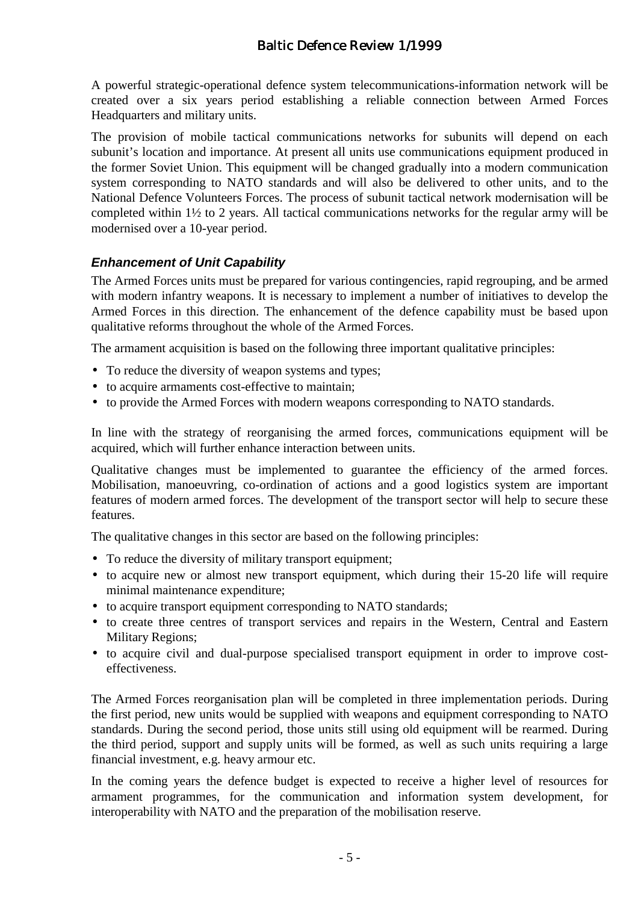A powerful strategic-operational defence system telecommunications-information network will be created over a six years period establishing a reliable connection between Armed Forces Headquarters and military units.

The provision of mobile tactical communications networks for subunits will depend on each subunit's location and importance. At present all units use communications equipment produced in the former Soviet Union. This equipment will be changed gradually into a modern communication system corresponding to NATO standards and will also be delivered to other units, and to the National Defence Volunteers Forces. The process of subunit tactical network modernisation will be completed within 1½ to 2 years. All tactical communications networks for the regular army will be modernised over a 10-year period.

### *Enhancement of Unit Capability*

The Armed Forces units must be prepared for various contingencies, rapid regrouping, and be armed with modern infantry weapons. It is necessary to implement a number of initiatives to develop the Armed Forces in this direction. The enhancement of the defence capability must be based upon qualitative reforms throughout the whole of the Armed Forces.

The armament acquisition is based on the following three important qualitative principles:

- To reduce the diversity of weapon systems and types;
- to acquire armaments cost-effective to maintain;
- to provide the Armed Forces with modern weapons corresponding to NATO standards.

In line with the strategy of reorganising the armed forces, communications equipment will be acquired, which will further enhance interaction between units.

Qualitative changes must be implemented to guarantee the efficiency of the armed forces. Mobilisation, manoeuvring, co-ordination of actions and a good logistics system are important features of modern armed forces. The development of the transport sector will help to secure these features.

The qualitative changes in this sector are based on the following principles:

- To reduce the diversity of military transport equipment;
- to acquire new or almost new transport equipment, which during their 15-20 life will require minimal maintenance expenditure;
- to acquire transport equipment corresponding to NATO standards;
- to create three centres of transport services and repairs in the Western, Central and Eastern Military Regions;
- to acquire civil and dual-purpose specialised transport equipment in order to improve cost-effectiveness.

The Armed Forces reorganisation plan will be completed in three implementation periods. During the first period, new units would be supplied with weapons and equipment corresponding to NATO standards. During the second period, those units still using old equipment will be rearmed. During the third period, support and supply units will be formed, as well as such units requiring a large financial investment, e.g. heavy armour etc.

In the coming years the defence budget is expected to receive a higher level of resources for armament programmes, for the communication and information system development, for interoperability with NATO and the preparation of the mobilisation reserve.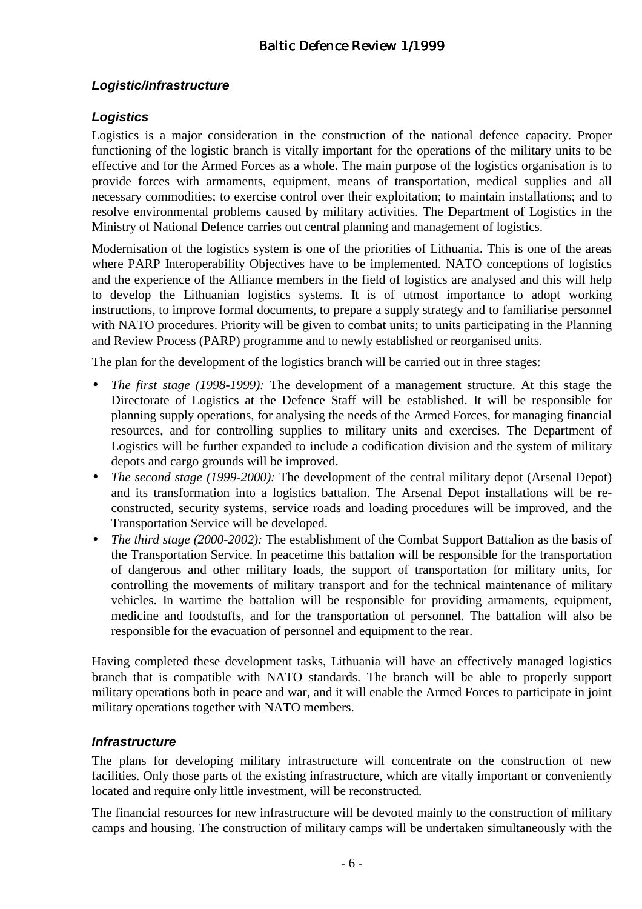### *Logistic/Infrastructure*

### *Logistics*

Logistics is a major consideration in the construction of the national defence capacity. Proper functioning of the logistic branch is vitally important for the operations of the military units to be effective and for the Armed Forces as a whole. The main purpose of the logistics organisation is to provide forces with armaments, equipment, means of transportation, medical supplies and all necessary commodities; to exercise control over their exploitation; to maintain installations; and to resolve environmental problems caused by military activities. The Department of Logistics in the Ministry of National Defence carries out central planning and management of logistics.

Modernisation of the logistics system is one of the priorities of Lithuania. This is one of the areas where PARP Interoperability Objectives have to be implemented. NATO conceptions of logistics and the experience of the Alliance members in the field of logistics are analysed and this will help to develop the Lithuanian logistics systems. It is of utmost importance to adopt working instructions, to improve formal documents, to prepare a supply strategy and to familiarise personnel with NATO procedures. Priority will be given to combat units; to units participating in the Planning and Review Process (PARP) programme and to newly established or reorganised units.

The plan for the development of the logistics branch will be carried out in three stages:

- *The first stage (1998-1999):* The development of a management structure. At this stage the Directorate of Logistics at the Defence Staff will be established. It will be responsible for planning supply operations, for analysing the needs of the Armed Forces, for managing financial resources, and for controlling supplies to military units and exercises. The Department of Logistics will be further expanded to include a codification division and the system of military depots and cargo grounds will be improved.
- *The second stage (1999-2000):* The development of the central military depot (Arsenal Depot) and its transformation into a logistics battalion. The Arsenal Depot installations will be re-constructed, security systems, service roads and loading procedures will be improved, and the Transportation Service will be developed.
- *The third stage (2000-2002):* The establishment of the Combat Support Battalion as the basis of the Transportation Service. In peacetime this battalion will be responsible for the transportation of dangerous and other military loads, the support of transportation for military units, for controlling the movements of military transport and for the technical maintenance of military vehicles. In wartime the battalion will be responsible for providing armaments, equipment, medicine and foodstuffs, and for the transportation of personnel. The battalion will also be responsible for the evacuation of personnel and equipment to the rear.

Having completed these development tasks, Lithuania will have an effectively managed logistics branch that is compatible with NATO standards. The branch will be able to properly support military operations both in peace and war, and it will enable the Armed Forces to participate in joint military operations together with NATO members.

### *Infrastructure*

The plans for developing military infrastructure will concentrate on the construction of new facilities. Only those parts of the existing infrastructure, which are vitally important or conveniently located and require only little investment, will be reconstructed.

The financial resources for new infrastructure will be devoted mainly to the construction of military camps and housing. The construction of military camps will be undertaken simultaneously with the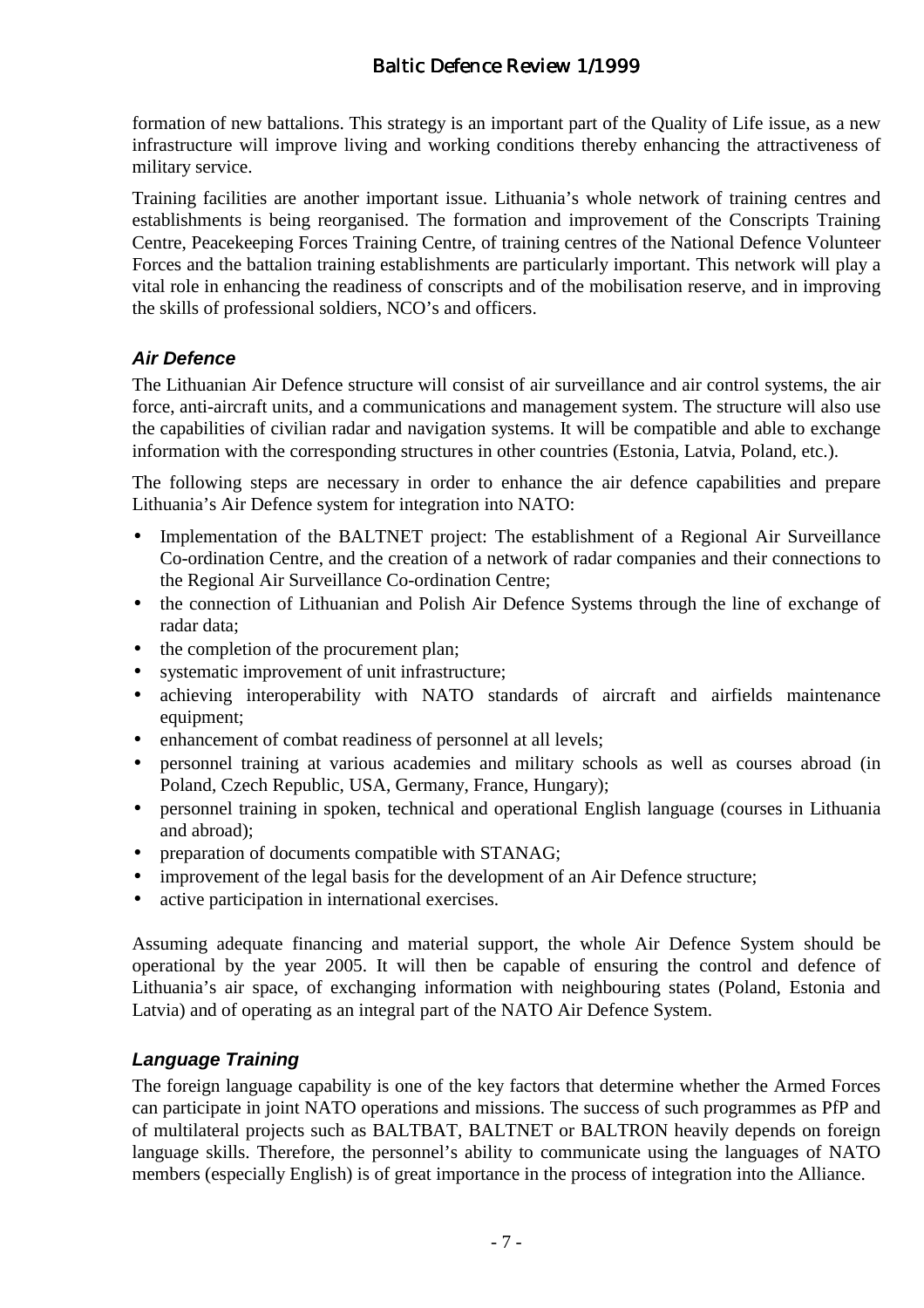formation of new battalions. This strategy is an important part of the Quality of Life issue, as a new infrastructure will improve living and working conditions thereby enhancing the attractiveness of military service.

Training facilities are another important issue. Lithuania's whole network of training centres and establishments is being reorganised. The formation and improvement of the Conscripts Training Centre, Peacekeeping Forces Training Centre, of training centres of the National Defence Volunteer Forces and the battalion training establishments are particularly important. This network will play a vital role in enhancing the readiness of conscripts and of the mobilisation reserve, and in improving the skills of professional soldiers, NCO's and officers.

### *Air Defence*

The Lithuanian Air Defence structure will consist of air surveillance and air control systems, the air force, anti-aircraft units, and a communications and management system. The structure will also use the capabilities of civilian radar and navigation systems. It will be compatible and able to exchange information with the corresponding structures in other countries (Estonia, Latvia, Poland, etc.).

The following steps are necessary in order to enhance the air defence capabilities and prepare Lithuania's Air Defence system for integration into NATO:

- Implementation of the BALTNET project: The establishment of a Regional Air Surveillance Co-ordination Centre, and the creation of a network of radar companies and their connections to the Regional Air Surveillance Co-ordination Centre;
- the connection of Lithuanian and Polish Air Defence Systems through the line of exchange of radar data;
- the completion of the procurement plan;
- systematic improvement of unit infrastructure;
- achieving interoperability with NATO standards of aircraft and airfields maintenance equipment;
- enhancement of combat readiness of personnel at all levels;
- personnel training at various academies and military schools as well as courses abroad (in Poland, Czech Republic, USA, Germany, France, Hungary);
- personnel training in spoken, technical and operational English language (courses in Lithuania and abroad);
- preparation of documents compatible with STANAG;
- improvement of the legal basis for the development of an Air Defence structure;
- active participation in international exercises.

Assuming adequate financing and material support, the whole Air Defence System should be operational by the year 2005. It will then be capable of ensuring the control and defence of Lithuania's air space, of exchanging information with neighbouring states (Poland, Estonia and Latvia) and of operating as an integral part of the NATO Air Defence System.

### *Language Training*

The foreign language capability is one of the key factors that determine whether the Armed Forces can participate in joint NATO operations and missions. The success of such programmes as PfP and of multilateral projects such as BALTBAT, BALTNET or BALTRON heavily depends on foreign language skills. Therefore, the personnel's ability to communicate using the languages of NATO members (especially English) is of great importance in the process of integration into the Alliance.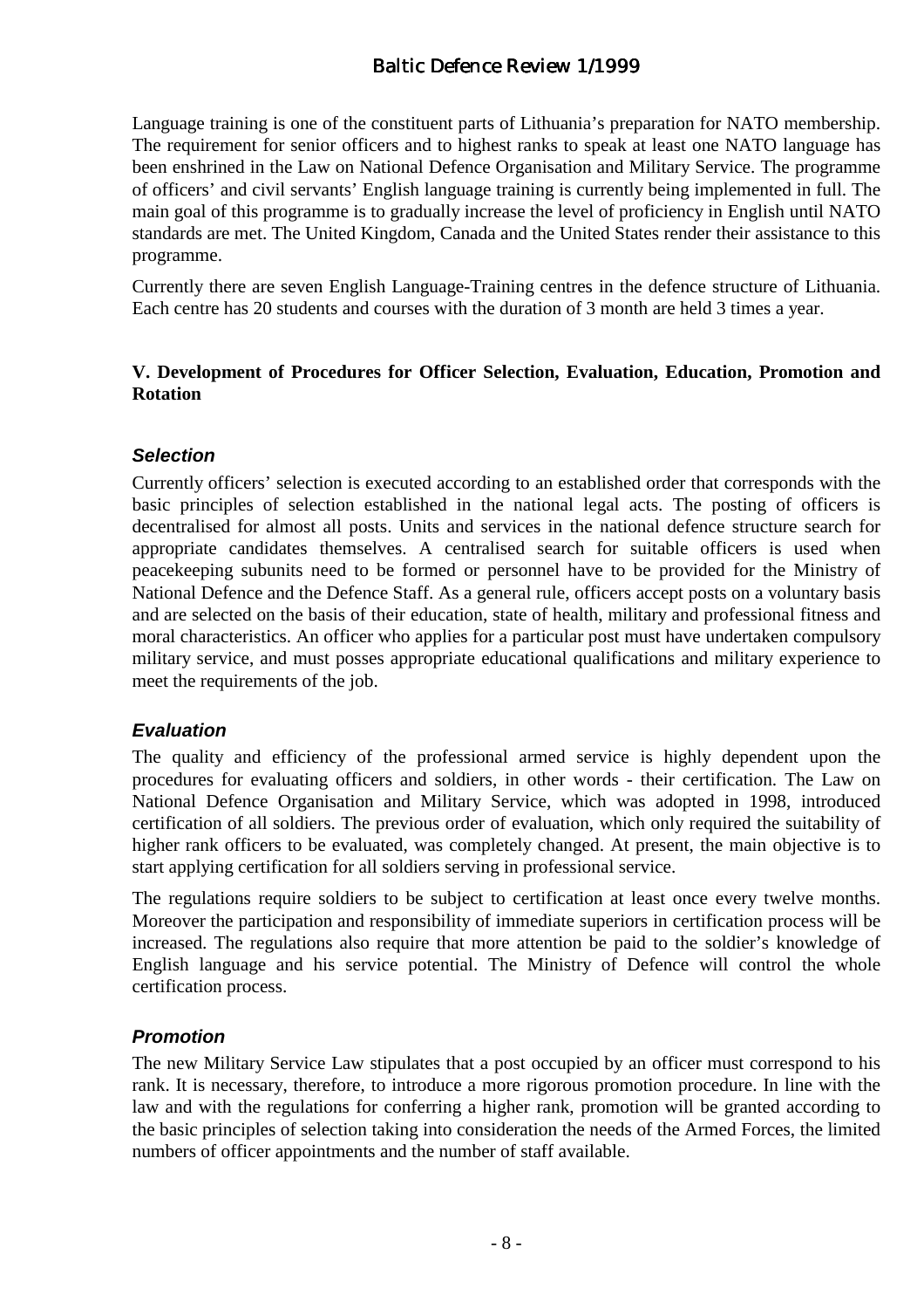Language training is one of the constituent parts of Lithuania's preparation for NATO membership. The requirement for senior officers and to highest ranks to speak at least one NATO language has been enshrined in the Law on National Defence Organisation and Military Service. The programme of officers' and civil servants' English language training is currently being implemented in full. The main goal of this programme is to gradually increase the level of proficiency in English until NATO standards are met. The United Kingdom, Canada and the United States render their assistance to this programme.

Currently there are seven English Language-Training centres in the defence structure of Lithuania. Each centre has 20 students and courses with the duration of 3 month are held 3 times a year.

## V. Development of Procedures for Officer Selection, Evaluation, Education, Promotion and Rotation

### *Selection*

Currently officers' selection is executed according to an established order that corresponds with the basic principles of selection established in the national legal acts. The posting of officers is decentralised for almost all posts. Units and services in the national defence structure search for appropriate candidates themselves. A centralised search for suitable officers is used when peacekeeping subunits need to be formed or personnel have to be provided for the Ministry of National Defence and the Defence Staff. As a general rule, officers accept posts on a voluntary basis and are selected on the basis of their education, state of health, military and professional fitness and moral characteristics. An officer who applies for a particular post must have undertaken compulsory military service, and must posses appropriate educational qualifications and military experience to meet the requirements of the job.

### *Evaluation*

The quality and efficiency of the professional armed service is highly dependent upon the procedures for evaluating officers and soldiers, in other words - their certification. The Law on National Defence Organisation and Military Service, which was adopted in 1998, introduced certification of all soldiers. The previous order of evaluation, which only required the suitability of higher rank officers to be evaluated, was completely changed. At present, the main objective is to start applying certification for all soldiers serving in professional service.

The regulations require soldiers to be subject to certification at least once every twelve months. Moreover the participation and responsibility of immediate superiors in certification process will be increased. The regulations also require that more attention be paid to the soldier's knowledge of English language and his service potential. The Ministry of Defence will control the whole certification process.

### *Promotion*

The new Military Service Law stipulates that a post occupied by an officer must correspond to his rank. It is necessary, therefore, to introduce a more rigorous promotion procedure. In line with the law and with the regulations for conferring a higher rank, promotion will be granted according to the basic principles of selection taking into consideration the needs of the Armed Forces, the limited numbers of officer appointments and the number of staff available.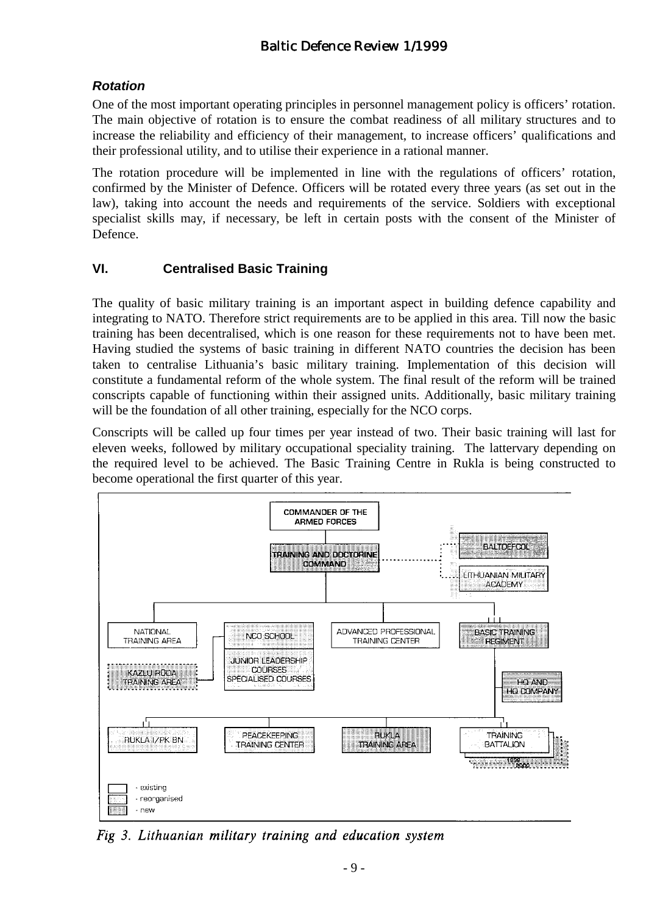### *Rotation*

One of the most important operating principles in personnel management policy is officers' rotation. The main objective of rotation is to ensure the combat readiness of all military structures and to increase the reliability and efficiency of their management, to increase officers' qualifications and their professional utility, and to utilise their experience in a rational manner.

The rotation procedure will be implemented in line with the regulations of officers' rotation, confirmed by the Minister of Defence. Officers will be rotated every three years (as set out in the law), taking into account the needs and requirements of the service. Soldiers with exceptional specialist skills may, if necessary, be left in certain posts with the consent of the Minister of Defence.

## VI. Centralised Basic Training

The quality of basic military training is an important aspect in building defence capability and integrating to NATO. Therefore strict requirements are to be applied in this area. Till now the basic training has been decentralised, which is one reason for these requirements not to have been met. Having studied the systems of basic training in different NATO countries the decision has been taken to centralise Lithuania's basic military training. Implementation of this decision will constitute a fundamental reform of the whole system. The final result of the reform will be trained conscripts capable of functioning within their assigned units. Additionally, basic military training will be the foundation of all other training, especially for the NCO corps.

Conscripts will be called up four times per year instead of two. Their basic training will last for eleven weeks, followed by military occupational speciality training. The lattervary depending on the required level to be achieved. The Basic Training Centre in Rukla is being constructed to become operational the first quarter of this year.

COMMANDER OF THE ARMED FORCES

TRAINING AND DOCTORINE COMMAND

BALTDEFCOL

LITHUANIAN MILITARY ACADEMY

NATIONAL TRAINING AREA

NCO SCHOOL

ADVANCED PROFESSIONAL TRAINING CENTER

BASIC TRAINING REGIMENT

KAZLŲ RŪDA TRAINING AREA

JUNIOR LEADERSHIP COURSES SPECIALISED COURSES

HQ AND HQ COMPANY

RUKLA I/PK BN

PEACEKEEPING TRAINING CENTER

RUKLA TRAINING AREA

TRAINING BATTALION

1999

2000

- existing
- reorganised
- new

*Fig 3. Lithuanian military training and education system*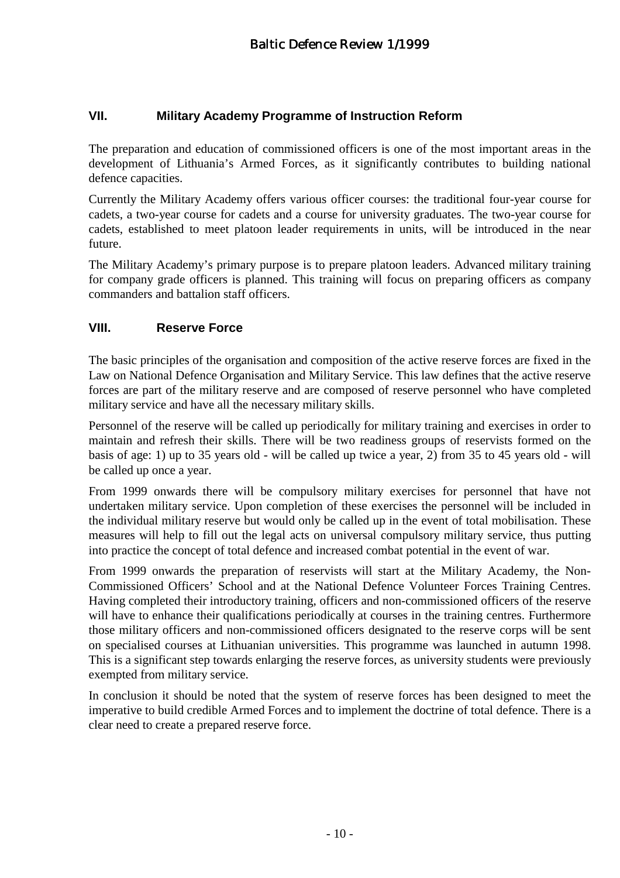## VII. Military Academy Programme of Instruction Reform

The preparation and education of commissioned officers is one of the most important areas in the development of Lithuania's Armed Forces, as it significantly contributes to building national defence capacities.

Currently the Military Academy offers various officer courses: the traditional four-year course for cadets, a two-year course for cadets and a course for university graduates. The two-year course for cadets, established to meet platoon leader requirements in units, will be introduced in the near future.

The Military Academy's primary purpose is to prepare platoon leaders. Advanced military training for company grade officers is planned. This training will focus on preparing officers as company commanders and battalion staff officers.

## VIII. Reserve Force

The basic principles of the organisation and composition of the active reserve forces are fixed in the Law on National Defence Organisation and Military Service. This law defines that the active reserve forces are part of the military reserve and are composed of reserve personnel who have completed military service and have all the necessary military skills.

Personnel of the reserve will be called up periodically for military training and exercises in order to maintain and refresh their skills. There will be two readiness groups of reservists formed on the basis of age: 1) up to 35 years old - will be called up twice a year, 2) from 35 to 45 years old - will be called up once a year.

From 1999 onwards there will be compulsory military exercises for personnel that have not undertaken military service. Upon completion of these exercises the personnel will be included in the individual military reserve but would only be called up in the event of total mobilisation. These measures will help to fill out the legal acts on universal compulsory military service, thus putting into practice the concept of total defence and increased combat potential in the event of war.

From 1999 onwards the preparation of reservists will start at the Military Academy, the Non-Commissioned Officers' School and at the National Defence Volunteer Forces Training Centres. Having completed their introductory training, officers and non-commissioned officers of the reserve will have to enhance their qualifications periodically at courses in the training centres. Furthermore those military officers and non-commissioned officers designated to the reserve corps will be sent on specialised courses at Lithuanian universities. This programme was launched in autumn 1998. This is a significant step towards enlarging the reserve forces, as university students were previously exempted from military service.

In conclusion it should be noted that the system of reserve forces has been designed to meet the imperative to build credible Armed Forces and to implement the doctrine of total defence. There is a clear need to create a prepared reserve force.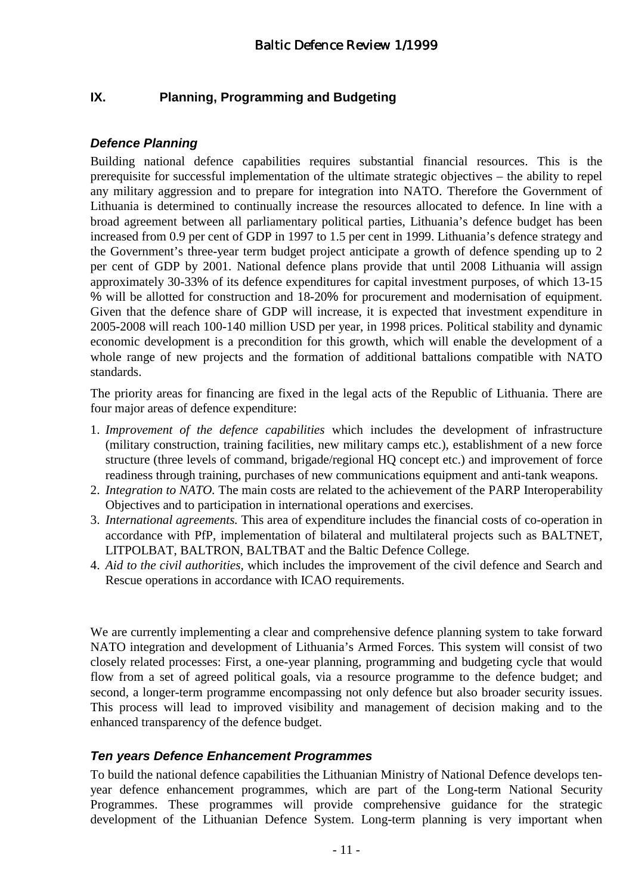## IX. Planning, Programming and Budgeting

### *Defence Planning*

Building national defence capabilities requires substantial financial resources. This is the prerequisite for successful implementation of the ultimate strategic objectives – the ability to repel any military aggression and to prepare for integration into NATO. Therefore the Government of Lithuania is determined to continually increase the resources allocated to defence. In line with a broad agreement between all parliamentary political parties, Lithuania's defence budget has been increased from 0.9 per cent of GDP in 1997 to 1.5 per cent in 1999. Lithuania's defence strategy and the Government's three-year term budget project anticipate a growth of defence spending up to 2 per cent of GDP by 2001. National defence plans provide that until 2008 Lithuania will assign approximately 30-33% of its defence expenditures for capital investment purposes, of which 13-15 % will be allotted for construction and 18-20% for procurement and modernisation of equipment. Given that the defence share of GDP will increase, it is expected that investment expenditure in 2005-2008 will reach 100-140 million USD per year, in 1998 prices. Political stability and dynamic economic development is a precondition for this growth, which will enable the development of a whole range of new projects and the formation of additional battalions compatible with NATO standards.

The priority areas for financing are fixed in the legal acts of the Republic of Lithuania. There are four major areas of defence expenditure:

1. *Improvement of the defence capabilities* which includes the development of infrastructure (military construction, training facilities, new military camps etc.), establishment of a new force structure (three levels of command, brigade/regional HQ concept etc.) and improvement of force readiness through training, purchases of new communications equipment and anti-tank weapons.
2. *Integration to NATO.* The main costs are related to the achievement of the PARP Interoperability Objectives and to participation in international operations and exercises.
3. *International agreements.* This area of expenditure includes the financial costs of co-operation in accordance with PfP, implementation of bilateral and multilateral projects such as BALTNET, LITPOLBAT, BALTRON, BALTBAT and the Baltic Defence College.
4. *Aid to the civil authorities,* which includes the improvement of the civil defence and Search and Rescue operations in accordance with ICAO requirements.

We are currently implementing a clear and comprehensive defence planning system to take forward NATO integration and development of Lithuania's Armed Forces. This system will consist of two closely related processes: First, a one-year planning, programming and budgeting cycle that would flow from a set of agreed political goals, via a resource programme to the defence budget; and second, a longer-term programme encompassing not only defence but also broader security issues. This process will lead to improved visibility and management of decision making and to the enhanced transparency of the defence budget.

### *Ten years Defence Enhancement Programmes*

To build the national defence capabilities the Lithuanian Ministry of National Defence develops ten-year defence enhancement programmes, which are part of the Long-term National Security Programmes. These programmes will provide comprehensive guidance for the strategic development of the Lithuanian Defence System. Long-term planning is very important when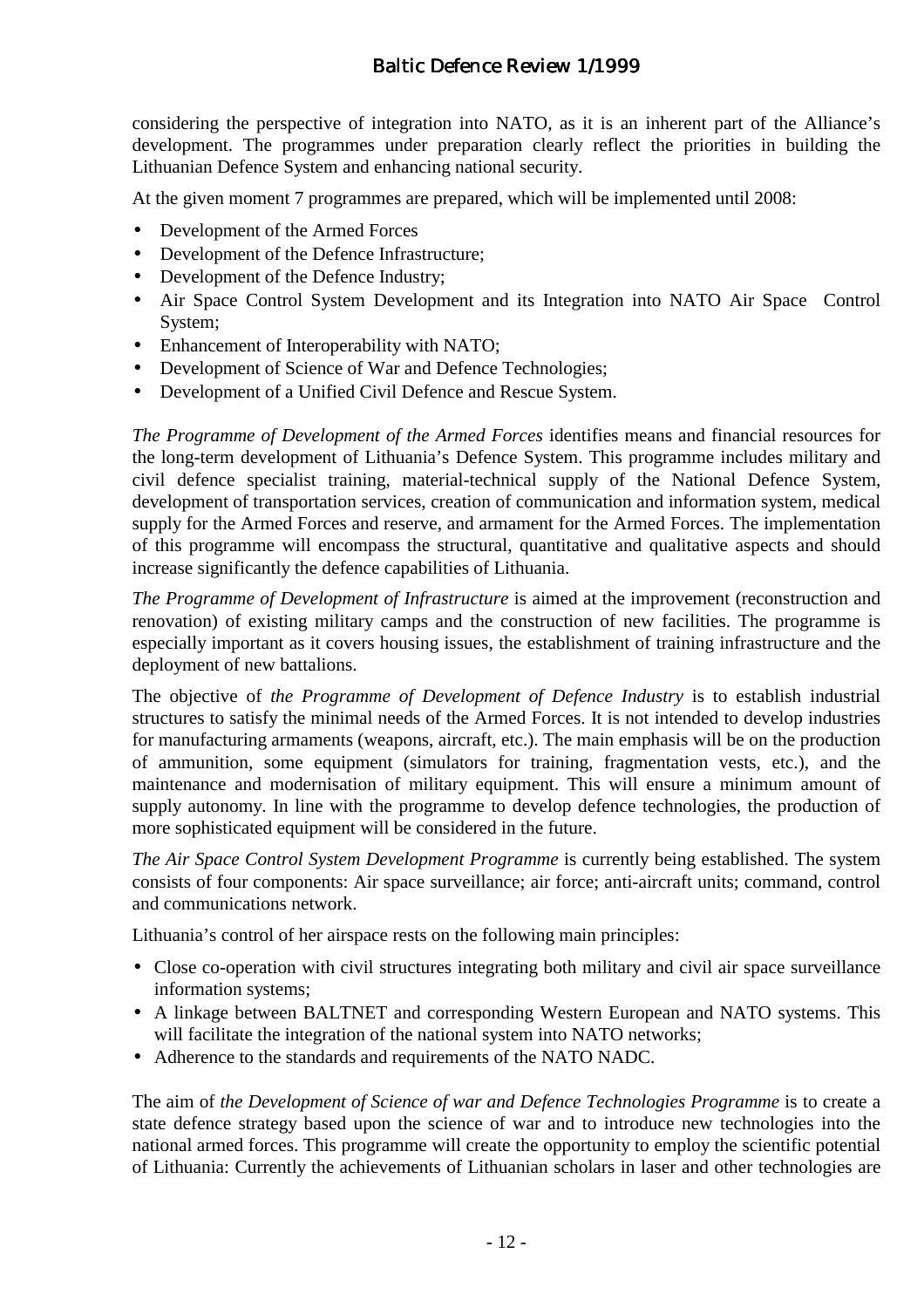considering the perspective of integration into NATO, as it is an inherent part of the Alliance's development. The programmes under preparation clearly reflect the priorities in building the Lithuanian Defence System and enhancing national security.

At the given moment 7 programmes are prepared, which will be implemented until 2008:

- Development of the Armed Forces
- Development of the Defence Infrastructure;
- Development of the Defence Industry;
- Air Space Control System Development and its Integration into NATO Air Space Control System;
- Enhancement of Interoperability with NATO;
- Development of Science of War and Defence Technologies;
- Development of a Unified Civil Defence and Rescue System.

*The Programme of Development of the Armed Forces* identifies means and financial resources for the long-term development of Lithuania's Defence System. This programme includes military and civil defence specialist training, material-technical supply of the National Defence System, development of transportation services, creation of communication and information system, medical supply for the Armed Forces and reserve, and armament for the Armed Forces. The implementation of this programme will encompass the structural, quantitative and qualitative aspects and should increase significantly the defence capabilities of Lithuania.

*The Programme of Development of Infrastructure* is aimed at the improvement (reconstruction and renovation) of existing military camps and the construction of new facilities. The programme is especially important as it covers housing issues, the establishment of training infrastructure and the deployment of new battalions.

The objective of *the Programme of Development of Defence Industry* is to establish industrial structures to satisfy the minimal needs of the Armed Forces. It is not intended to develop industries for manufacturing armaments (weapons, aircraft, etc.). The main emphasis will be on the production of ammunition, some equipment (simulators for training, fragmentation vests, etc.), and the maintenance and modernisation of military equipment. This will ensure a minimum amount of supply autonomy. In line with the programme to develop defence technologies, the production of more sophisticated equipment will be considered in the future.

*The Air Space Control System Development Programme* is currently being established. The system consists of four components: Air space surveillance; air force; anti-aircraft units; command, control and communications network.

Lithuania's control of her airspace rests on the following main principles:

- Close co-operation with civil structures integrating both military and civil air space surveillance information systems;
- A linkage between BALTNET and corresponding Western European and NATO systems. This will facilitate the integration of the national system into NATO networks;
- Adherence to the standards and requirements of the NATO NADC.

The aim of *the Development of Science of war and Defence Technologies Programme* is to create a state defence strategy based upon the science of war and to introduce new technologies into the national armed forces. This programme will create the opportunity to employ the scientific potential of Lithuania: Currently the achievements of Lithuanian scholars in laser and other technologies are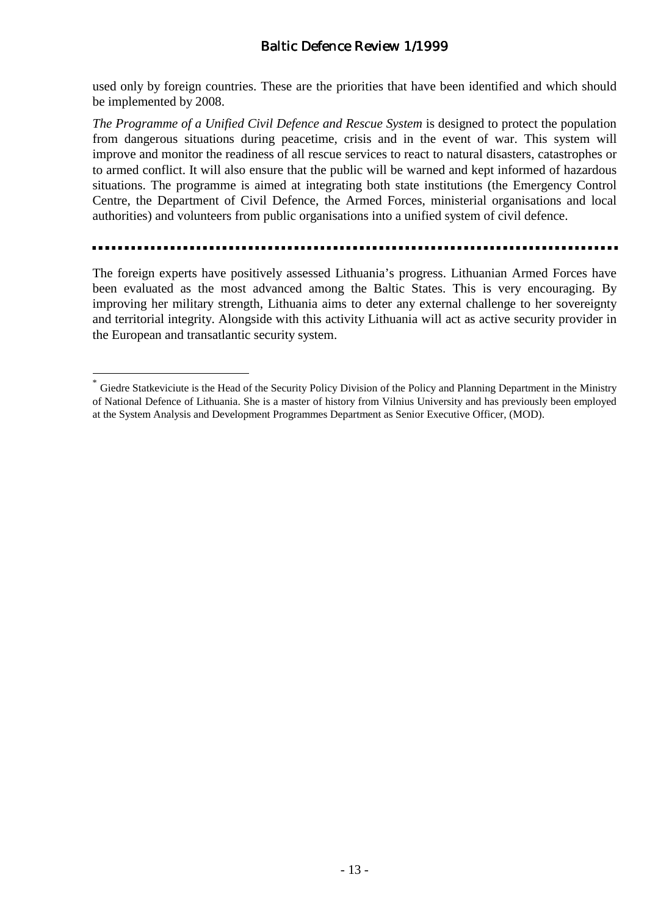used only by foreign countries. These are the priorities that have been identified and which should be implemented by 2008.

*The Programme of a Unified Civil Defence and Rescue System* is designed to protect the population from dangerous situations during peacetime, crisis and in the event of war. This system will improve and monitor the readiness of all rescue services to react to natural disasters, catastrophes or to armed conflict. It will also ensure that the public will be warned and kept informed of hazardous situations. The programme is aimed at integrating both state institutions (the Emergency Control Centre, the Department of Civil Defence, the Armed Forces, ministerial organisations and local authorities) and volunteers from public organisations into a unified system of civil defence.

---

The foreign experts have positively assessed Lithuania's progress. Lithuanian Armed Forces have been evaluated as the most advanced among the Baltic States. This is very encouraging. By improving her military strength, Lithuania aims to deter any external challenge to her sovereignty and territorial integrity. Alongside with this activity Lithuania will act as active security provider in the European and transatlantic security system.

---

[*] Giedre Statkeviciute is the Head of the Security Policy Division of the Policy and Planning Department in the Ministry of National Defence of Lithuania. She is a master of history from Vilnius University and has previously been employed at the System Analysis and Development Programmes Department as Senior Executive Officer, (MOD).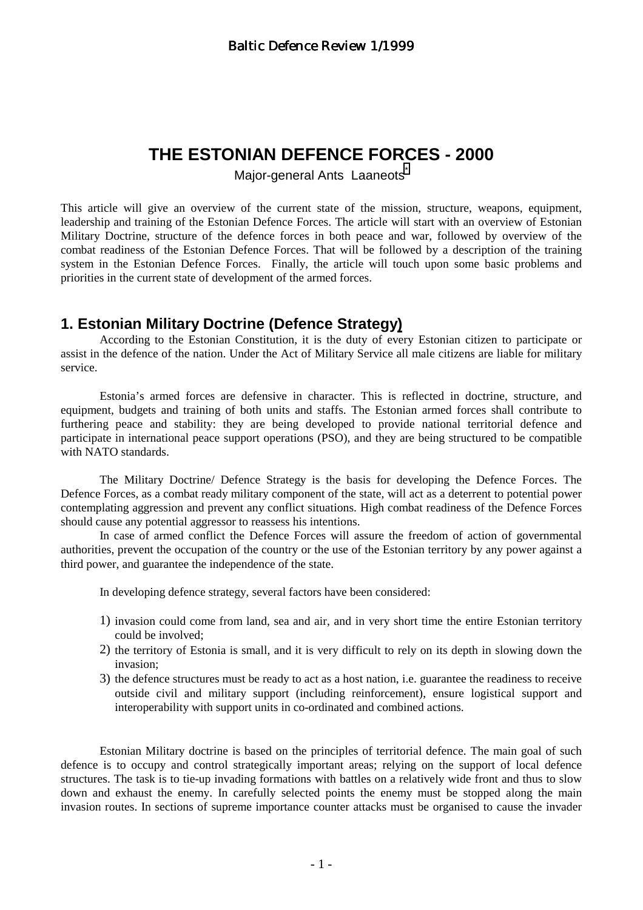# THE ESTONIAN DEFENCE FORCES - 2000

Major-general Ants Laaneots[*]

This article will give an overview of the current state of the mission, structure, weapons, equipment, leadership and training of the Estonian Defence Forces. The article will start with an overview of Estonian Military Doctrine, structure of the defence forces in both peace and war, followed by overview of the combat readiness of the Estonian Defence Forces. That will be followed by a description of the training system in the Estonian Defence Forces. Finally, the article will touch upon some basic problems and priorities in the current state of development of the armed forces.

## 1. Estonian Military Doctrine (Defence Strategy)

According to the Estonian Constitution, it is the duty of every Estonian citizen to participate or assist in the defence of the nation. Under the Act of Military Service all male citizens are liable for military service.

Estonia's armed forces are defensive in character. This is reflected in doctrine, structure, and equipment, budgets and training of both units and staffs. The Estonian armed forces shall contribute to furthering peace and stability: they are being developed to provide national territorial defence and participate in international peace support operations (PSO), and they are being structured to be compatible with NATO standards.

The Military Doctrine/ Defence Strategy is the basis for developing the Defence Forces. The Defence Forces, as a combat ready military component of the state, will act as a deterrent to potential power contemplating aggression and prevent any conflict situations. High combat readiness of the Defence Forces should cause any potential aggressor to reassess his intentions.

In case of armed conflict the Defence Forces will assure the freedom of action of governmental authorities, prevent the occupation of the country or the use of the Estonian territory by any power against a third power, and guarantee the independence of the state.

In developing defence strategy, several factors have been considered:

1) invasion could come from land, sea and air, and in very short time the entire Estonian territory could be involved;
2) the territory of Estonia is small, and it is very difficult to rely on its depth in slowing down the invasion;
3) the defence structures must be ready to act as a host nation, i.e. guarantee the readiness to receive outside civil and military support (including reinforcement), ensure logistical support and interoperability with support units in co-ordinated and combined actions.

Estonian Military doctrine is based on the principles of territorial defence. The main goal of such defence is to occupy and control strategically important areas; relying on the support of local defence structures. The task is to tie-up invading formations with battles on a relatively wide front and thus to slow down and exhaust the enemy. In carefully selected points the enemy must be stopped along the main invasion routes. In sections of supreme importance counter attacks must be organised to cause the invader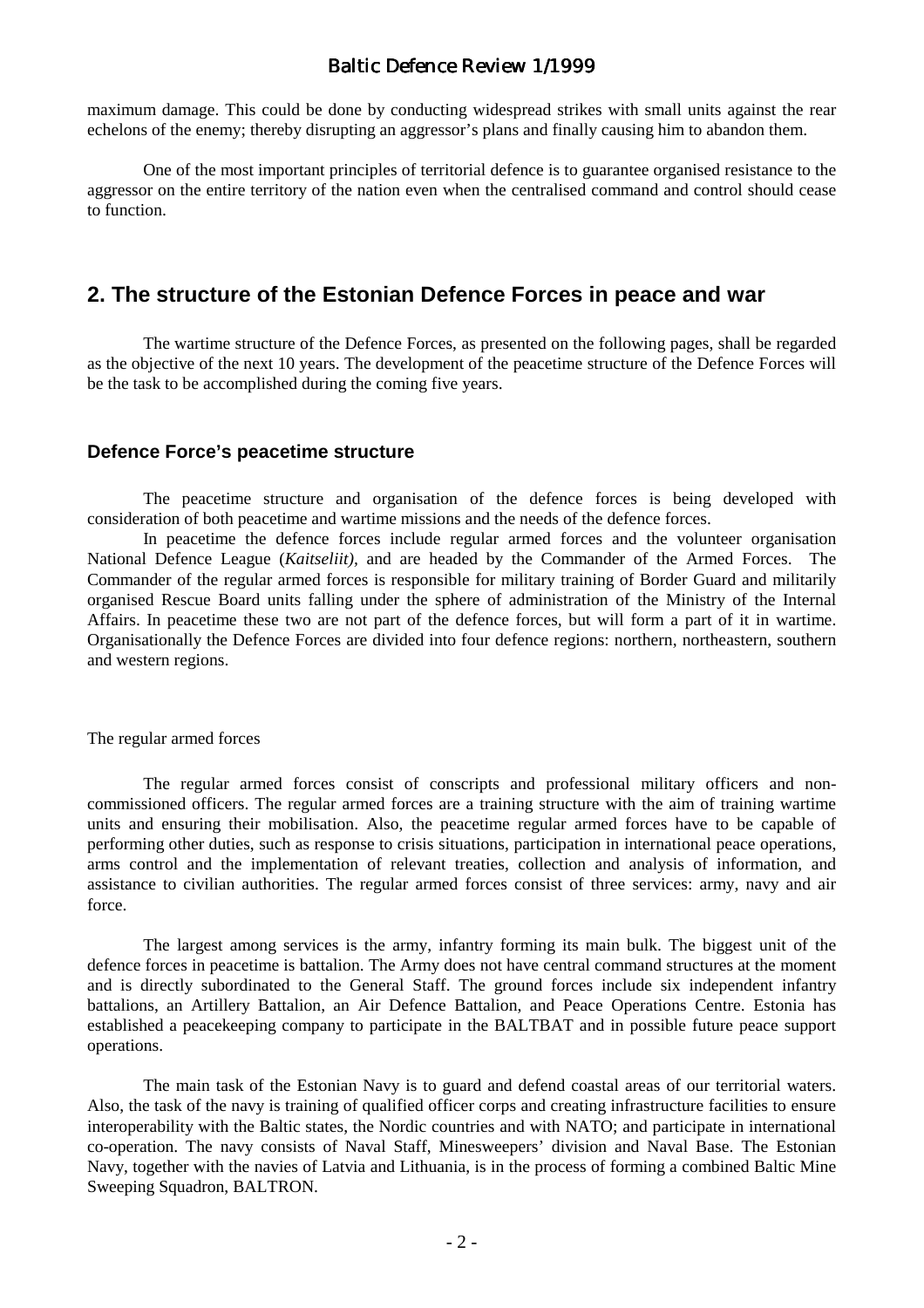maximum damage. This could be done by conducting widespread strikes with small units against the rear echelons of the enemy; thereby disrupting an aggressor's plans and finally causing him to abandon them.

One of the most important principles of territorial defence is to guarantee organised resistance to the aggressor on the entire territory of the nation even when the centralised command and control should cease to function.

## 2. The structure of the Estonian Defence Forces in peace and war

The wartime structure of the Defence Forces, as presented on the following pages, shall be regarded as the objective of the next 10 years. The development of the peacetime structure of the Defence Forces will be the task to be accomplished during the coming five years.

### Defence Force's peacetime structure

The peacetime structure and organisation of the defence forces is being developed with consideration of both peacetime and wartime missions and the needs of the defence forces.

In peacetime the defence forces include regular armed forces and the volunteer organisation National Defence League (*Kaitseliit),* and are headed by the Commander of the Armed Forces. The Commander of the regular armed forces is responsible for military training of Border Guard and militarily organised Rescue Board units falling under the sphere of administration of the Ministry of the Internal Affairs. In peacetime these two are not part of the defence forces, but will form a part of it in wartime. Organisationally the Defence Forces are divided into four defence regions: northern, northeastern, southern and western regions.

The regular armed forces

The regular armed forces consist of conscripts and professional military officers and non-commissioned officers. The regular armed forces are a training structure with the aim of training wartime units and ensuring their mobilisation. Also, the peacetime regular armed forces have to be capable of performing other duties, such as response to crisis situations, participation in international peace operations, arms control and the implementation of relevant treaties, collection and analysis of information, and assistance to civilian authorities. The regular armed forces consist of three services: army, navy and air force.

The largest among services is the army, infantry forming its main bulk. The biggest unit of the defence forces in peacetime is battalion. The Army does not have central command structures at the moment and is directly subordinated to the General Staff. The ground forces include six independent infantry battalions, an Artillery Battalion, an Air Defence Battalion, and Peace Operations Centre. Estonia has established a peacekeeping company to participate in the BALTBAT and in possible future peace support operations.

The main task of the Estonian Navy is to guard and defend coastal areas of our territorial waters. Also, the task of the navy is training of qualified officer corps and creating infrastructure facilities to ensure interoperability with the Baltic states, the Nordic countries and with NATO; and participate in international co-operation. The navy consists of Naval Staff, Minesweepers' division and Naval Base. The Estonian Navy, together with the navies of Latvia and Lithuania, is in the process of forming a combined Baltic Mine Sweeping Squadron, BALTRON.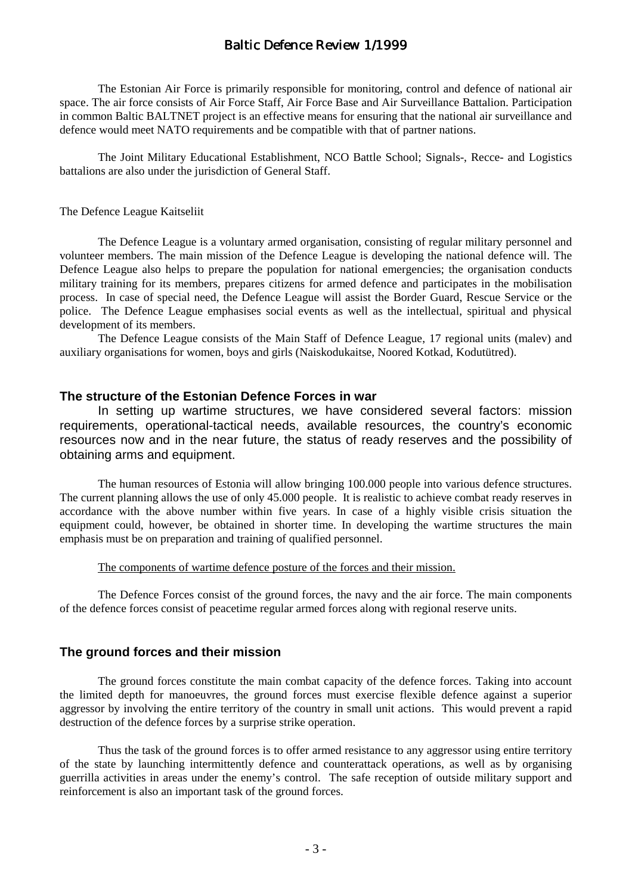The Estonian Air Force is primarily responsible for monitoring, control and defence of national air space. The air force consists of Air Force Staff, Air Force Base and Air Surveillance Battalion. Participation in common Baltic BALTNET project is an effective means for ensuring that the national air surveillance and defence would meet NATO requirements and be compatible with that of partner nations.

The Joint Military Educational Establishment, NCO Battle School; Signals-, Recce- and Logistics battalions are also under the jurisdiction of General Staff.

The Defence League Kaitseliit

The Defence League is a voluntary armed organisation, consisting of regular military personnel and volunteer members. The main mission of the Defence League is developing the national defence will. The Defence League also helps to prepare the population for national emergencies; the organisation conducts military training for its members, prepares citizens for armed defence and participates in the mobilisation process. In case of special need, the Defence League will assist the Border Guard, Rescue Service or the police. The Defence League emphasises social events as well as the intellectual, spiritual and physical development of its members.

The Defence League consists of the Main Staff of Defence League, 17 regional units (malev) and auxiliary organisations for women, boys and girls (Naiskodukaitse, Noored Kotkad, Kodutütred).

## The structure of the Estonian Defence Forces in war

In setting up wartime structures, we have considered several factors: mission requirements, operational-tactical needs, available resources, the country's economic resources now and in the near future, the status of ready reserves and the possibility of obtaining arms and equipment.

The human resources of Estonia will allow bringing 100.000 people into various defence structures. The current planning allows the use of only 45.000 people. It is realistic to achieve combat ready reserves in accordance with the above number within five years. In case of a highly visible crisis situation the equipment could, however, be obtained in shorter time. In developing the wartime structures the main emphasis must be on preparation and training of qualified personnel.

The components of wartime defence posture of the forces and their mission.

The Defence Forces consist of the ground forces, the navy and the air force. The main components of the defence forces consist of peacetime regular armed forces along with regional reserve units.

## The ground forces and their mission

The ground forces constitute the main combat capacity of the defence forces. Taking into account the limited depth for manoeuvres, the ground forces must exercise flexible defence against a superior aggressor by involving the entire territory of the country in small unit actions. This would prevent a rapid destruction of the defence forces by a surprise strike operation.

Thus the task of the ground forces is to offer armed resistance to any aggressor using entire territory of the state by launching intermittently defence and counterattack operations, as well as by organising guerrilla activities in areas under the enemy's control. The safe reception of outside military support and reinforcement is also an important task of the ground forces.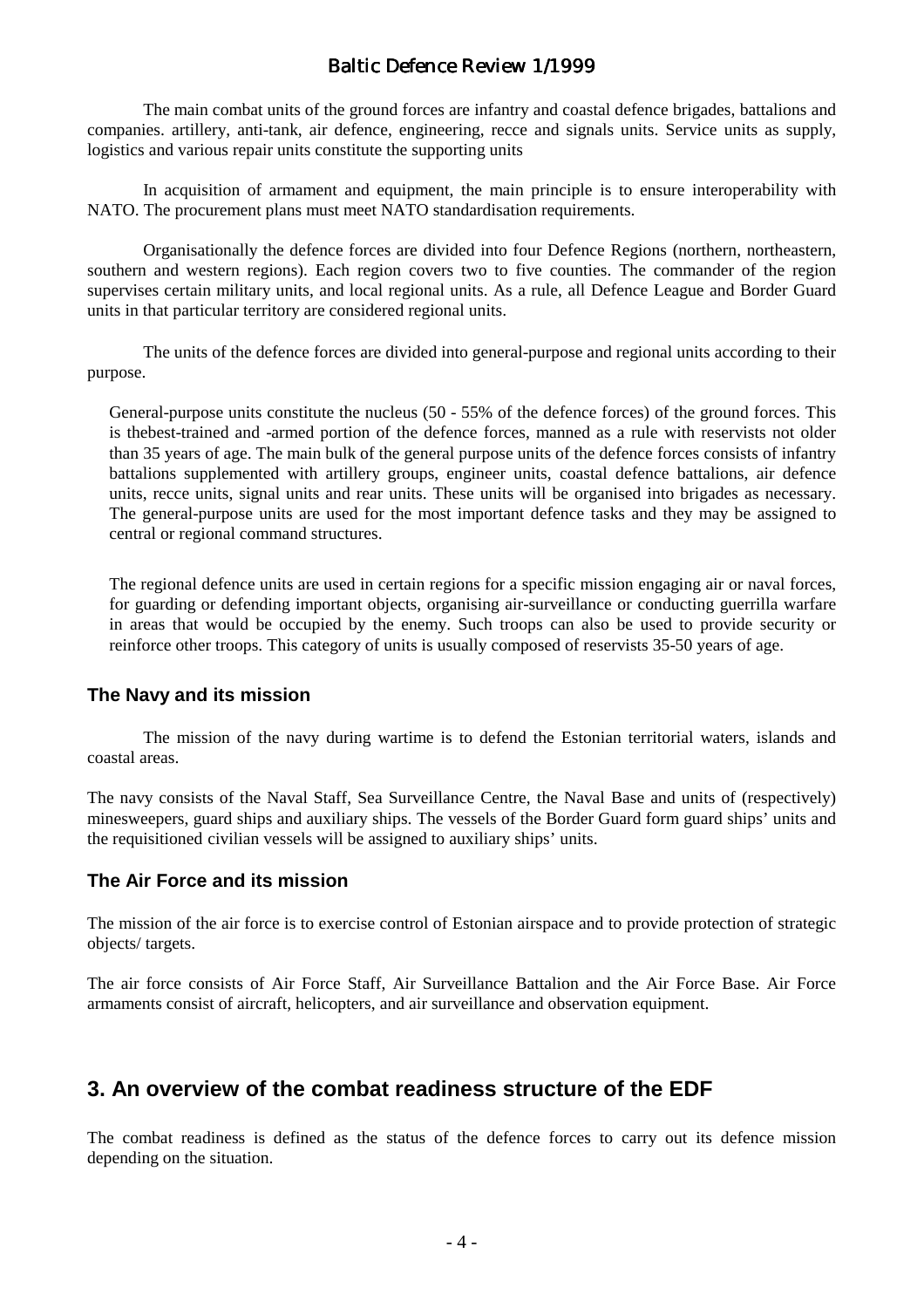The main combat units of the ground forces are infantry and coastal defence brigades, battalions and companies. artillery, anti-tank, air defence, engineering, recce and signals units. Service units as supply, logistics and various repair units constitute the supporting units

In acquisition of armament and equipment, the main principle is to ensure interoperability with NATO. The procurement plans must meet NATO standardisation requirements.

Organisationally the defence forces are divided into four Defence Regions (northern, northeastern, southern and western regions). Each region covers two to five counties. The commander of the region supervises certain military units, and local regional units. As a rule, all Defence League and Border Guard units in that particular territory are considered regional units.

The units of the defence forces are divided into general-purpose and regional units according to their purpose.

General-purpose units constitute the nucleus (50 - 55% of the defence forces) of the ground forces. This is thebest-trained and -armed portion of the defence forces, manned as a rule with reservists not older than 35 years of age. The main bulk of the general purpose units of the defence forces consists of infantry battalions supplemented with artillery groups, engineer units, coastal defence battalions, air defence units, recce units, signal units and rear units. These units will be organised into brigades as necessary. The general-purpose units are used for the most important defence tasks and they may be assigned to central or regional command structures.

The regional defence units are used in certain regions for a specific mission engaging air or naval forces, for guarding or defending important objects, organising air-surveillance or conducting guerrilla warfare in areas that would be occupied by the enemy. Such troops can also be used to provide security or reinforce other troops. This category of units is usually composed of reservists 35-50 years of age.

### The Navy and its mission

The mission of the navy during wartime is to defend the Estonian territorial waters, islands and coastal areas.

The navy consists of the Naval Staff, Sea Surveillance Centre, the Naval Base and units of (respectively) minesweepers, guard ships and auxiliary ships. The vessels of the Border Guard form guard ships' units and the requisitioned civilian vessels will be assigned to auxiliary ships' units.

### The Air Force and its mission

The mission of the air force is to exercise control of Estonian airspace and to provide protection of strategic objects/ targets.

The air force consists of Air Force Staff, Air Surveillance Battalion and the Air Force Base. Air Force armaments consist of aircraft, helicopters, and air surveillance and observation equipment.

## 3. An overview of the combat readiness structure of the EDF

The combat readiness is defined as the status of the defence forces to carry out its defence mission depending on the situation.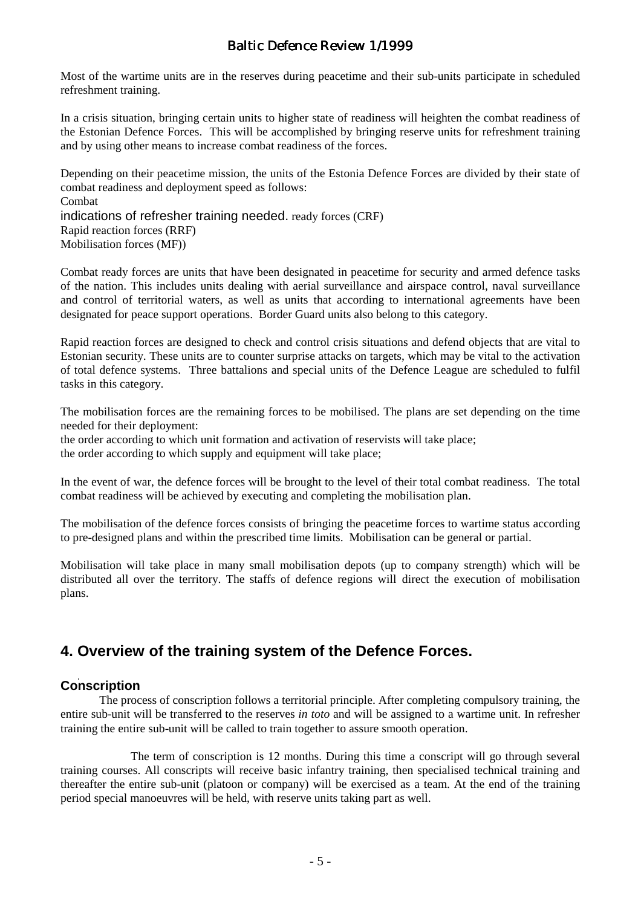Most of the wartime units are in the reserves during peacetime and their sub-units participate in scheduled refreshment training.

In a crisis situation, bringing certain units to higher state of readiness will heighten the combat readiness of the Estonian Defence Forces. This will be accomplished by bringing reserve units for refreshment training and by using other means to increase combat readiness of the forces.

Depending on their peacetime mission, the units of the Estonia Defence Forces are divided by their state of combat readiness and deployment speed as follows:

Combat
indications of refresher training needed. ready forces (CRF)
Rapid reaction forces (RRF)
Mobilisation forces (MF))

Combat ready forces are units that have been designated in peacetime for security and armed defence tasks of the nation. This includes units dealing with aerial surveillance and airspace control, naval surveillance and control of territorial waters, as well as units that according to international agreements have been designated for peace support operations. Border Guard units also belong to this category.

Rapid reaction forces are designed to check and control crisis situations and defend objects that are vital to Estonian security. These units are to counter surprise attacks on targets, which may be vital to the activation of total defence systems. Three battalions and special units of the Defence League are scheduled to fulfil tasks in this category.

The mobilisation forces are the remaining forces to be mobilised. The plans are set depending on the time needed for their deployment:

the order according to which unit formation and activation of reservists will take place;
the order according to which supply and equipment will take place;

In the event of war, the defence forces will be brought to the level of their total combat readiness. The total combat readiness will be achieved by executing and completing the mobilisation plan.

The mobilisation of the defence forces consists of bringing the peacetime forces to wartime status according to pre-designed plans and within the prescribed time limits. Mobilisation can be general or partial.

Mobilisation will take place in many small mobilisation depots (up to company strength) which will be distributed all over the territory. The staffs of defence regions will direct the execution of mobilisation plans.

## 4. Overview of the training system of the Defence Forces.

### Conscription

The process of conscription follows a territorial principle. After completing compulsory training, the entire sub-unit will be transferred to the reserves *in toto* and will be assigned to a wartime unit. In refresher training the entire sub-unit will be called to train together to assure smooth operation.

The term of conscription is 12 months. During this time a conscript will go through several training courses. All conscripts will receive basic infantry training, then specialised technical training and thereafter the entire sub-unit (platoon or company) will be exercised as a team. At the end of the training period special manoeuvres will be held, with reserve units taking part as well.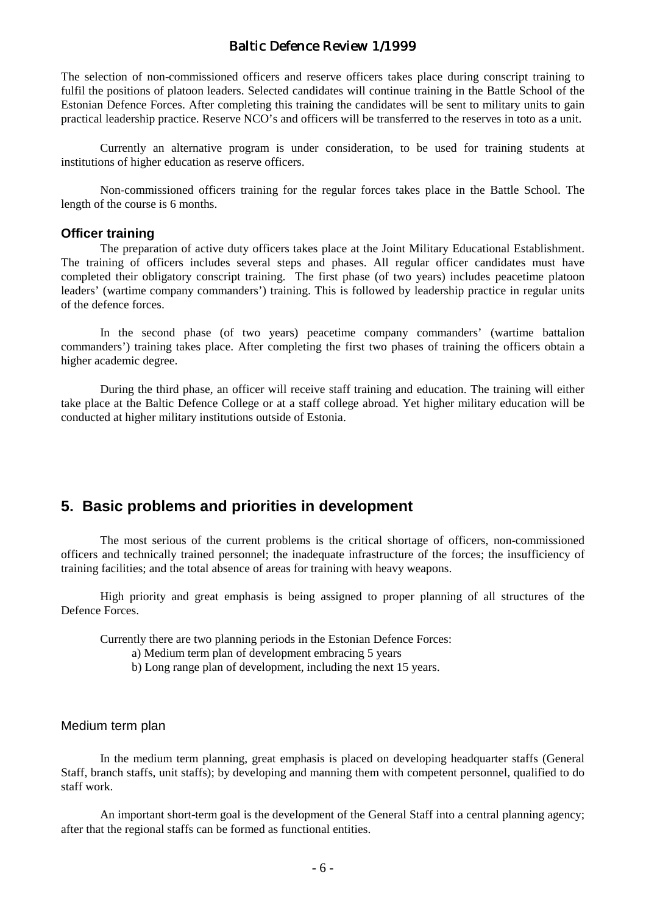The selection of non-commissioned officers and reserve officers takes place during conscript training to fulfil the positions of platoon leaders. Selected candidates will continue training in the Battle School of the Estonian Defence Forces. After completing this training the candidates will be sent to military units to gain practical leadership practice. Reserve NCO's and officers will be transferred to the reserves in toto as a unit.

Currently an alternative program is under consideration, to be used for training students at institutions of higher education as reserve officers.

Non-commissioned officers training for the regular forces takes place in the Battle School. The length of the course is 6 months.

### Officer training

The preparation of active duty officers takes place at the Joint Military Educational Establishment. The training of officers includes several steps and phases. All regular officer candidates must have completed their obligatory conscript training. The first phase (of two years) includes peacetime platoon leaders' (wartime company commanders') training. This is followed by leadership practice in regular units of the defence forces.

In the second phase (of two years) peacetime company commanders' (wartime battalion commanders') training takes place. After completing the first two phases of training the officers obtain a higher academic degree.

During the third phase, an officer will receive staff training and education. The training will either take place at the Baltic Defence College or at a staff college abroad. Yet higher military education will be conducted at higher military institutions outside of Estonia.

## 5. Basic problems and priorities in development

The most serious of the current problems is the critical shortage of officers, non-commissioned officers and technically trained personnel; the inadequate infrastructure of the forces; the insufficiency of training facilities; and the total absence of areas for training with heavy weapons.

High priority and great emphasis is being assigned to proper planning of all structures of the Defence Forces.

Currently there are two planning periods in the Estonian Defence Forces:

a) Medium term plan of development embracing 5 years
b) Long range plan of development, including the next 15 years.

### Medium term plan

In the medium term planning, great emphasis is placed on developing headquarter staffs (General Staff, branch staffs, unit staffs); by developing and manning them with competent personnel, qualified to do staff work.

An important short-term goal is the development of the General Staff into a central planning agency; after that the regional staffs can be formed as functional entities.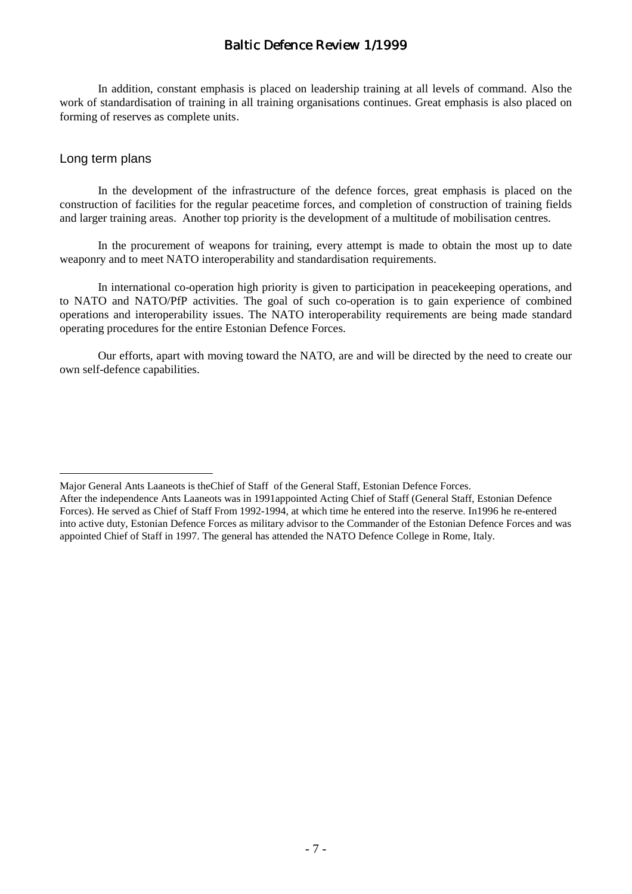In addition, constant emphasis is placed on leadership training at all levels of command. Also the work of standardisation of training in all training organisations continues. Great emphasis is also placed on forming of reserves as complete units.

## Long term plans

In the development of the infrastructure of the defence forces, great emphasis is placed on the construction of facilities for the regular peacetime forces, and completion of construction of training fields and larger training areas. Another top priority is the development of a multitude of mobilisation centres.

In the procurement of weapons for training, every attempt is made to obtain the most up to date weaponry and to meet NATO interoperability and standardisation requirements.

In international co-operation high priority is given to participation in peacekeeping operations, and to NATO and NATO/PfP activities. The goal of such co-operation is to gain experience of combined operations and interoperability issues. The NATO interoperability requirements are being made standard operating procedures for the entire Estonian Defence Forces.

Our efforts, apart with moving toward the NATO, are and will be directed by the need to create our own self-defence capabilities.

---

Major General Ants Laaneots is theChief of Staff of the General Staff, Estonian Defence Forces.
After the independence Ants Laaneots was in 1991appointed Acting Chief of Staff (General Staff, Estonian Defence Forces). He served as Chief of Staff From 1992-1994, at which time he entered into the reserve. In1996 he re-entered into active duty, Estonian Defence Forces as military advisor to the Commander of the Estonian Defence Forces and was appointed Chief of Staff in 1997. The general has attended the NATO Defence College in Rome, Italy.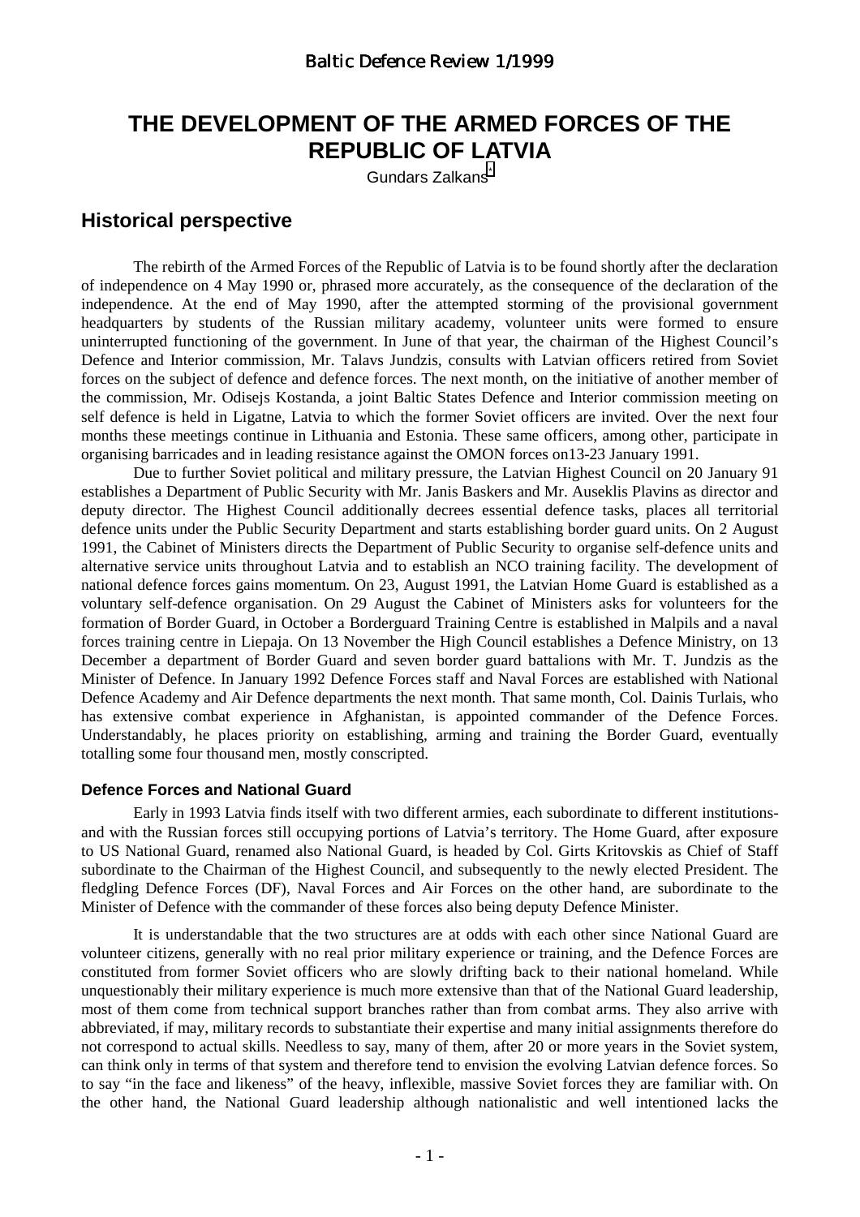# THE DEVELOPMENT OF THE ARMED FORCES OF THE REPUBLIC OF LATVIA

Gundars Zalkans[*]

## Historical perspective

The rebirth of the Armed Forces of the Republic of Latvia is to be found shortly after the declaration of independence on 4 May 1990 or, phrased more accurately, as the consequence of the declaration of the independence. At the end of May 1990, after the attempted storming of the provisional government headquarters by students of the Russian military academy, volunteer units were formed to ensure uninterrupted functioning of the government. In June of that year, the chairman of the Highest Council's Defence and Interior commission, Mr. Talavs Jundzis, consults with Latvian officers retired from Soviet forces on the subject of defence and defence forces. The next month, on the initiative of another member of the commission, Mr. Odisejs Kostanda, a joint Baltic States Defence and Interior commission meeting on self defence is held in Ligatne, Latvia to which the former Soviet officers are invited. Over the next four months these meetings continue in Lithuania and Estonia. These same officers, among other, participate in organising barricades and in leading resistance against the OMON forces on13-23 January 1991.

Due to further Soviet political and military pressure, the Latvian Highest Council on 20 January 91 establishes a Department of Public Security with Mr. Janis Baskers and Mr. Auseklis Plavins as director and deputy director. The Highest Council additionally decrees essential defence tasks, places all territorial defence units under the Public Security Department and starts establishing border guard units. On 2 August 1991, the Cabinet of Ministers directs the Department of Public Security to organise self-defence units and alternative service units throughout Latvia and to establish an NCO training facility. The development of national defence forces gains momentum. On 23, August 1991, the Latvian Home Guard is established as a voluntary self-defence organisation. On 29 August the Cabinet of Ministers asks for volunteers for the formation of Border Guard, in October a Borderguard Training Centre is established in Malpils and a naval forces training centre in Liepaja. On 13 November the High Council establishes a Defence Ministry, on 13 December a department of Border Guard and seven border guard battalions with Mr. T. Jundzis as the Minister of Defence. In January 1992 Defence Forces staff and Naval Forces are established with National Defence Academy and Air Defence departments the next month. That same month, Col. Dainis Turlais, who has extensive combat experience in Afghanistan, is appointed commander of the Defence Forces. Understandably, he places priority on establishing, arming and training the Border Guard, eventually totalling some four thousand men, mostly conscripted.

### Defence Forces and National Guard

Early in 1993 Latvia finds itself with two different armies, each subordinate to different institutions- and with the Russian forces still occupying portions of Latvia's territory. The Home Guard, after exposure to US National Guard, renamed also National Guard, is headed by Col. Girts Kritovskis as Chief of Staff subordinate to the Chairman of the Highest Council, and subsequently to the newly elected President. The fledgling Defence Forces (DF), Naval Forces and Air Forces on the other hand, are subordinate to the Minister of Defence with the commander of these forces also being deputy Defence Minister.

It is understandable that the two structures are at odds with each other since National Guard are volunteer citizens, generally with no real prior military experience or training, and the Defence Forces are constituted from former Soviet officers who are slowly drifting back to their national homeland. While unquestionably their military experience is much more extensive than that of the National Guard leadership, most of them come from technical support branches rather than from combat arms. They also arrive with abbreviated, if may, military records to substantiate their expertise and many initial assignments therefore do not correspond to actual skills. Needless to say, many of them, after 20 or more years in the Soviet system, can think only in terms of that system and therefore tend to envision the evolving Latvian defence forces. So to say "in the face and likeness" of the heavy, inflexible, massive Soviet forces they are familiar with. On the other hand, the National Guard leadership although nationalistic and well intentioned lacks the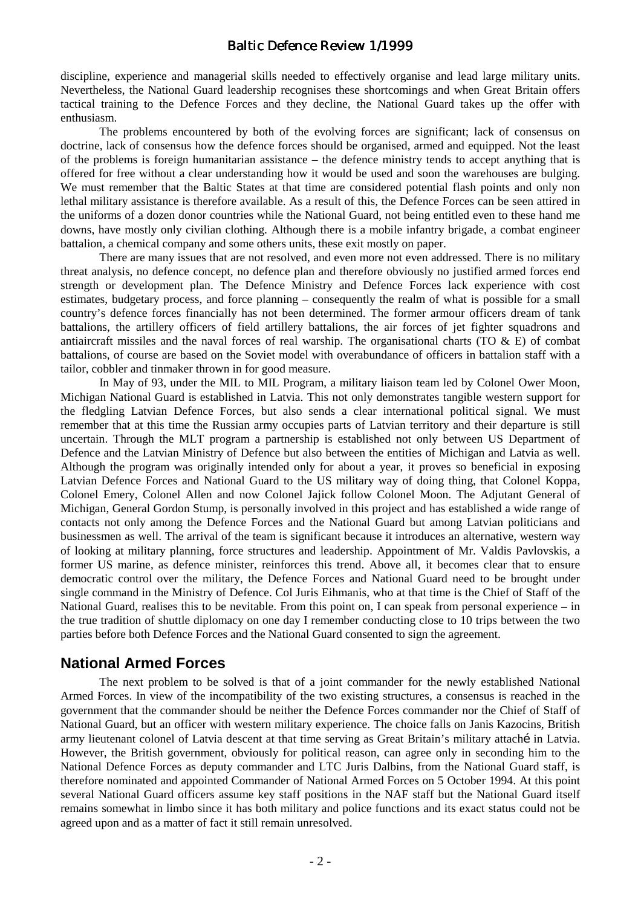discipline, experience and managerial skills needed to effectively organise and lead large military units. Nevertheless, the National Guard leadership recognises these shortcomings and when Great Britain offers tactical training to the Defence Forces and they decline, the National Guard takes up the offer with enthusiasm.

The problems encountered by both of the evolving forces are significant; lack of consensus on doctrine, lack of consensus how the defence forces should be organised, armed and equipped. Not the least of the problems is foreign humanitarian assistance – the defence ministry tends to accept anything that is offered for free without a clear understanding how it would be used and soon the warehouses are bulging. We must remember that the Baltic States at that time are considered potential flash points and only non lethal military assistance is therefore available. As a result of this, the Defence Forces can be seen attired in the uniforms of a dozen donor countries while the National Guard, not being entitled even to these hand me downs, have mostly only civilian clothing. Although there is a mobile infantry brigade, a combat engineer battalion, a chemical company and some others units, these exit mostly on paper.

There are many issues that are not resolved, and even more not even addressed. There is no military threat analysis, no defence concept, no defence plan and therefore obviously no justified armed forces end strength or development plan. The Defence Ministry and Defence Forces lack experience with cost estimates, budgetary process, and force planning – consequently the realm of what is possible for a small country's defence forces financially has not been determined. The former armour officers dream of tank battalions, the artillery officers of field artillery battalions, the air forces of jet fighter squadrons and antiaircraft missiles and the naval forces of real warship. The organisational charts (TO & E) of combat battalions, of course are based on the Soviet model with overabundance of officers in battalion staff with a tailor, cobbler and tinmaker thrown in for good measure.

In May of 93, under the MIL to MIL Program, a military liaison team led by Colonel Ower Moon, Michigan National Guard is established in Latvia. This not only demonstrates tangible western support for the fledgling Latvian Defence Forces, but also sends a clear international political signal. We must remember that at this time the Russian army occupies parts of Latvian territory and their departure is still uncertain. Through the MLT program a partnership is established not only between US Department of Defence and the Latvian Ministry of Defence but also between the entities of Michigan and Latvia as well. Although the program was originally intended only for about a year, it proves so beneficial in exposing Latvian Defence Forces and National Guard to the US military way of doing thing, that Colonel Koppa, Colonel Emery, Colonel Allen and now Colonel Jajick follow Colonel Moon. The Adjutant General of Michigan, General Gordon Stump, is personally involved in this project and has established a wide range of contacts not only among the Defence Forces and the National Guard but among Latvian politicians and businessmen as well. The arrival of the team is significant because it introduces an alternative, western way of looking at military planning, force structures and leadership. Appointment of Mr. Valdis Pavlovskis, a former US marine, as defence minister, reinforces this trend. Above all, it becomes clear that to ensure democratic control over the military, the Defence Forces and National Guard need to be brought under single command in the Ministry of Defence. Col Juris Eihmanis, who at that time is the Chief of Staff of the National Guard, realises this to be nevitable. From this point on, I can speak from personal experience – in the true tradition of shuttle diplomacy on one day I remember conducting close to 10 trips between the two parties before both Defence Forces and the National Guard consented to sign the agreement.

## National Armed Forces

The next problem to be solved is that of a joint commander for the newly established National Armed Forces. In view of the incompatibility of the two existing structures, a consensus is reached in the government that the commander should be neither the Defence Forces commander nor the Chief of Staff of National Guard, but an officer with western military experience. The choice falls on Janis Kazocins, British army lieutenant colonel of Latvia descent at that time serving as Great Britain's military attaché in Latvia. However, the British government, obviously for political reason, can agree only in seconding him to the National Defence Forces as deputy commander and LTC Juris Dalbins, from the National Guard staff, is therefore nominated and appointed Commander of National Armed Forces on 5 October 1994. At this point several National Guard officers assume key staff positions in the NAF staff but the National Guard itself remains somewhat in limbo since it has both military and police functions and its exact status could not be agreed upon and as a matter of fact it still remain unresolved.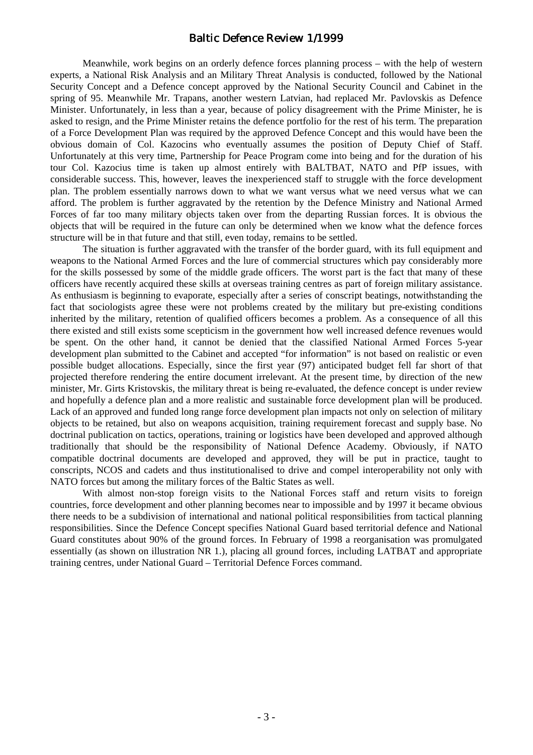Meanwhile, work begins on an orderly defence forces planning process – with the help of western experts, a National Risk Analysis and an Military Threat Analysis is conducted, followed by the National Security Concept and a Defence concept approved by the National Security Council and Cabinet in the spring of 95. Meanwhile Mr. Trapans, another western Latvian, had replaced Mr. Pavlovskis as Defence Minister. Unfortunately, in less than a year, because of policy disagreement with the Prime Minister, he is asked to resign, and the Prime Minister retains the defence portfolio for the rest of his term. The preparation of a Force Development Plan was required by the approved Defence Concept and this would have been the obvious domain of Col. Kazocins who eventually assumes the position of Deputy Chief of Staff. Unfortunately at this very time, Partnership for Peace Program come into being and for the duration of his tour Col. Kazocius time is taken up almost entirely with BALTBAT, NATO and PfP issues, with considerable success. This, however, leaves the inexperienced staff to struggle with the force development plan. The problem essentially narrows down to what we want versus what we need versus what we can afford. The problem is further aggravated by the retention by the Defence Ministry and National Armed Forces of far too many military objects taken over from the departing Russian forces. It is obvious the objects that will be required in the future can only be determined when we know what the defence forces structure will be in that future and that still, even today, remains to be settled.

The situation is further aggravated with the transfer of the border guard, with its full equipment and weapons to the National Armed Forces and the lure of commercial structures which pay considerably more for the skills possessed by some of the middle grade officers. The worst part is the fact that many of these officers have recently acquired these skills at overseas training centres as part of foreign military assistance. As enthusiasm is beginning to evaporate, especially after a series of conscript beatings, notwithstanding the fact that sociologists agree these were not problems created by the military but pre-existing conditions inherited by the military, retention of qualified officers becomes a problem. As a consequence of all this there existed and still exists some scepticism in the government how well increased defence revenues would be spent. On the other hand, it cannot be denied that the classified National Armed Forces 5-year development plan submitted to the Cabinet and accepted "for information" is not based on realistic or even possible budget allocations. Especially, since the first year (97) anticipated budget fell far short of that projected therefore rendering the entire document irrelevant. At the present time, by direction of the new minister, Mr. Girts Kristovskis, the military threat is being re-evaluated, the defence concept is under review and hopefully a defence plan and a more realistic and sustainable force development plan will be produced. Lack of an approved and funded long range force development plan impacts not only on selection of military objects to be retained, but also on weapons acquisition, training requirement forecast and supply base. No doctrinal publication on tactics, operations, training or logistics have been developed and approved although traditionally that should be the responsibility of National Defence Academy. Obviously, if NATO compatible doctrinal documents are developed and approved, they will be put in practice, taught to conscripts, NCOS and cadets and thus institutionalised to drive and compel interoperability not only with NATO forces but among the military forces of the Baltic States as well.

With almost non-stop foreign visits to the National Forces staff and return visits to foreign countries, force development and other planning becomes near to impossible and by 1997 it became obvious there needs to be a subdivision of international and national political responsibilities from tactical planning responsibilities. Since the Defence Concept specifies National Guard based territorial defence and National Guard constitutes about 90% of the ground forces. In February of 1998 a reorganisation was promulgated essentially (as shown on illustration NR 1.), placing all ground forces, including LATBAT and appropriate training centres, under National Guard – Territorial Defence Forces command.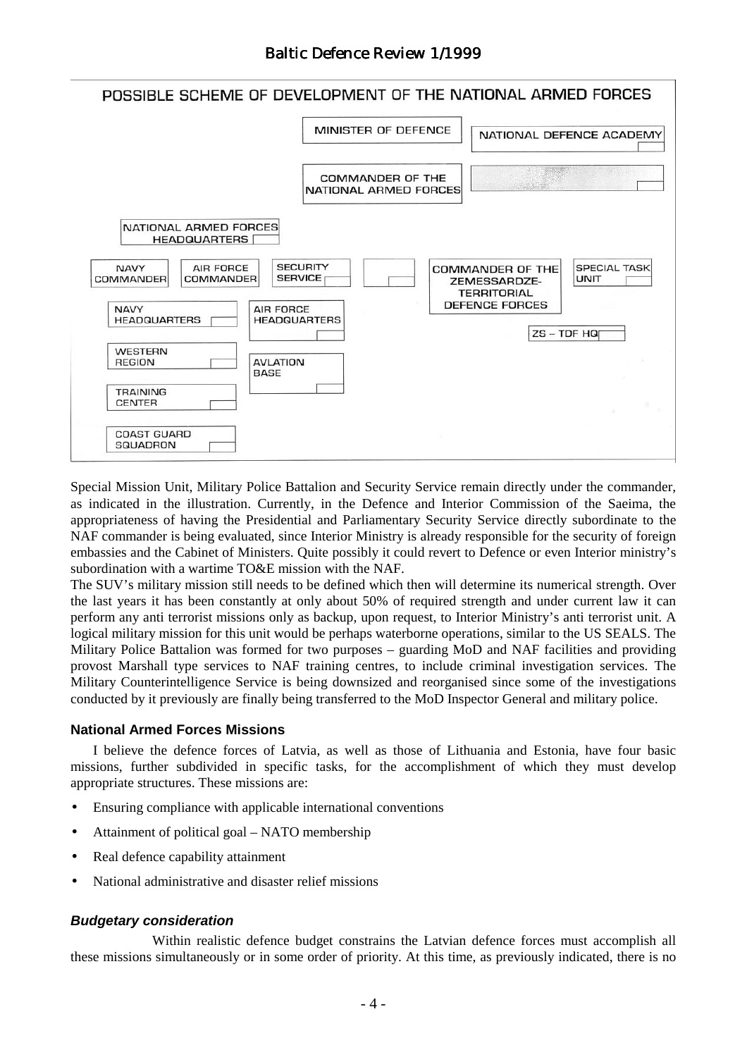POSSIBLE SCHEME OF DEVELOPMENT OF THE NATIONAL ARMED FORCES

MINISTER OF DEFENCE

NATIONAL DEFENCE ACADEMY

COMMANDER OF THE NATIONAL ARMED FORCES

NATIONAL ARMED FORCES HEADQUARTERS

NAVY COMMANDER

AIR FORCE COMMANDER

SECURITY SERVICE

COMMANDER OF THE ZEMESSARDZE-TERRITORIAL DEFENCE FORCES

SPECIAL TASK UNIT

NAVY HEADQUARTERS

AIR FORCE HEADQUARTERS

ZS – TDF HQ

WESTERN REGION

AVLATION BASE

TRAINING CENTER

COAST GUARD SQUADRON

Special Mission Unit, Military Police Battalion and Security Service remain directly under the commander, as indicated in the illustration. Currently, in the Defence and Interior Commission of the Saeima, the appropriateness of having the Presidential and Parliamentary Security Service directly subordinate to the NAF commander is being evaluated, since Interior Ministry is already responsible for the security of foreign embassies and the Cabinet of Ministers. Quite possibly it could revert to Defence or even Interior ministry's subordination with a wartime TO&E mission with the NAF.

The SUV's military mission still needs to be defined which then will determine its numerical strength. Over the last years it has been constantly at only about 50% of required strength and under current law it can perform any anti terrorist missions only as backup, upon request, to Interior Ministry's anti terrorist unit. A logical military mission for this unit would be perhaps waterborne operations, similar to the US SEALS. The Military Police Battalion was formed for two purposes – guarding MoD and NAF facilities and providing provost Marshall type services to NAF training centres, to include criminal investigation services. The Military Counterintelligence Service is being downsized and reorganised since some of the investigations conducted by it previously are finally being transferred to the MoD Inspector General and military police.

#### National Armed Forces Missions

I believe the defence forces of Latvia, as well as those of Lithuania and Estonia, have four basic missions, further subdivided in specific tasks, for the accomplishment of which they must develop appropriate structures. These missions are:

- Ensuring compliance with applicable international conventions
- Attainment of political goal – NATO membership
- Real defence capability attainment
- National administrative and disaster relief missions

#### *Budgetary consideration*

Within realistic defence budget constrains the Latvian defence forces must accomplish all these missions simultaneously or in some order of priority. At this time, as previously indicated, there is no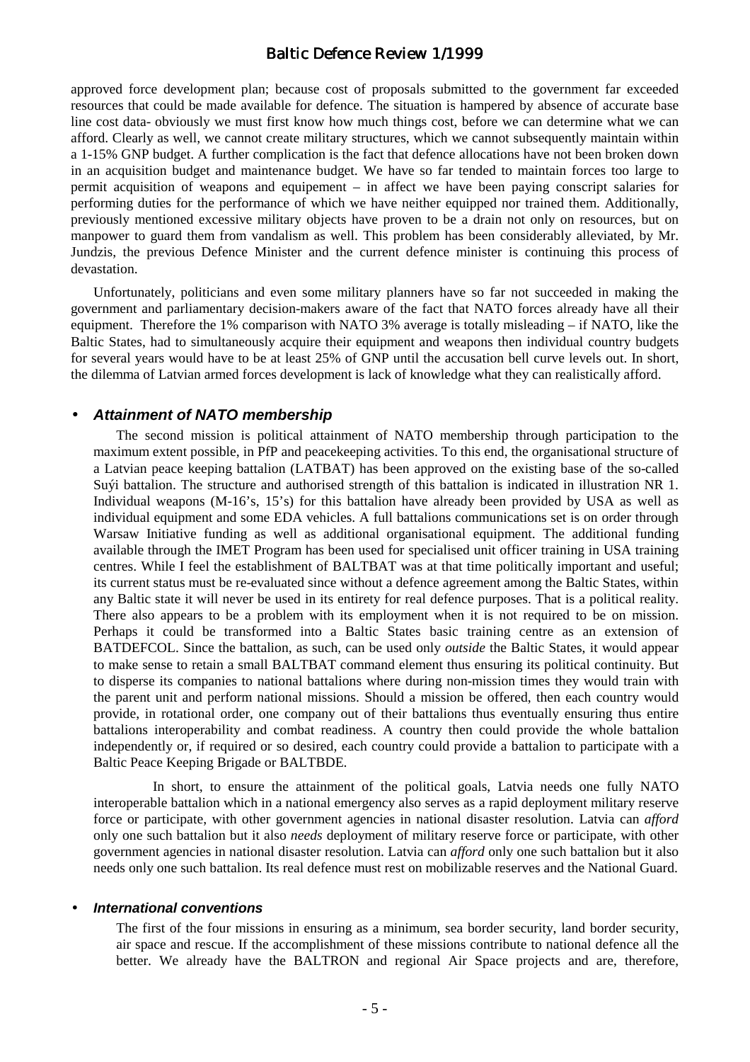approved force development plan; because cost of proposals submitted to the government far exceeded resources that could be made available for defence. The situation is hampered by absence of accurate base line cost data- obviously we must first know how much things cost, before we can determine what we can afford. Clearly as well, we cannot create military structures, which we cannot subsequently maintain within a 1-15% GNP budget. A further complication is the fact that defence allocations have not been broken down in an acquisition budget and maintenance budget. We have so far tended to maintain forces too large to permit acquisition of weapons and equipement – in affect we have been paying conscript salaries for performing duties for the performance of which we have neither equipped nor trained them. Additionally, previously mentioned excessive military objects have proven to be a drain not only on resources, but on manpower to guard them from vandalism as well. This problem has been considerably alleviated, by Mr. Jundzis, the previous Defence Minister and the current defence minister is continuing this process of devastation.

Unfortunately, politicians and even some military planners have so far not succeeded in making the government and parliamentary decision-makers aware of the fact that NATO forces already have all their equipment. Therefore the 1% comparison with NATO 3% average is totally misleading – if NATO, like the Baltic States, had to simultaneously acquire their equipment and weapons then individual country budgets for several years would have to be at least 25% of GNP until the accusation bell curve levels out. In short, the dilemma of Latvian armed forces development is lack of knowledge what they can realistically afford.

- ***Attainment of NATO membership***

  The second mission is political attainment of NATO membership through participation to the maximum extent possible, in PfP and peacekeeping activities. To this end, the organisational structure of a Latvian peace keeping battalion (LATBAT) has been approved on the existing base of the so-called Suýi battalion. The structure and authorised strength of this battalion is indicated in illustration NR 1. Individual weapons (M-16's, 15's) for this battalion have already been provided by USA as well as individual equipment and some EDA vehicles. A full battalions communications set is on order through Warsaw Initiative funding as well as additional organisational equipment. The additional funding available through the IMET Program has been used for specialised unit officer training in USA training centres. While I feel the establishment of BALTBAT was at that time politically important and useful; its current status must be re-evaluated since without a defence agreement among the Baltic States, within any Baltic state it will never be used in its entirety for real defence purposes. That is a political reality. There also appears to be a problem with its employment when it is not required to be on mission. Perhaps it could be transformed into a Baltic States basic training centre as an extension of BATDEFCOL. Since the battalion, as such, can be used only *outside* the Baltic States, it would appear to make sense to retain a small BALTBAT command element thus ensuring its political continuity. But to disperse its companies to national battalions where during non-mission times they would train with the parent unit and perform national missions. Should a mission be offered, then each country would provide, in rotational order, one company out of their battalions thus eventually ensuring thus entire battalions interoperability and combat readiness. A country then could provide the whole battalion independently or, if required or so desired, each country could provide a battalion to participate with a Baltic Peace Keeping Brigade or BALTBDE.

  In short, to ensure the attainment of the political goals, Latvia needs one fully NATO interoperable battalion which in a national emergency also serves as a rapid deployment military reserve force or participate, with other government agencies in national disaster resolution. Latvia can *afford* only one such battalion but it also *needs* deployment of military reserve force or participate, with other government agencies in national disaster resolution. Latvia can *afford* only one such battalion but it also needs only one such battalion. Its real defence must rest on mobilizable reserves and the National Guard.

- ***International conventions***

  The first of the four missions in ensuring as a minimum, sea border security, land border security, air space and rescue. If the accomplishment of these missions contribute to national defence all the better. We already have the BALTRON and regional Air Space projects and are, therefore,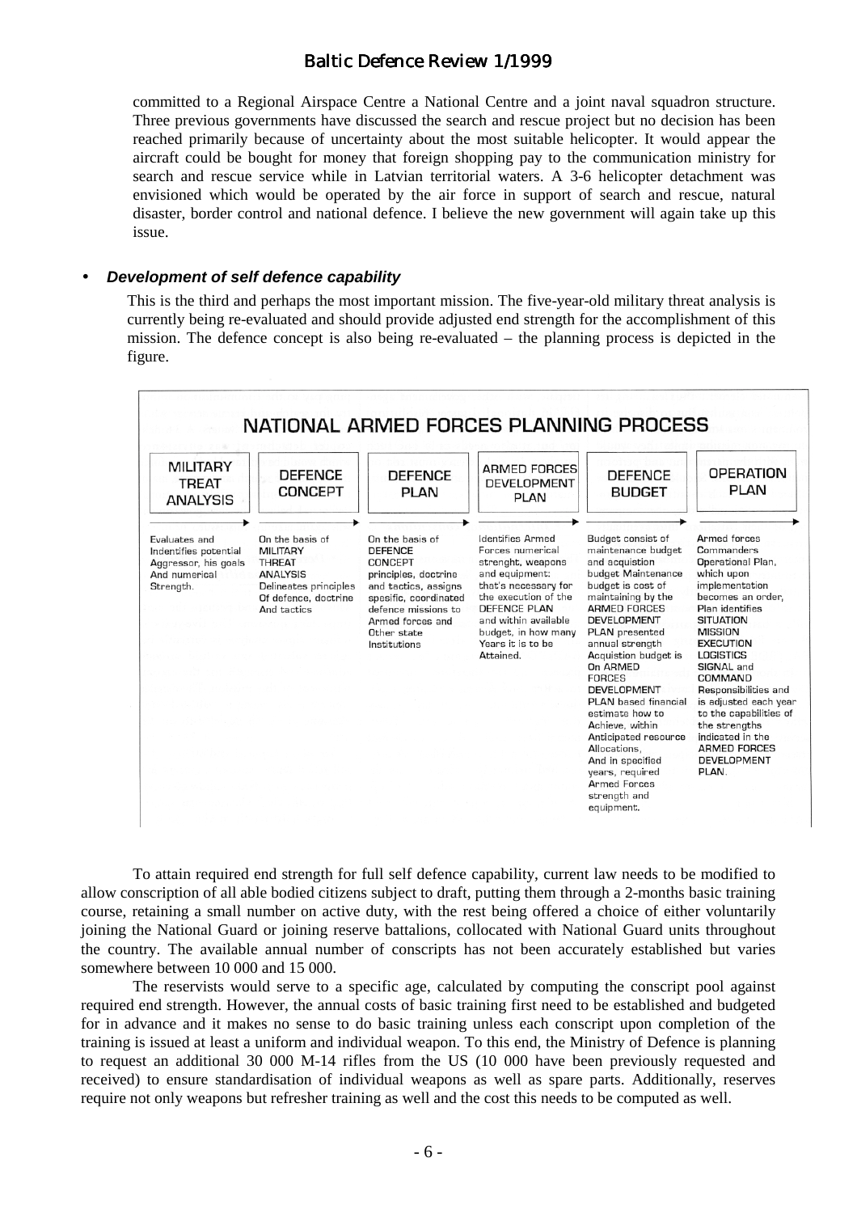committed to a Regional Airspace Centre a National Centre and a joint naval squadron structure. Three previous governments have discussed the search and rescue project but no decision has been reached primarily because of uncertainty about the most suitable helicopter. It would appear the aircraft could be bought for money that foreign shopping pay to the communication ministry for search and rescue service while in Latvian territorial waters. A 3-6 helicopter detachment was envisioned which would be operated by the air force in support of search and rescue, natural disaster, border control and national defence. I believe the new government will again take up this issue.

- ***Development of self defence capability***

This is the third and perhaps the most important mission. The five-year-old military threat analysis is currently being re-evaluated and should provide adjusted end strength for the accomplishment of this mission. The defence concept is also being re-evaluated – the planning process is depicted in the figure.

**NATIONAL ARMED FORCES PLANNING PROCESS**

| MILITARY TREAT ANALYSIS | DEFENCE CONCEPT | DEFENCE PLAN | ARMED FORCES DEVELOPMENT PLAN | DEFENCE BUDGET | OPERATION PLAN |
|---|---|---|---|---|---|
| Evaluates and Indentifies potential Aggressor, his goals And numerical Strength. | On the basis of MILITARY THREAT ANALYSIS Delineates principles Of defence, doctrine And tactics | On the basis of DEFENCE CONCEPT principles, doctrine and tactics, assigns spesific, coordinated defence missions to Armed forces and Other state Institutions | Identifies Armed Forces numerical strenght, weapons and equipment: that's necessary for the execution of the DEFENCE PLAN and within available budget, in how many Years it is to be Attained. | Budget consist of maintenance budget and acquistion budget Maintenance budget is cost of maintaining by the ARMED FORCES DEVELOPMENT PLAN presented annual strength Acquistion budget is On ARMED FORCES DEVELOPMENT PLAN based financial estimate how to Achieve, within Anticipated resource Allocations, And in specified years, required Armed Forces strength and equipment. | Armed forces Commanders Operational Plan, which upon implementation becomes an order, Plan identifies SITUATION MISSION EXECUTION LOGISTICS SIGNAL and COMMAND Responsibilities and is adjusted each year to the capabilities of the strengths indicated in the ARMED FORCES DEVELOPMENT PLAN. |

To attain required end strength for full self defence capability, current law needs to be modified to allow conscription of all able bodied citizens subject to draft, putting them through a 2-months basic training course, retaining a small number on active duty, with the rest being offered a choice of either voluntarily joining the National Guard or joining reserve battalions, collocated with National Guard units throughout the country. The available annual number of conscripts has not been accurately established but varies somewhere between 10 000 and 15 000.

The reservists would serve to a specific age, calculated by computing the conscript pool against required end strength. However, the annual costs of basic training first need to be established and budgeted for in advance and it makes no sense to do basic training unless each conscript upon completion of the training is issued at least a uniform and individual weapon. To this end, the Ministry of Defence is planning to request an additional 30 000 M-14 rifles from the US (10 000 have been previously requested and received) to ensure standardisation of individual weapons as well as spare parts. Additionally, reserves require not only weapons but refresher training as well and the cost this needs to be computed as well.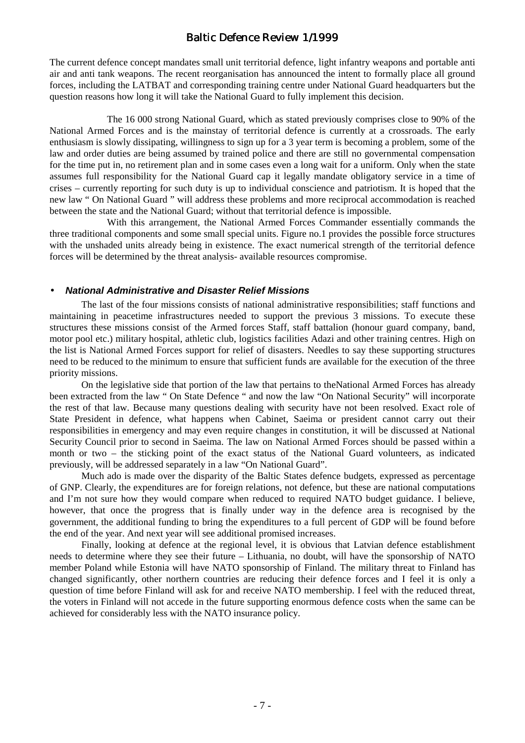The current defence concept mandates small unit territorial defence, light infantry weapons and portable anti air and anti tank weapons. The recent reorganisation has announced the intent to formally place all ground forces, including the LATBAT and corresponding training centre under National Guard headquarters but the question reasons how long it will take the National Guard to fully implement this decision.

The 16 000 strong National Guard, which as stated previously comprises close to 90% of the National Armed Forces and is the mainstay of territorial defence is currently at a crossroads. The early enthusiasm is slowly dissipating, willingness to sign up for a 3 year term is becoming a problem, some of the law and order duties are being assumed by trained police and there are still no governmental compensation for the time put in, no retirement plan and in some cases even a long wait for a uniform. Only when the state assumes full responsibility for the National Guard cap it legally mandate obligatory service in a time of crises – currently reporting for such duty is up to individual conscience and patriotism. It is hoped that the new law " On National Guard " will address these problems and more reciprocal accommodation is reached between the state and the National Guard; without that territorial defence is impossible.

With this arrangement, the National Armed Forces Commander essentially commands the three traditional components and some small special units. Figure no.1 provides the possible force structures with the unshaded units already being in existence. The exact numerical strength of the territorial defence forces will be determined by the threat analysis- available resources compromise.

- ***National Administrative and Disaster Relief Missions***

The last of the four missions consists of national administrative responsibilities; staff functions and maintaining in peacetime infrastructures needed to support the previous 3 missions. To execute these structures these missions consist of the Armed forces Staff, staff battalion (honour guard company, band, motor pool etc.) military hospital, athletic club, logistics facilities Adazi and other training centres. High on the list is National Armed Forces support for relief of disasters. Needles to say these supporting structures need to be reduced to the minimum to ensure that sufficient funds are available for the execution of the three priority missions.

On the legislative side that portion of the law that pertains to theNational Armed Forces has already been extracted from the law " On State Defence " and now the law "On National Security" will incorporate the rest of that law. Because many questions dealing with security have not been resolved. Exact role of State President in defence, what happens when Cabinet, Saeima or president cannot carry out their responsibilities in emergency and may even require changes in constitution, it will be discussed at National Security Council prior to second in Saeima. The law on National Armed Forces should be passed within a month or two – the sticking point of the exact status of the National Guard volunteers, as indicated previously, will be addressed separately in a law "On National Guard".

Much ado is made over the disparity of the Baltic States defence budgets, expressed as percentage of GNP. Clearly, the expenditures are for foreign relations, not defence, but these are national computations and I'm not sure how they would compare when reduced to required NATO budget guidance. I believe, however, that once the progress that is finally under way in the defence area is recognised by the government, the additional funding to bring the expenditures to a full percent of GDP will be found before the end of the year. And next year will see additional promised increases.

Finally, looking at defence at the regional level, it is obvious that Latvian defence establishment needs to determine where they see their future – Lithuania, no doubt, will have the sponsorship of NATO member Poland while Estonia will have NATO sponsorship of Finland. The military threat to Finland has changed significantly, other northern countries are reducing their defence forces and I feel it is only a question of time before Finland will ask for and receive NATO membership. I feel with the reduced threat, the voters in Finland will not accede in the future supporting enormous defence costs when the same can be achieved for considerably less with the NATO insurance policy.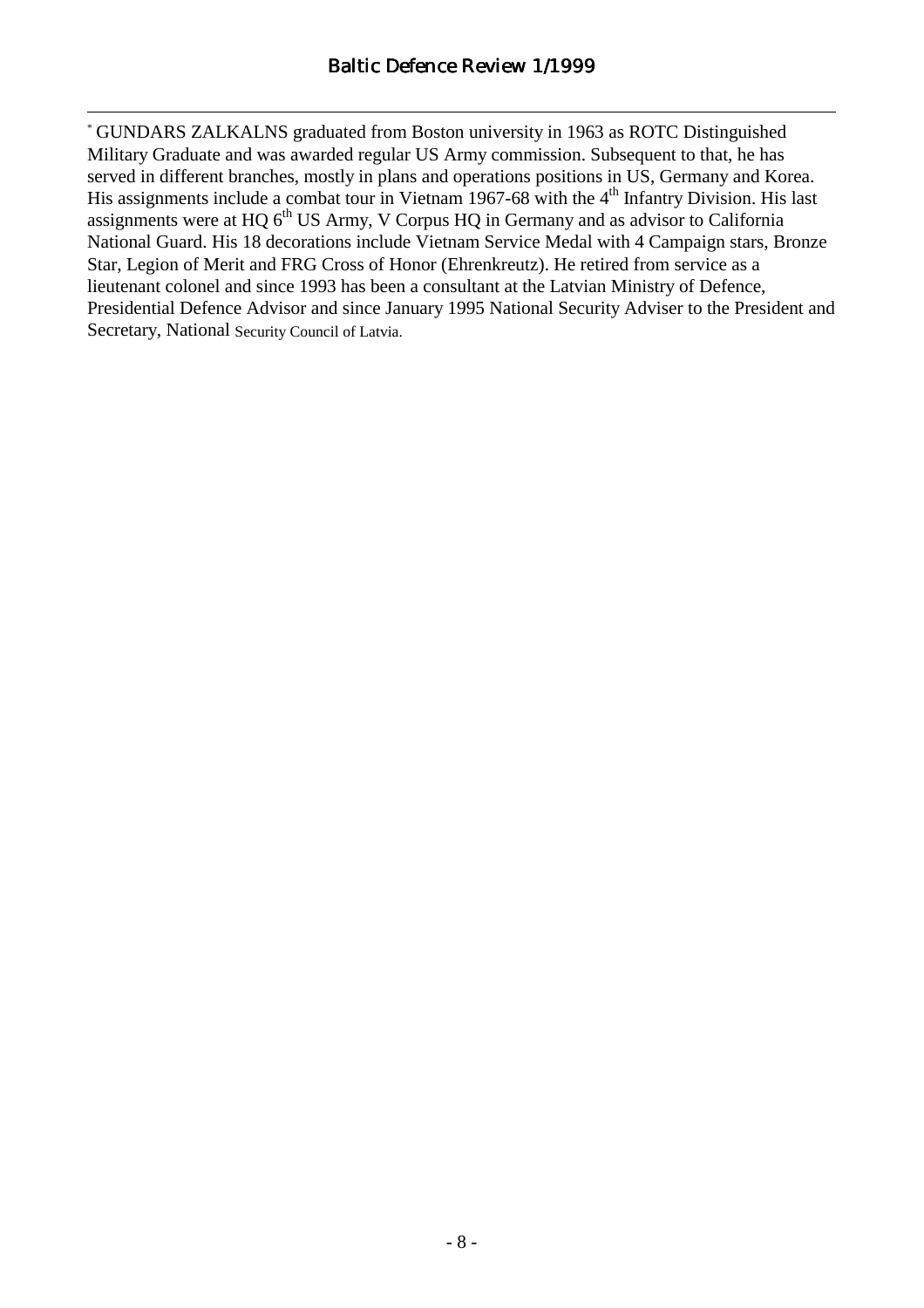* GUNDARS ZALKALNS graduated from Boston university in 1963 as ROTC Distinguished Military Graduate and was awarded regular US Army commission. Subsequent to that, he has served in different branches, mostly in plans and operations positions in US, Germany and Korea. His assignments include a combat tour in Vietnam 1967-68 with the 4th Infantry Division. His last assignments were at HQ 6th US Army, V Corpus HQ in Germany and as advisor to California National Guard. His 18 decorations include Vietnam Service Medal with 4 Campaign stars, Bronze Star, Legion of Merit and FRG Cross of Honor (Ehrenkreutz). He retired from service as a lieutenant colonel and since 1993 has been a consultant at the Latvian Ministry of Defence, Presidential Defence Advisor and since January 1995 National Security Adviser to the President and Secretary, National Security Council of Latvia.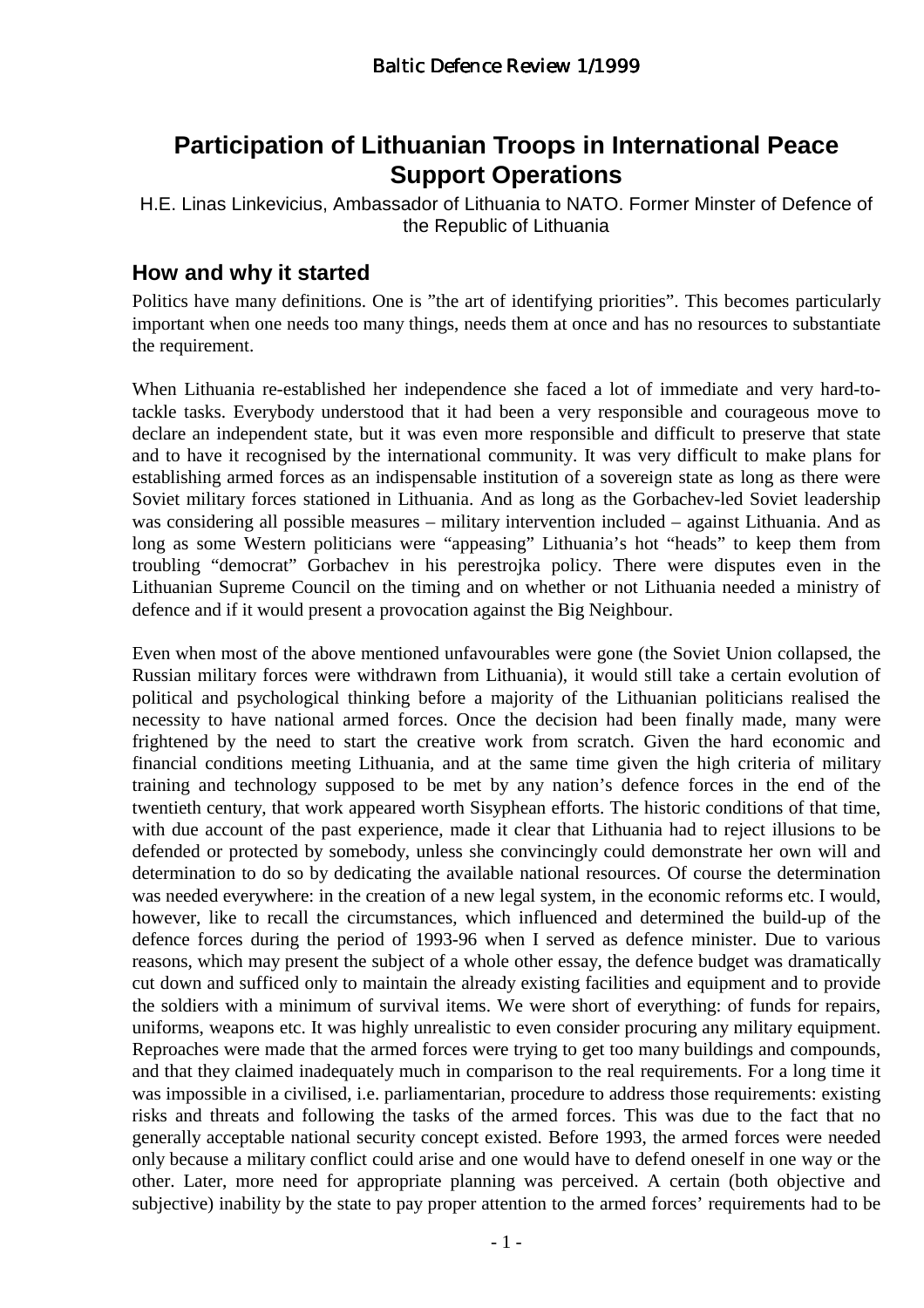# Participation of Lithuanian Troops in International Peace Support Operations

H.E. Linas Linkevicius, Ambassador of Lithuania to NATO. Former Minster of Defence of the Republic of Lithuania

## How and why it started

Politics have many definitions. One is "the art of identifying priorities". This becomes particularly important when one needs too many things, needs them at once and has no resources to substantiate the requirement.

When Lithuania re-established her independence she faced a lot of immediate and very hard-to-tackle tasks. Everybody understood that it had been a very responsible and courageous move to declare an independent state, but it was even more responsible and difficult to preserve that state and to have it recognised by the international community. It was very difficult to make plans for establishing armed forces as an indispensable institution of a sovereign state as long as there were Soviet military forces stationed in Lithuania. And as long as the Gorbachev-led Soviet leadership was considering all possible measures – military intervention included – against Lithuania. And as long as some Western politicians were "appeasing" Lithuania's hot "heads" to keep them from troubling "democrat" Gorbachev in his perestrojka policy. There were disputes even in the Lithuanian Supreme Council on the timing and on whether or not Lithuania needed a ministry of defence and if it would present a provocation against the Big Neighbour.

Even when most of the above mentioned unfavourables were gone (the Soviet Union collapsed, the Russian military forces were withdrawn from Lithuania), it would still take a certain evolution of political and psychological thinking before a majority of the Lithuanian politicians realised the necessity to have national armed forces. Once the decision had been finally made, many were frightened by the need to start the creative work from scratch. Given the hard economic and financial conditions meeting Lithuania, and at the same time given the high criteria of military training and technology supposed to be met by any nation's defence forces in the end of the twentieth century, that work appeared worth Sisyphean efforts. The historic conditions of that time, with due account of the past experience, made it clear that Lithuania had to reject illusions to be defended or protected by somebody, unless she convincingly could demonstrate her own will and determination to do so by dedicating the available national resources. Of course the determination was needed everywhere: in the creation of a new legal system, in the economic reforms etc. I would, however, like to recall the circumstances, which influenced and determined the build-up of the defence forces during the period of 1993-96 when I served as defence minister. Due to various reasons, which may present the subject of a whole other essay, the defence budget was dramatically cut down and sufficed only to maintain the already existing facilities and equipment and to provide the soldiers with a minimum of survival items. We were short of everything: of funds for repairs, uniforms, weapons etc. It was highly unrealistic to even consider procuring any military equipment. Reproaches were made that the armed forces were trying to get too many buildings and compounds, and that they claimed inadequately much in comparison to the real requirements. For a long time it was impossible in a civilised, i.e. parliamentarian, procedure to address those requirements: existing risks and threats and following the tasks of the armed forces. This was due to the fact that no generally acceptable national security concept existed. Before 1993, the armed forces were needed only because a military conflict could arise and one would have to defend oneself in one way or the other. Later, more need for appropriate planning was perceived. A certain (both objective and subjective) inability by the state to pay proper attention to the armed forces' requirements had to be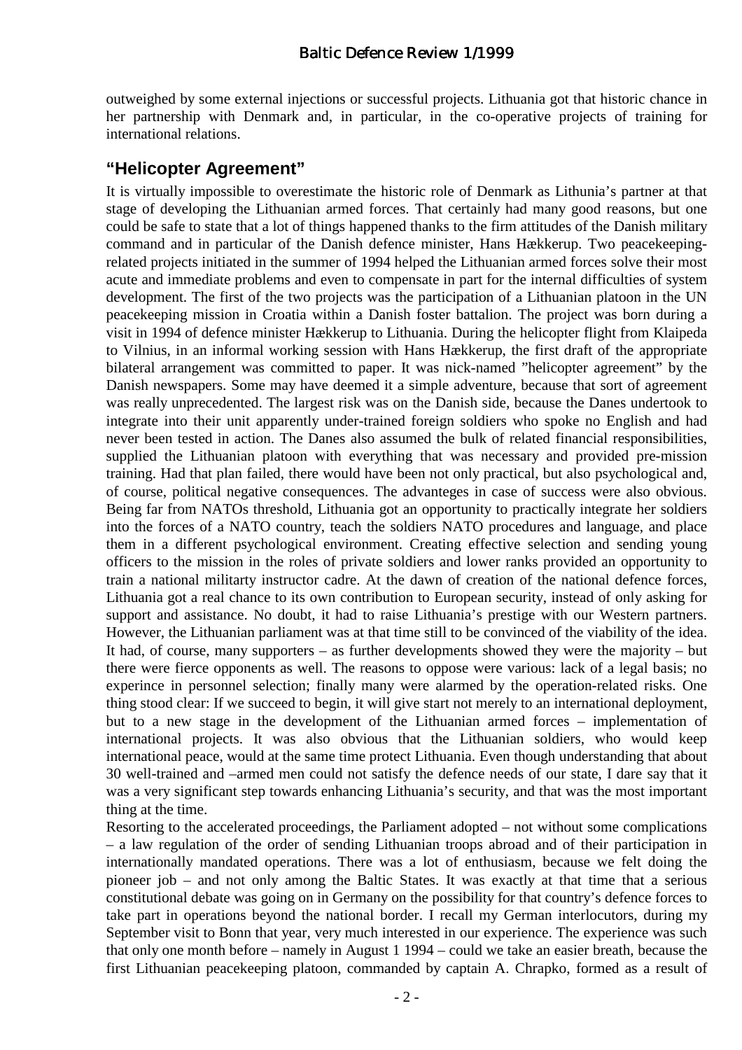outweighed by some external injections or successful projects. Lithuania got that historic chance in her partnership with Denmark and, in particular, in the co-operative projects of training for international relations.

## "Helicopter Agreement"

It is virtually impossible to overestimate the historic role of Denmark as Lithunia's partner at that stage of developing the Lithuanian armed forces. That certainly had many good reasons, but one could be safe to state that a lot of things happened thanks to the firm attitudes of the Danish military command and in particular of the Danish defence minister, Hans Hækkerup. Two peacekeeping-related projects initiated in the summer of 1994 helped the Lithuanian armed forces solve their most acute and immediate problems and even to compensate in part for the internal difficulties of system development. The first of the two projects was the participation of a Lithuanian platoon in the UN peacekeeping mission in Croatia within a Danish foster battalion. The project was born during a visit in 1994 of defence minister Hækkerup to Lithuania. During the helicopter flight from Klaipeda to Vilnius, in an informal working session with Hans Hækkerup, the first draft of the appropriate bilateral arrangement was committed to paper. It was nick-named "helicopter agreement" by the Danish newspapers. Some may have deemed it a simple adventure, because that sort of agreement was really unprecedented. The largest risk was on the Danish side, because the Danes undertook to integrate into their unit apparently under-trained foreign soldiers who spoke no English and had never been tested in action. The Danes also assumed the bulk of related financial responsibilities, supplied the Lithuanian platoon with everything that was necessary and provided pre-mission training. Had that plan failed, there would have been not only practical, but also psychological and, of course, political negative consequences. The advanteges in case of success were also obvious. Being far from NATOs threshold, Lithuania got an opportunity to practically integrate her soldiers into the forces of a NATO country, teach the soldiers NATO procedures and language, and place them in a different psychological environment. Creating effective selection and sending young officers to the mission in the roles of private soldiers and lower ranks provided an opportunity to train a national militarty instructor cadre. At the dawn of creation of the national defence forces, Lithuania got a real chance to its own contribution to European security, instead of only asking for support and assistance. No doubt, it had to raise Lithuania's prestige with our Western partners. However, the Lithuanian parliament was at that time still to be convinced of the viability of the idea. It had, of course, many supporters – as further developments showed they were the majority – but there were fierce opponents as well. The reasons to oppose were various: lack of a legal basis; no experince in personnel selection; finally many were alarmed by the operation-related risks. One thing stood clear: If we succeed to begin, it will give start not merely to an international deployment, but to a new stage in the development of the Lithuanian armed forces – implementation of international projects. It was also obvious that the Lithuanian soldiers, who would keep international peace, would at the same time protect Lithuania. Even though understanding that about 30 well-trained and –armed men could not satisfy the defence needs of our state, I dare say that it was a very significant step towards enhancing Lithuania's security, and that was the most important thing at the time.

Resorting to the accelerated proceedings, the Parliament adopted – not without some complications – a law regulation of the order of sending Lithuanian troops abroad and of their participation in internationally mandated operations. There was a lot of enthusiasm, because we felt doing the pioneer job – and not only among the Baltic States. It was exactly at that time that a serious constitutional debate was going on in Germany on the possibility for that country's defence forces to take part in operations beyond the national border. I recall my German interlocutors, during my September visit to Bonn that year, very much interested in our experience. The experience was such that only one month before – namely in August 1 1994 – could we take an easier breath, because the first Lithuanian peacekeeping platoon, commanded by captain A. Chrapko, formed as a result of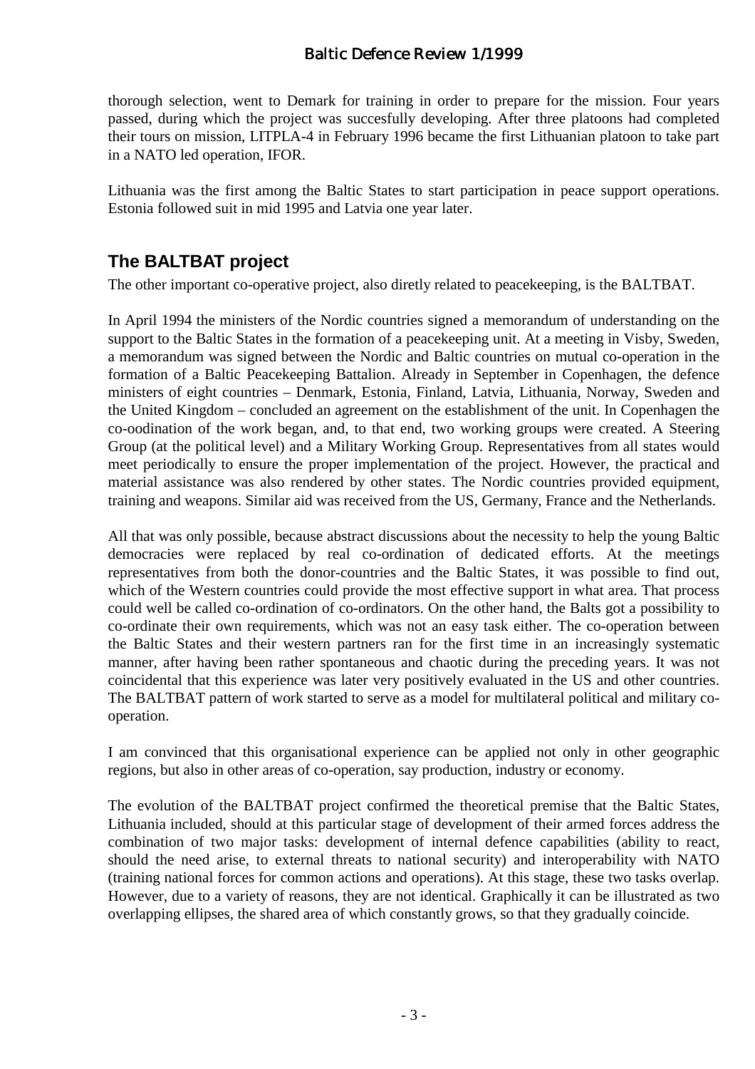thorough selection, went to Demark for training in order to prepare for the mission. Four years passed, during which the project was succesfully developing. After three platoons had completed their tours on mission, LITPLA-4 in February 1996 became the first Lithuanian platoon to take part in a NATO led operation, IFOR.

Lithuania was the first among the Baltic States to start participation in peace support operations. Estonia followed suit in mid 1995 and Latvia one year later.

## The BALTBAT project

The other important co-operative project, also diretly related to peacekeeping, is the BALTBAT.

In April 1994 the ministers of the Nordic countries signed a memorandum of understanding on the support to the Baltic States in the formation of a peacekeeping unit. At a meeting in Visby, Sweden, a memorandum was signed between the Nordic and Baltic countries on mutual co-operation in the formation of a Baltic Peacekeeping Battalion. Already in September in Copenhagen, the defence ministers of eight countries – Denmark, Estonia, Finland, Latvia, Lithuania, Norway, Sweden and the United Kingdom – concluded an agreement on the establishment of the unit. In Copenhagen the co-oodination of the work began, and, to that end, two working groups were created. A Steering Group (at the political level) and a Military Working Group. Representatives from all states would meet periodically to ensure the proper implementation of the project. However, the practical and material assistance was also rendered by other states. The Nordic countries provided equipment, training and weapons. Similar aid was received from the US, Germany, France and the Netherlands.

All that was only possible, because abstract discussions about the necessity to help the young Baltic democracies were replaced by real co-ordination of dedicated efforts. At the meetings representatives from both the donor-countries and the Baltic States, it was possible to find out, which of the Western countries could provide the most effective support in what area. That process could well be called co-ordination of co-ordinators. On the other hand, the Balts got a possibility to co-ordinate their own requirements, which was not an easy task either. The co-operation between the Baltic States and their western partners ran for the first time in an increasingly systematic manner, after having been rather spontaneous and chaotic during the preceding years. It was not coincidental that this experience was later very positively evaluated in the US and other countries. The BALTBAT pattern of work started to serve as a model for multilateral political and military co-operation.

I am convinced that this organisational experience can be applied not only in other geographic regions, but also in other areas of co-operation, say production, industry or economy.

The evolution of the BALTBAT project confirmed the theoretical premise that the Baltic States, Lithuania included, should at this particular stage of development of their armed forces address the combination of two major tasks: development of internal defence capabilities (ability to react, should the need arise, to external threats to national security) and interoperability with NATO (training national forces for common actions and operations). At this stage, these two tasks overlap. However, due to a variety of reasons, they are not identical. Graphically it can be illustrated as two overlapping ellipses, the shared area of which constantly grows, so that they gradually coincide.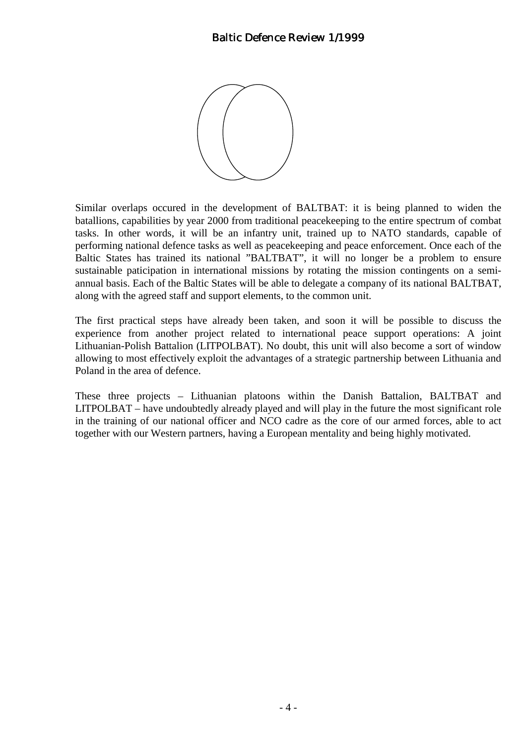Similar overlaps occured in the development of BALTBAT: it is being planned to widen the batallions, capabilities by year 2000 from traditional peacekeeping to the entire spectrum of combat tasks. In other words, it will be an infantry unit, trained up to NATO standards, capable of performing national defence tasks as well as peacekeeping and peace enforcement. Once each of the Baltic States has trained its national ”BALTBAT”, it will no longer be a problem to ensure sustainable paticipation in international missions by rotating the mission contingents on a semi-annual basis. Each of the Baltic States will be able to delegate a company of its national BALTBAT, along with the agreed staff and support elements, to the common unit.

The first practical steps have already been taken, and soon it will be possible to discuss the experience from another project related to international peace support operations: A joint Lithuanian-Polish Battalion (LITPOLBAT). No doubt, this unit will also become a sort of window allowing to most effectively exploit the advantages of a strategic partnership between Lithuania and Poland in the area of defence.

These three projects – Lithuanian platoons within the Danish Battalion, BALTBAT and LITPOLBAT – have undoubtedly already played and will play in the future the most significant role in the training of our national officer and NCO cadre as the core of our armed forces, able to act together with our Western partners, having a European mentality and being highly motivated.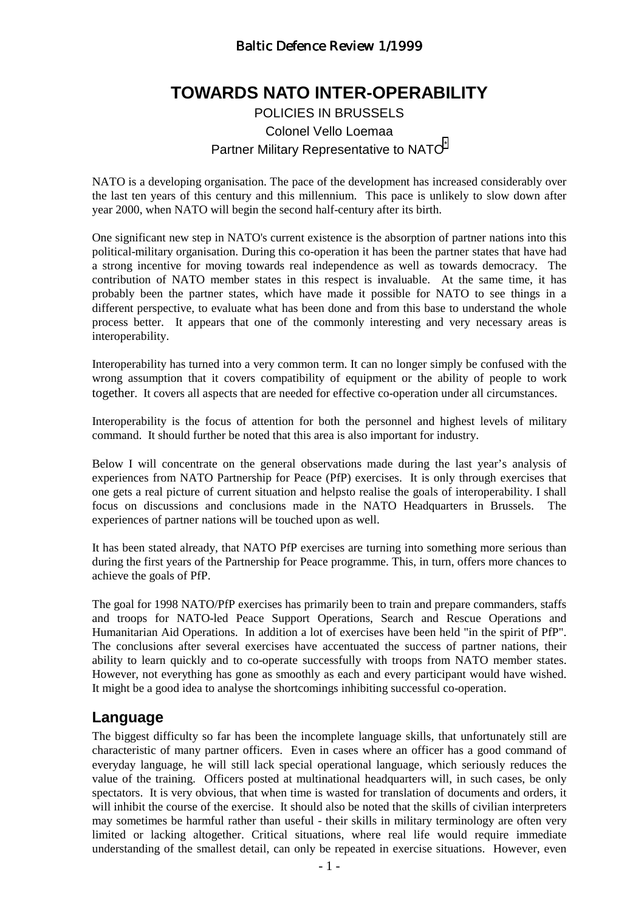# TOWARDS NATO INTER-OPERABILITY

POLICIES IN BRUSSELS

Colonel Vello Loemaa

Partner Military Representative to NATO[*]

NATO is a developing organisation. The pace of the development has increased considerably over the last ten years of this century and this millennium. This pace is unlikely to slow down after year 2000, when NATO will begin the second half-century after its birth.

One significant new step in NATO's current existence is the absorption of partner nations into this political-military organisation. During this co-operation it has been the partner states that have had a strong incentive for moving towards real independence as well as towards democracy. The contribution of NATO member states in this respect is invaluable. At the same time, it has probably been the partner states, which have made it possible for NATO to see things in a different perspective, to evaluate what has been done and from this base to understand the whole process better. It appears that one of the commonly interesting and very necessary areas is interoperability.

Interoperability has turned into a very common term. It can no longer simply be confused with the wrong assumption that it covers compatibility of equipment or the ability of people to work together. It covers all aspects that are needed for effective co-operation under all circumstances.

Interoperability is the focus of attention for both the personnel and highest levels of military command. It should further be noted that this area is also important for industry.

Below I will concentrate on the general observations made during the last year's analysis of experiences from NATO Partnership for Peace (PfP) exercises. It is only through exercises that one gets a real picture of current situation and helpsto realise the goals of interoperability. I shall focus on discussions and conclusions made in the NATO Headquarters in Brussels. The experiences of partner nations will be touched upon as well.

It has been stated already, that NATO PfP exercises are turning into something more serious than during the first years of the Partnership for Peace programme. This, in turn, offers more chances to achieve the goals of PfP.

The goal for 1998 NATO/PfP exercises has primarily been to train and prepare commanders, staffs and troops for NATO-led Peace Support Operations, Search and Rescue Operations and Humanitarian Aid Operations. In addition a lot of exercises have been held "in the spirit of PfP". The conclusions after several exercises have accentuated the success of partner nations, their ability to learn quickly and to co-operate successfully with troops from NATO member states. However, not everything has gone as smoothly as each and every participant would have wished. It might be a good idea to analyse the shortcomings inhibiting successful co-operation.

## Language

The biggest difficulty so far has been the incomplete language skills, that unfortunately still are characteristic of many partner officers. Even in cases where an officer has a good command of everyday language, he will still lack special operational language, which seriously reduces the value of the training. Officers posted at multinational headquarters will, in such cases, be only spectators. It is very obvious, that when time is wasted for translation of documents and orders, it will inhibit the course of the exercise. It should also be noted that the skills of civilian interpreters may sometimes be harmful rather than useful - their skills in military terminology are often very limited or lacking altogether. Critical situations, where real life would require immediate understanding of the smallest detail, can only be repeated in exercise situations. However, even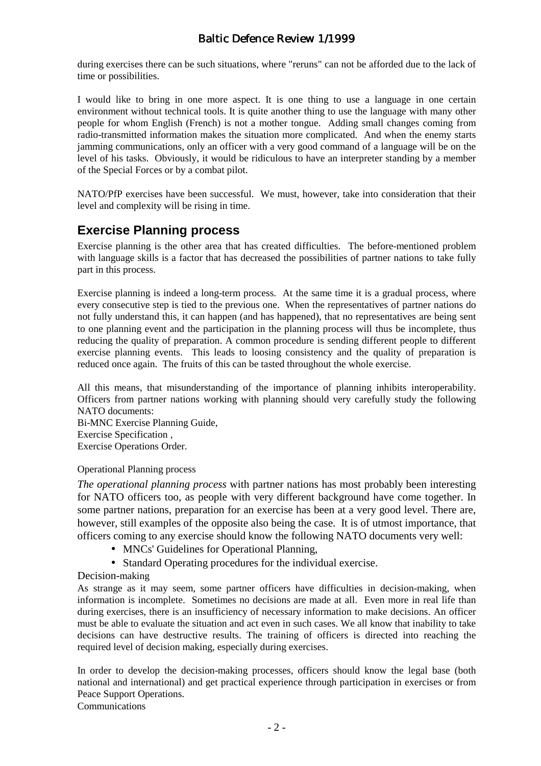during exercises there can be such situations, where "reruns" can not be afforded due to the lack of time or possibilities.

I would like to bring in one more aspect. It is one thing to use a language in one certain environment without technical tools. It is quite another thing to use the language with many other people for whom English (French) is not a mother tongue. Adding small changes coming from radio-transmitted information makes the situation more complicated. And when the enemy starts jamming communications, only an officer with a very good command of a language will be on the level of his tasks. Obviously, it would be ridiculous to have an interpreter standing by a member of the Special Forces or by a combat pilot.

NATO/PfP exercises have been successful. We must, however, take into consideration that their level and complexity will be rising in time.

## Exercise Planning process

Exercise planning is the other area that has created difficulties. The before-mentioned problem with language skills is a factor that has decreased the possibilities of partner nations to take fully part in this process.

Exercise planning is indeed a long-term process. At the same time it is a gradual process, where every consecutive step is tied to the previous one. When the representatives of partner nations do not fully understand this, it can happen (and has happened), that no representatives are being sent to one planning event and the participation in the planning process will thus be incomplete, thus reducing the quality of preparation. A common procedure is sending different people to different exercise planning events. This leads to loosing consistency and the quality of preparation is reduced once again. The fruits of this can be tasted throughout the whole exercise.

All this means, that misunderstanding of the importance of planning inhibits interoperability. Officers from partner nations working with planning should very carefully study the following NATO documents:
Bi-MNC Exercise Planning Guide,
Exercise Specification ,
Exercise Operations Order.

### Operational Planning process

*The operational planning process* with partner nations has most probably been interesting for NATO officers too, as people with very different background have come together. In some partner nations, preparation for an exercise has been at a very good level. There are, however, still examples of the opposite also being the case. It is of utmost importance, that officers coming to any exercise should know the following NATO documents very well:

- MNCs' Guidelines for Operational Planning,
- Standard Operating procedures for the individual exercise.

### Decision-making

As strange as it may seem, some partner officers have difficulties in decision-making, when information is incomplete. Sometimes no decisions are made at all. Even more in real life than during exercises, there is an insufficiency of necessary information to make decisions. An officer must be able to evaluate the situation and act even in such cases. We all know that inability to take decisions can have destructive results. The training of officers is directed into reaching the required level of decision making, especially during exercises.

In order to develop the decision-making processes, officers should know the legal base (both national and international) and get practical experience through participation in exercises or from Peace Support Operations.

### Communications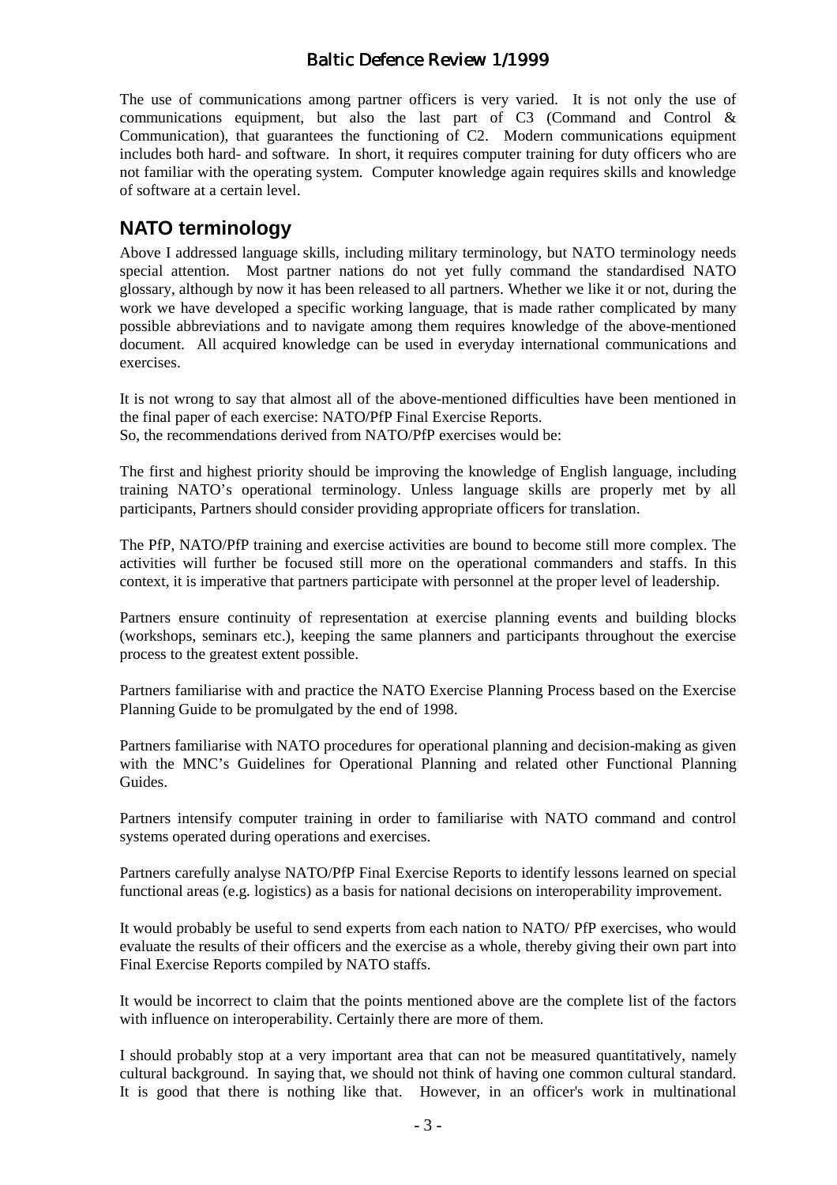The use of communications among partner officers is very varied. It is not only the use of communications equipment, but also the last part of C3 (Command and Control & Communication), that guarantees the functioning of C2. Modern communications equipment includes both hard- and software. In short, it requires computer training for duty officers who are not familiar with the operating system. Computer knowledge again requires skills and knowledge of software at a certain level.

## NATO terminology

Above I addressed language skills, including military terminology, but NATO terminology needs special attention. Most partner nations do not yet fully command the standardised NATO glossary, although by now it has been released to all partners. Whether we like it or not, during the work we have developed a specific working language, that is made rather complicated by many possible abbreviations and to navigate among them requires knowledge of the above-mentioned document. All acquired knowledge can be used in everyday international communications and exercises.

It is not wrong to say that almost all of the above-mentioned difficulties have been mentioned in the final paper of each exercise: NATO/PfP Final Exercise Reports.
So, the recommendations derived from NATO/PfP exercises would be:

The first and highest priority should be improving the knowledge of English language, including training NATO's operational terminology. Unless language skills are properly met by all participants, Partners should consider providing appropriate officers for translation.

The PfP, NATO/PfP training and exercise activities are bound to become still more complex. The activities will further be focused still more on the operational commanders and staffs. In this context, it is imperative that partners participate with personnel at the proper level of leadership.

Partners ensure continuity of representation at exercise planning events and building blocks (workshops, seminars etc.), keeping the same planners and participants throughout the exercise process to the greatest extent possible.

Partners familiarise with and practice the NATO Exercise Planning Process based on the Exercise Planning Guide to be promulgated by the end of 1998.

Partners familiarise with NATO procedures for operational planning and decision-making as given with the MNC's Guidelines for Operational Planning and related other Functional Planning Guides.

Partners intensify computer training in order to familiarise with NATO command and control systems operated during operations and exercises.

Partners carefully analyse NATO/PfP Final Exercise Reports to identify lessons learned on special functional areas (e.g. logistics) as a basis for national decisions on interoperability improvement.

It would probably be useful to send experts from each nation to NATO/ PfP exercises, who would evaluate the results of their officers and the exercise as a whole, thereby giving their own part into Final Exercise Reports compiled by NATO staffs.

It would be incorrect to claim that the points mentioned above are the complete list of the factors with influence on interoperability. Certainly there are more of them.

I should probably stop at a very important area that can not be measured quantitatively, namely cultural background. In saying that, we should not think of having one common cultural standard. It is good that there is nothing like that. However, in an officer's work in multinational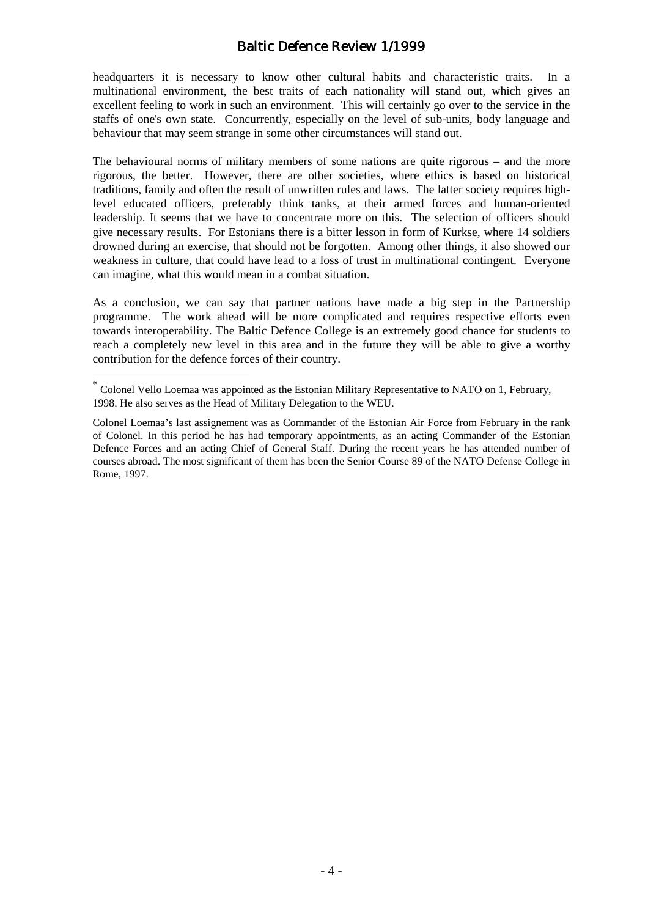headquarters it is necessary to know other cultural habits and characteristic traits. In a multinational environment, the best traits of each nationality will stand out, which gives an excellent feeling to work in such an environment. This will certainly go over to the service in the staffs of one's own state. Concurrently, especially on the level of sub-units, body language and behaviour that may seem strange in some other circumstances will stand out.

The behavioural norms of military members of some nations are quite rigorous – and the more rigorous, the better. However, there are other societies, where ethics is based on historical traditions, family and often the result of unwritten rules and laws. The latter society requires high-level educated officers, preferably think tanks, at their armed forces and human-oriented leadership. It seems that we have to concentrate more on this. The selection of officers should give necessary results. For Estonians there is a bitter lesson in form of Kurkse, where 14 soldiers drowned during an exercise, that should not be forgotten. Among other things, it also showed our weakness in culture, that could have lead to a loss of trust in multinational contingent. Everyone can imagine, what this would mean in a combat situation.

As a conclusion, we can say that partner nations have made a big step in the Partnership programme. The work ahead will be more complicated and requires respective efforts even towards interoperability. The Baltic Defence College is an extremely good chance for students to reach a completely new level in this area and in the future they will be able to give a worthy contribution for the defence forces of their country.

---

* Colonel Vello Loemaa was appointed as the Estonian Military Representative to NATO on 1, February, 1998. He also serves as the Head of Military Delegation to the WEU.

Colonel Loemaa's last assignement was as Commander of the Estonian Air Force from February in the rank of Colonel. In this period he has had temporary appointments, as an acting Commander of the Estonian Defence Forces and an acting Chief of General Staff. During the recent years he has attended number of courses abroad. The most significant of them has been the Senior Course 89 of the NATO Defense College in Rome, 1997.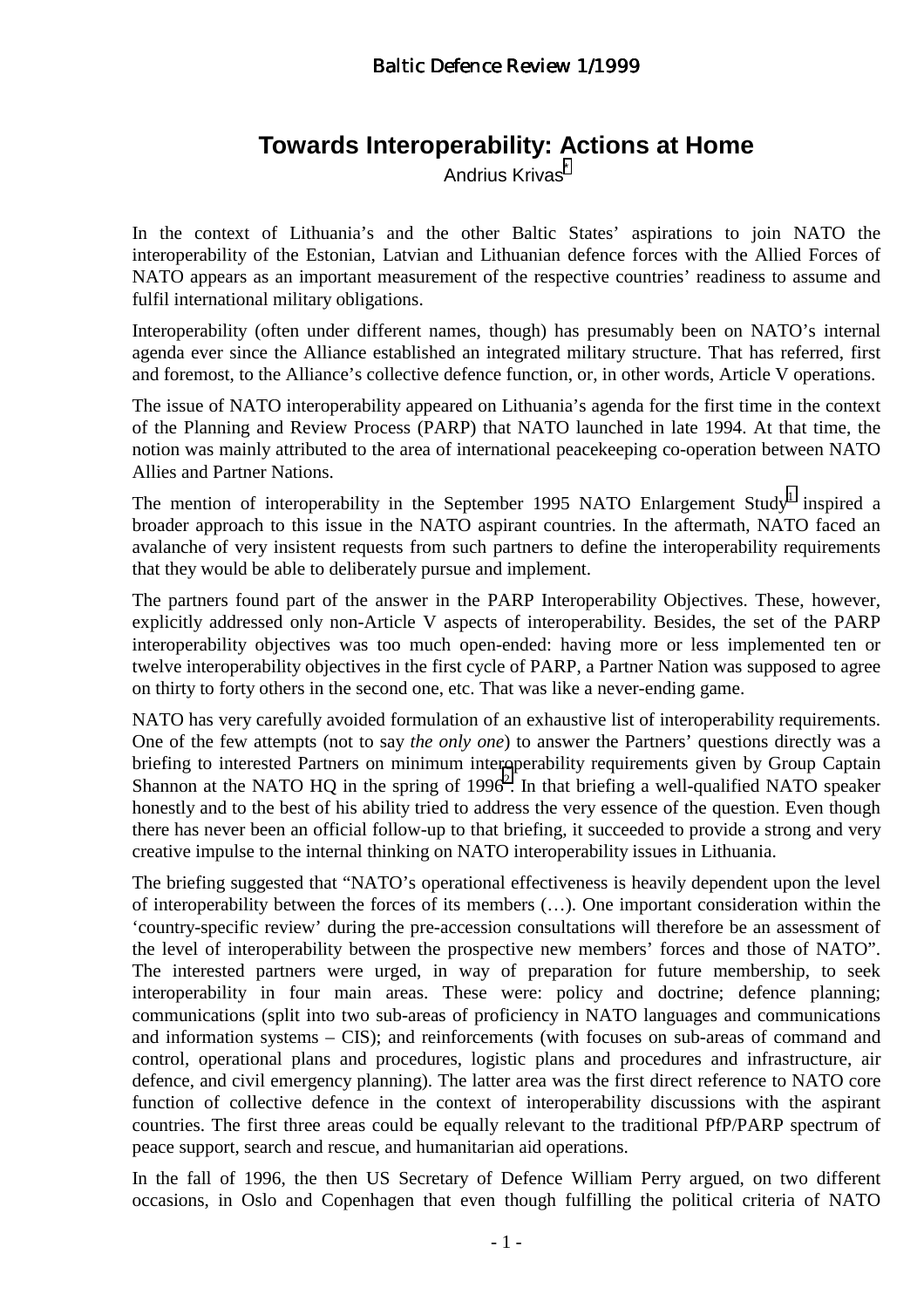# Towards Interoperability: Actions at Home

Andrius Krivas[*]

In the context of Lithuania's and the other Baltic States' aspirations to join NATO the interoperability of the Estonian, Latvian and Lithuanian defence forces with the Allied Forces of NATO appears as an important measurement of the respective countries' readiness to assume and fulfil international military obligations.

Interoperability (often under different names, though) has presumably been on NATO's internal agenda ever since the Alliance established an integrated military structure. That has referred, first and foremost, to the Alliance's collective defence function, or, in other words, Article V operations.

The issue of NATO interoperability appeared on Lithuania's agenda for the first time in the context of the Planning and Review Process (PARP) that NATO launched in late 1994. At that time, the notion was mainly attributed to the area of international peacekeeping co-operation between NATO Allies and Partner Nations.

The mention of interoperability in the September 1995 NATO Enlargement Study[1] inspired a broader approach to this issue in the NATO aspirant countries. In the aftermath, NATO faced an avalanche of very insistent requests from such partners to define the interoperability requirements that they would be able to deliberately pursue and implement.

The partners found part of the answer in the PARP Interoperability Objectives. These, however, explicitly addressed only non-Article V aspects of interoperability. Besides, the set of the PARP interoperability objectives was too much open-ended: having more or less implemented ten or twelve interoperability objectives in the first cycle of PARP, a Partner Nation was supposed to agree on thirty to forty others in the second one, etc. That was like a never-ending game.

NATO has very carefully avoided formulation of an exhaustive list of interoperability requirements. One of the few attempts (not to say *the only one*) to answer the Partners' questions directly was a briefing to interested Partners on minimum interoperability requirements given by Group Captain Shannon at the NATO HQ in the spring of 1996[2]. In that briefing a well-qualified NATO speaker honestly and to the best of his ability tried to address the very essence of the question. Even though there has never been an official follow-up to that briefing, it succeeded to provide a strong and very creative impulse to the internal thinking on NATO interoperability issues in Lithuania.

The briefing suggested that "NATO's operational effectiveness is heavily dependent upon the level of interoperability between the forces of its members (…). One important consideration within the 'country-specific review' during the pre-accession consultations will therefore be an assessment of the level of interoperability between the prospective new members' forces and those of NATO". The interested partners were urged, in way of preparation for future membership, to seek interoperability in four main areas. These were: policy and doctrine; defence planning; communications (split into two sub-areas of proficiency in NATO languages and communications and information systems – CIS); and reinforcements (with focuses on sub-areas of command and control, operational plans and procedures, logistic plans and procedures and infrastructure, air defence, and civil emergency planning). The latter area was the first direct reference to NATO core function of collective defence in the context of interoperability discussions with the aspirant countries. The first three areas could be equally relevant to the traditional PfP/PARP spectrum of peace support, search and rescue, and humanitarian aid operations.

In the fall of 1996, the then US Secretary of Defence William Perry argued, on two different occasions, in Oslo and Copenhagen that even though fulfilling the political criteria of NATO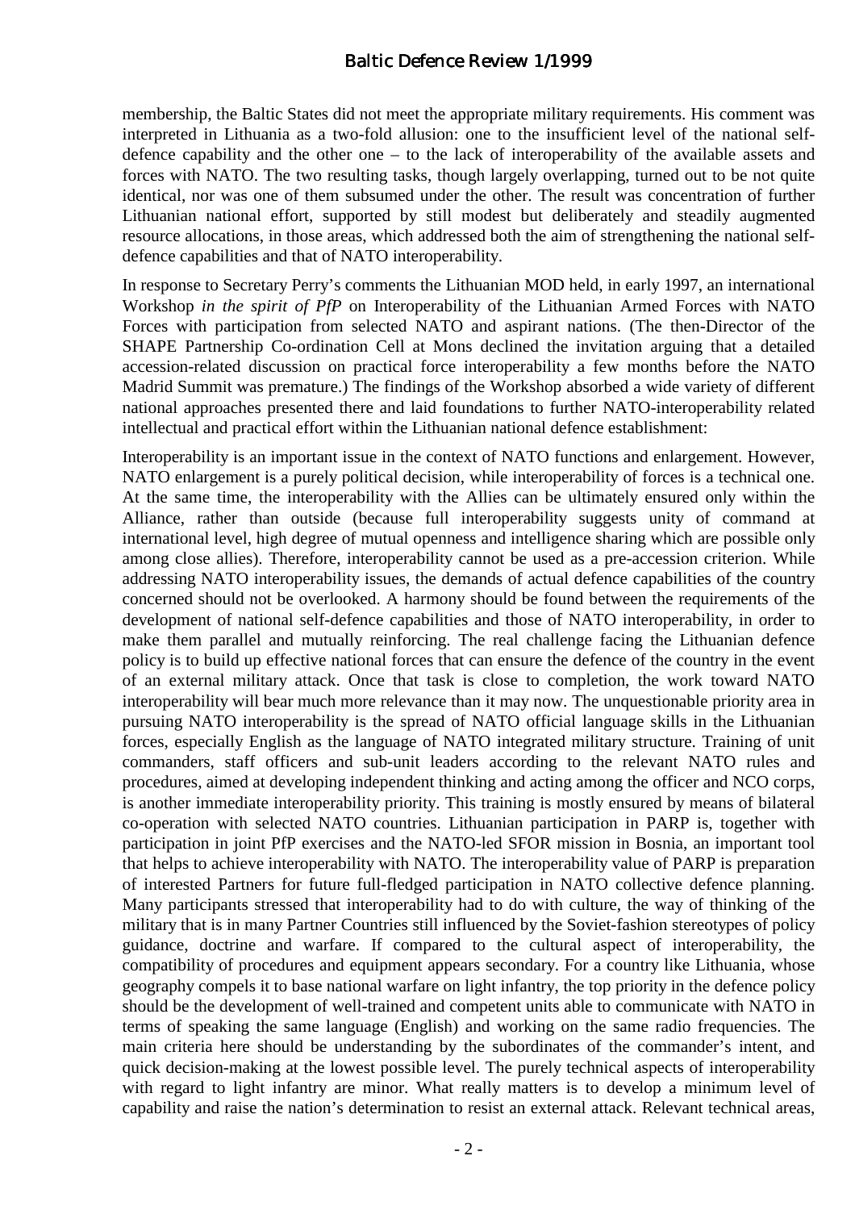membership, the Baltic States did not meet the appropriate military requirements. His comment was interpreted in Lithuania as a two-fold allusion: one to the insufficient level of the national self-defence capability and the other one – to the lack of interoperability of the available assets and forces with NATO. The two resulting tasks, though largely overlapping, turned out to be not quite identical, nor was one of them subsumed under the other. The result was concentration of further Lithuanian national effort, supported by still modest but deliberately and steadily augmented resource allocations, in those areas, which addressed both the aim of strengthening the national self-defence capabilities and that of NATO interoperability.

In response to Secretary Perry's comments the Lithuanian MOD held, in early 1997, an international Workshop *in the spirit of PfP* on Interoperability of the Lithuanian Armed Forces with NATO Forces with participation from selected NATO and aspirant nations. (The then-Director of the SHAPE Partnership Co-ordination Cell at Mons declined the invitation arguing that a detailed accession-related discussion on practical force interoperability a few months before the NATO Madrid Summit was premature.) The findings of the Workshop absorbed a wide variety of different national approaches presented there and laid foundations to further NATO-interoperability related intellectual and practical effort within the Lithuanian national defence establishment:

Interoperability is an important issue in the context of NATO functions and enlargement. However, NATO enlargement is a purely political decision, while interoperability of forces is a technical one. At the same time, the interoperability with the Allies can be ultimately ensured only within the Alliance, rather than outside (because full interoperability suggests unity of command at international level, high degree of mutual openness and intelligence sharing which are possible only among close allies). Therefore, interoperability cannot be used as a pre-accession criterion. While addressing NATO interoperability issues, the demands of actual defence capabilities of the country concerned should not be overlooked. A harmony should be found between the requirements of the development of national self-defence capabilities and those of NATO interoperability, in order to make them parallel and mutually reinforcing. The real challenge facing the Lithuanian defence policy is to build up effective national forces that can ensure the defence of the country in the event of an external military attack. Once that task is close to completion, the work toward NATO interoperability will bear much more relevance than it may now. The unquestionable priority area in pursuing NATO interoperability is the spread of NATO official language skills in the Lithuanian forces, especially English as the language of NATO integrated military structure. Training of unit commanders, staff officers and sub-unit leaders according to the relevant NATO rules and procedures, aimed at developing independent thinking and acting among the officer and NCO corps, is another immediate interoperability priority. This training is mostly ensured by means of bilateral co-operation with selected NATO countries. Lithuanian participation in PARP is, together with participation in joint PfP exercises and the NATO-led SFOR mission in Bosnia, an important tool that helps to achieve interoperability with NATO. The interoperability value of PARP is preparation of interested Partners for future full-fledged participation in NATO collective defence planning. Many participants stressed that interoperability had to do with culture, the way of thinking of the military that is in many Partner Countries still influenced by the Soviet-fashion stereotypes of policy guidance, doctrine and warfare. If compared to the cultural aspect of interoperability, the compatibility of procedures and equipment appears secondary. For a country like Lithuania, whose geography compels it to base national warfare on light infantry, the top priority in the defence policy should be the development of well-trained and competent units able to communicate with NATO in terms of speaking the same language (English) and working on the same radio frequencies. The main criteria here should be understanding by the subordinates of the commander's intent, and quick decision-making at the lowest possible level. The purely technical aspects of interoperability with regard to light infantry are minor. What really matters is to develop a minimum level of capability and raise the nation's determination to resist an external attack. Relevant technical areas,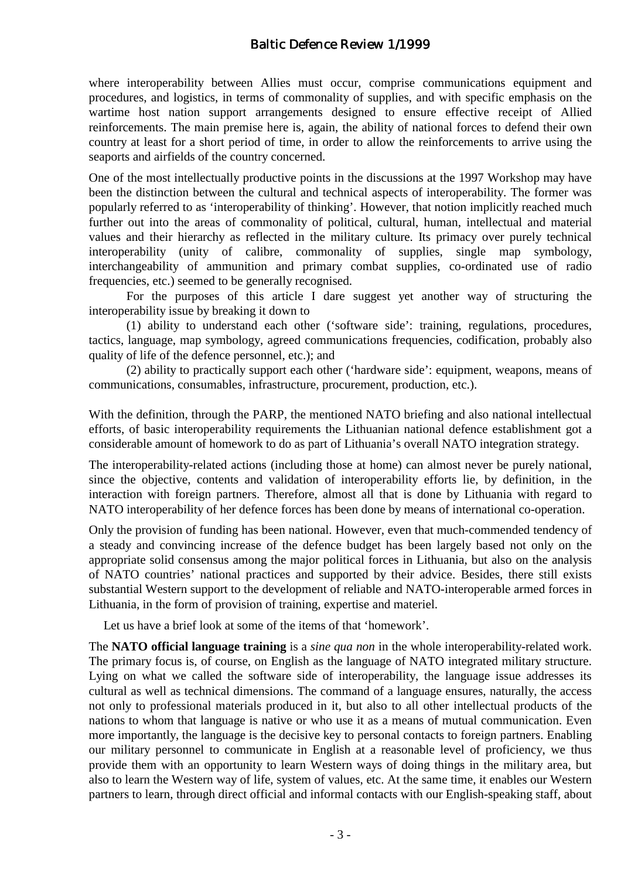where interoperability between Allies must occur, comprise communications equipment and procedures, and logistics, in terms of commonality of supplies, and with specific emphasis on the wartime host nation support arrangements designed to ensure effective receipt of Allied reinforcements. The main premise here is, again, the ability of national forces to defend their own country at least for a short period of time, in order to allow the reinforcements to arrive using the seaports and airfields of the country concerned.

One of the most intellectually productive points in the discussions at the 1997 Workshop may have been the distinction between the cultural and technical aspects of interoperability. The former was popularly referred to as 'interoperability of thinking'. However, that notion implicitly reached much further out into the areas of commonality of political, cultural, human, intellectual and material values and their hierarchy as reflected in the military culture. Its primacy over purely technical interoperability (unity of calibre, commonality of supplies, single map symbology, interchangeability of ammunition and primary combat supplies, co-ordinated use of radio frequencies, etc.) seemed to be generally recognised.

For the purposes of this article I dare suggest yet another way of structuring the interoperability issue by breaking it down to

(1) ability to understand each other ('software side': training, regulations, procedures, tactics, language, map symbology, agreed communications frequencies, codification, probably also quality of life of the defence personnel, etc.); and

(2) ability to practically support each other ('hardware side': equipment, weapons, means of communications, consumables, infrastructure, procurement, production, etc.).

With the definition, through the PARP, the mentioned NATO briefing and also national intellectual efforts, of basic interoperability requirements the Lithuanian national defence establishment got a considerable amount of homework to do as part of Lithuania's overall NATO integration strategy.

The interoperability-related actions (including those at home) can almost never be purely national, since the objective, contents and validation of interoperability efforts lie, by definition, in the interaction with foreign partners. Therefore, almost all that is done by Lithuania with regard to NATO interoperability of her defence forces has been done by means of international co-operation.

Only the provision of funding has been national. However, even that much-commended tendency of a steady and convincing increase of the defence budget has been largely based not only on the appropriate solid consensus among the major political forces in Lithuania, but also on the analysis of NATO countries' national practices and supported by their advice. Besides, there still exists substantial Western support to the development of reliable and NATO-interoperable armed forces in Lithuania, in the form of provision of training, expertise and materiel.

Let us have a brief look at some of the items of that 'homework'.

The **NATO official language training** is a *sine qua non* in the whole interoperability-related work. The primary focus is, of course, on English as the language of NATO integrated military structure. Lying on what we called the software side of interoperability, the language issue addresses its cultural as well as technical dimensions. The command of a language ensures, naturally, the access not only to professional materials produced in it, but also to all other intellectual products of the nations to whom that language is native or who use it as a means of mutual communication. Even more importantly, the language is the decisive key to personal contacts to foreign partners. Enabling our military personnel to communicate in English at a reasonable level of proficiency, we thus provide them with an opportunity to learn Western ways of doing things in the military area, but also to learn the Western way of life, system of values, etc. At the same time, it enables our Western partners to learn, through direct official and informal contacts with our English-speaking staff, about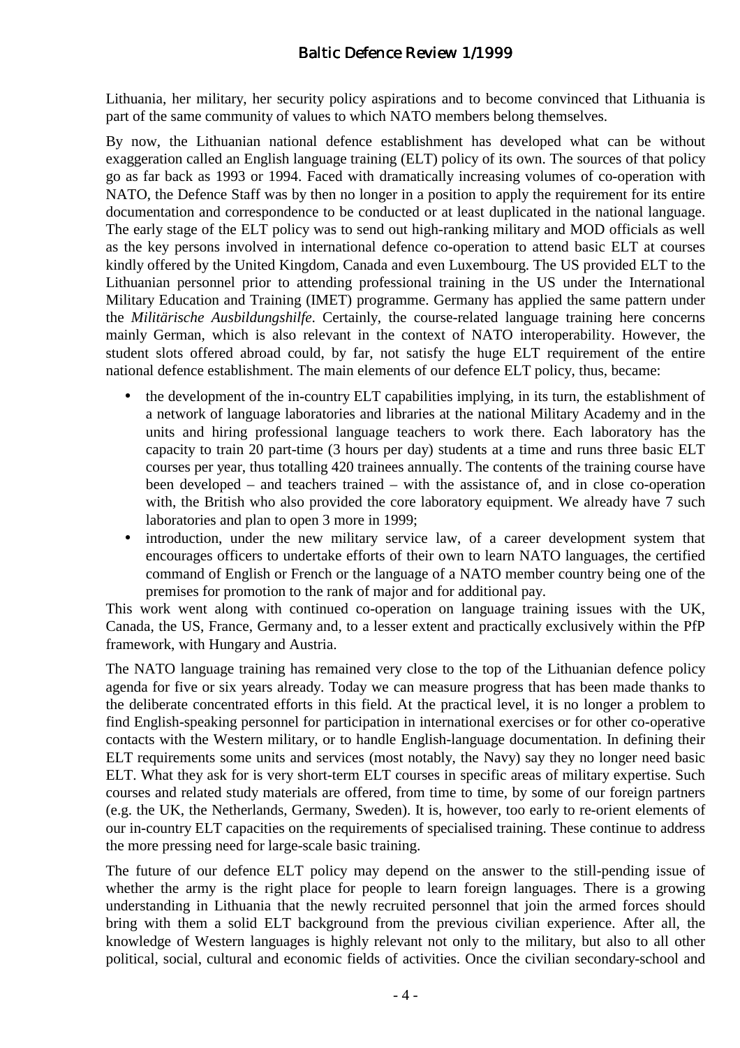Lithuania, her military, her security policy aspirations and to become convinced that Lithuania is part of the same community of values to which NATO members belong themselves.

By now, the Lithuanian national defence establishment has developed what can be without exaggeration called an English language training (ELT) policy of its own. The sources of that policy go as far back as 1993 or 1994. Faced with dramatically increasing volumes of co-operation with NATO, the Defence Staff was by then no longer in a position to apply the requirement for its entire documentation and correspondence to be conducted or at least duplicated in the national language. The early stage of the ELT policy was to send out high-ranking military and MOD officials as well as the key persons involved in international defence co-operation to attend basic ELT at courses kindly offered by the United Kingdom, Canada and even Luxembourg. The US provided ELT to the Lithuanian personnel prior to attending professional training in the US under the International Military Education and Training (IMET) programme. Germany has applied the same pattern under the *Militärische Ausbildungshilfe*. Certainly, the course-related language training here concerns mainly German, which is also relevant in the context of NATO interoperability. However, the student slots offered abroad could, by far, not satisfy the huge ELT requirement of the entire national defence establishment. The main elements of our defence ELT policy, thus, became:

- the development of the in-country ELT capabilities implying, in its turn, the establishment of a network of language laboratories and libraries at the national Military Academy and in the units and hiring professional language teachers to work there. Each laboratory has the capacity to train 20 part-time (3 hours per day) students at a time and runs three basic ELT courses per year, thus totalling 420 trainees annually. The contents of the training course have been developed – and teachers trained – with the assistance of, and in close co-operation with, the British who also provided the core laboratory equipment. We already have 7 such laboratories and plan to open 3 more in 1999;
- introduction, under the new military service law, of a career development system that encourages officers to undertake efforts of their own to learn NATO languages, the certified command of English or French or the language of a NATO member country being one of the premises for promotion to the rank of major and for additional pay.

This work went along with continued co-operation on language training issues with the UK, Canada, the US, France, Germany and, to a lesser extent and practically exclusively within the PfP framework, with Hungary and Austria.

The NATO language training has remained very close to the top of the Lithuanian defence policy agenda for five or six years already. Today we can measure progress that has been made thanks to the deliberate concentrated efforts in this field. At the practical level, it is no longer a problem to find English-speaking personnel for participation in international exercises or for other co-operative contacts with the Western military, or to handle English-language documentation. In defining their ELT requirements some units and services (most notably, the Navy) say they no longer need basic ELT. What they ask for is very short-term ELT courses in specific areas of military expertise. Such courses and related study materials are offered, from time to time, by some of our foreign partners (e.g. the UK, the Netherlands, Germany, Sweden). It is, however, too early to re-orient elements of our in-country ELT capacities on the requirements of specialised training. These continue to address the more pressing need for large-scale basic training.

The future of our defence ELT policy may depend on the answer to the still-pending issue of whether the army is the right place for people to learn foreign languages. There is a growing understanding in Lithuania that the newly recruited personnel that join the armed forces should bring with them a solid ELT background from the previous civilian experience. After all, the knowledge of Western languages is highly relevant not only to the military, but also to all other political, social, cultural and economic fields of activities. Once the civilian secondary-school and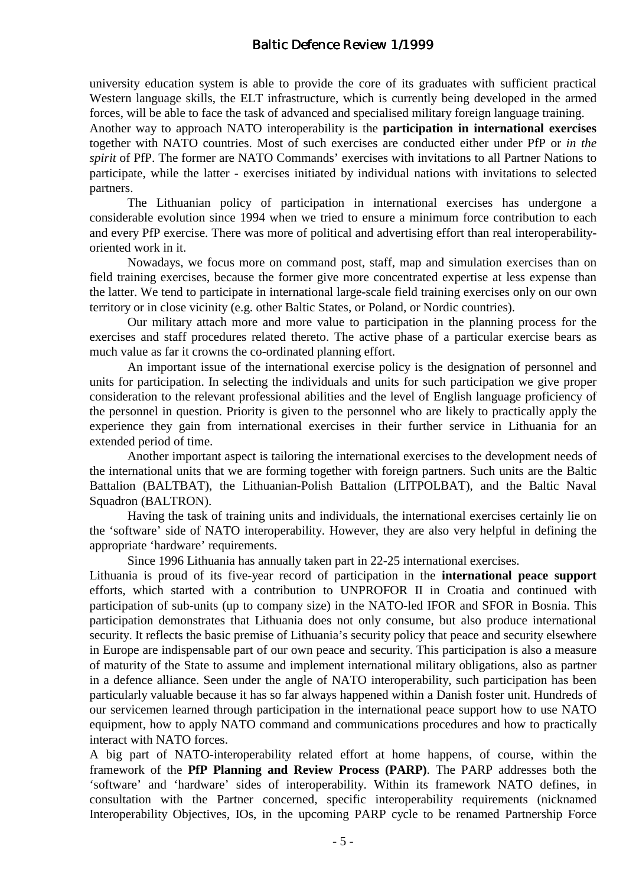university education system is able to provide the core of its graduates with sufficient practical Western language skills, the ELT infrastructure, which is currently being developed in the armed forces, will be able to face the task of advanced and specialised military foreign language training.

Another way to approach NATO interoperability is the **participation in international exercises** together with NATO countries. Most of such exercises are conducted either under PfP or *in the spirit* of PfP. The former are NATO Commands' exercises with invitations to all Partner Nations to participate, while the latter - exercises initiated by individual nations with invitations to selected partners.

The Lithuanian policy of participation in international exercises has undergone a considerable evolution since 1994 when we tried to ensure a minimum force contribution to each and every PfP exercise. There was more of political and advertising effort than real interoperability-oriented work in it.

Nowadays, we focus more on command post, staff, map and simulation exercises than on field training exercises, because the former give more concentrated expertise at less expense than the latter. We tend to participate in international large-scale field training exercises only on our own territory or in close vicinity (e.g. other Baltic States, or Poland, or Nordic countries).

Our military attach more and more value to participation in the planning process for the exercises and staff procedures related thereto. The active phase of a particular exercise bears as much value as far it crowns the co-ordinated planning effort.

An important issue of the international exercise policy is the designation of personnel and units for participation. In selecting the individuals and units for such participation we give proper consideration to the relevant professional abilities and the level of English language proficiency of the personnel in question. Priority is given to the personnel who are likely to practically apply the experience they gain from international exercises in their further service in Lithuania for an extended period of time.

Another important aspect is tailoring the international exercises to the development needs of the international units that we are forming together with foreign partners. Such units are the Baltic Battalion (BALTBAT), the Lithuanian-Polish Battalion (LITPOLBAT), and the Baltic Naval Squadron (BALTRON).

Having the task of training units and individuals, the international exercises certainly lie on the 'software' side of NATO interoperability. However, they are also very helpful in defining the appropriate 'hardware' requirements.

Since 1996 Lithuania has annually taken part in 22-25 international exercises.

Lithuania is proud of its five-year record of participation in the **international peace support** efforts, which started with a contribution to UNPROFOR II in Croatia and continued with participation of sub-units (up to company size) in the NATO-led IFOR and SFOR in Bosnia. This participation demonstrates that Lithuania does not only consume, but also produce international security. It reflects the basic premise of Lithuania's security policy that peace and security elsewhere in Europe are indispensable part of our own peace and security. This participation is also a measure of maturity of the State to assume and implement international military obligations, also as partner in a defence alliance. Seen under the angle of NATO interoperability, such participation has been particularly valuable because it has so far always happened within a Danish foster unit. Hundreds of our servicemen learned through participation in the international peace support how to use NATO equipment, how to apply NATO command and communications procedures and how to practically interact with NATO forces.

A big part of NATO-interoperability related effort at home happens, of course, within the framework of the **PfP Planning and Review Process (PARP)**. The PARP addresses both the 'software' and 'hardware' sides of interoperability. Within its framework NATO defines, in consultation with the Partner concerned, specific interoperability requirements (nicknamed Interoperability Objectives, IOs, in the upcoming PARP cycle to be renamed Partnership Force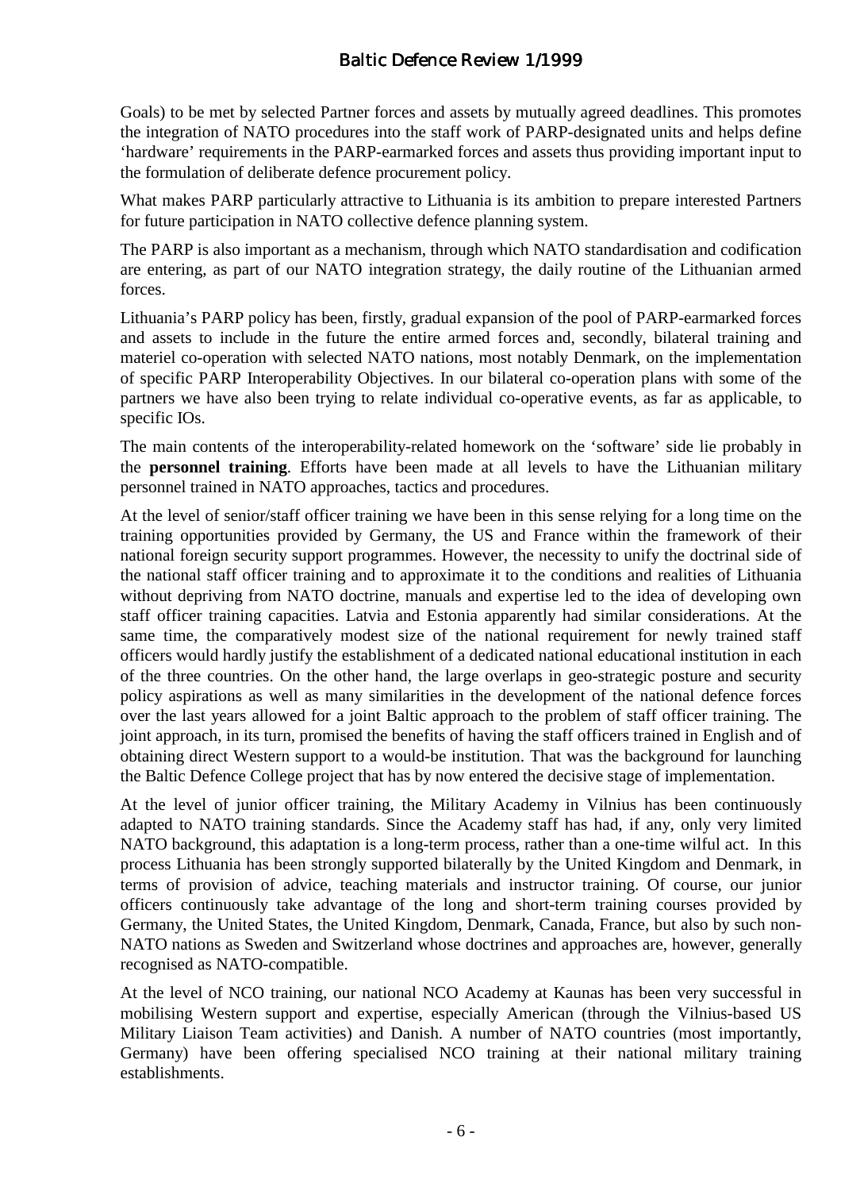Goals) to be met by selected Partner forces and assets by mutually agreed deadlines. This promotes the integration of NATO procedures into the staff work of PARP-designated units and helps define 'hardware' requirements in the PARP-earmarked forces and assets thus providing important input to the formulation of deliberate defence procurement policy.

What makes PARP particularly attractive to Lithuania is its ambition to prepare interested Partners for future participation in NATO collective defence planning system.

The PARP is also important as a mechanism, through which NATO standardisation and codification are entering, as part of our NATO integration strategy, the daily routine of the Lithuanian armed forces.

Lithuania's PARP policy has been, firstly, gradual expansion of the pool of PARP-earmarked forces and assets to include in the future the entire armed forces and, secondly, bilateral training and materiel co-operation with selected NATO nations, most notably Denmark, on the implementation of specific PARP Interoperability Objectives. In our bilateral co-operation plans with some of the partners we have also been trying to relate individual co-operative events, as far as applicable, to specific IOs.

The main contents of the interoperability-related homework on the 'software' side lie probably in the **personnel training**. Efforts have been made at all levels to have the Lithuanian military personnel trained in NATO approaches, tactics and procedures.

At the level of senior/staff officer training we have been in this sense relying for a long time on the training opportunities provided by Germany, the US and France within the framework of their national foreign security support programmes. However, the necessity to unify the doctrinal side of the national staff officer training and to approximate it to the conditions and realities of Lithuania without depriving from NATO doctrine, manuals and expertise led to the idea of developing own staff officer training capacities. Latvia and Estonia apparently had similar considerations. At the same time, the comparatively modest size of the national requirement for newly trained staff officers would hardly justify the establishment of a dedicated national educational institution in each of the three countries. On the other hand, the large overlaps in geo-strategic posture and security policy aspirations as well as many similarities in the development of the national defence forces over the last years allowed for a joint Baltic approach to the problem of staff officer training. The joint approach, in its turn, promised the benefits of having the staff officers trained in English and of obtaining direct Western support to a would-be institution. That was the background for launching the Baltic Defence College project that has by now entered the decisive stage of implementation.

At the level of junior officer training, the Military Academy in Vilnius has been continuously adapted to NATO training standards. Since the Academy staff has had, if any, only very limited NATO background, this adaptation is a long-term process, rather than a one-time wilful act. In this process Lithuania has been strongly supported bilaterally by the United Kingdom and Denmark, in terms of provision of advice, teaching materials and instructor training. Of course, our junior officers continuously take advantage of the long and short-term training courses provided by Germany, the United States, the United Kingdom, Denmark, Canada, France, but also by such non-NATO nations as Sweden and Switzerland whose doctrines and approaches are, however, generally recognised as NATO-compatible.

At the level of NCO training, our national NCO Academy at Kaunas has been very successful in mobilising Western support and expertise, especially American (through the Vilnius-based US Military Liaison Team activities) and Danish. A number of NATO countries (most importantly, Germany) have been offering specialised NCO training at their national military training establishments.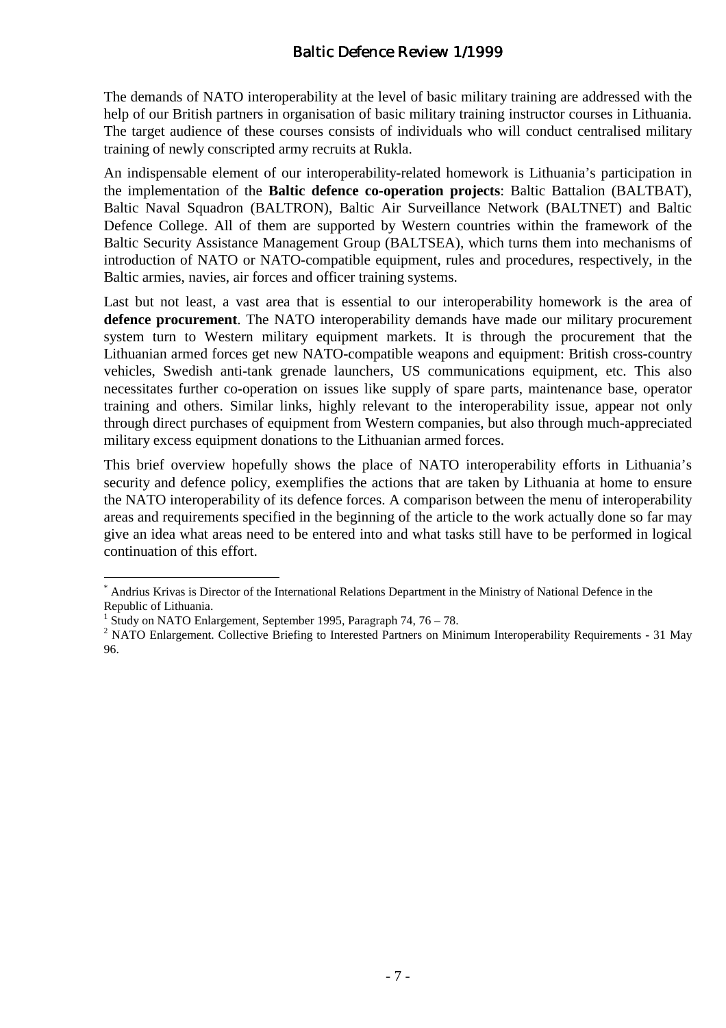The demands of NATO interoperability at the level of basic military training are addressed with the help of our British partners in organisation of basic military training instructor courses in Lithuania. The target audience of these courses consists of individuals who will conduct centralised military training of newly conscripted army recruits at Rukla.

An indispensable element of our interoperability-related homework is Lithuania's participation in the implementation of the **Baltic defence co-operation projects**: Baltic Battalion (BALTBAT), Baltic Naval Squadron (BALTRON), Baltic Air Surveillance Network (BALTNET) and Baltic Defence College. All of them are supported by Western countries within the framework of the Baltic Security Assistance Management Group (BALTSEA), which turns them into mechanisms of introduction of NATO or NATO-compatible equipment, rules and procedures, respectively, in the Baltic armies, navies, air forces and officer training systems.

Last but not least, a vast area that is essential to our interoperability homework is the area of **defence procurement**. The NATO interoperability demands have made our military procurement system turn to Western military equipment markets. It is through the procurement that the Lithuanian armed forces get new NATO-compatible weapons and equipment: British cross-country vehicles, Swedish anti-tank grenade launchers, US communications equipment, etc. This also necessitates further co-operation on issues like supply of spare parts, maintenance base, operator training and others. Similar links, highly relevant to the interoperability issue, appear not only through direct purchases of equipment from Western companies, but also through much-appreciated military excess equipment donations to the Lithuanian armed forces.

This brief overview hopefully shows the place of NATO interoperability efforts in Lithuania's security and defence policy, exemplifies the actions that are taken by Lithuania at home to ensure the NATO interoperability of its defence forces. A comparison between the menu of interoperability areas and requirements specified in the beginning of the article to the work actually done so far may give an idea what areas need to be entered into and what tasks still have to be performed in logical continuation of this effort.

---

[*] Andrius Krivas is Director of the International Relations Department in the Ministry of National Defence in the Republic of Lithuania.

[1] Study on NATO Enlargement, September 1995, Paragraph 74, 76 – 78.

[2] NATO Enlargement. Collective Briefing to Interested Partners on Minimum Interoperability Requirements - 31 May 96.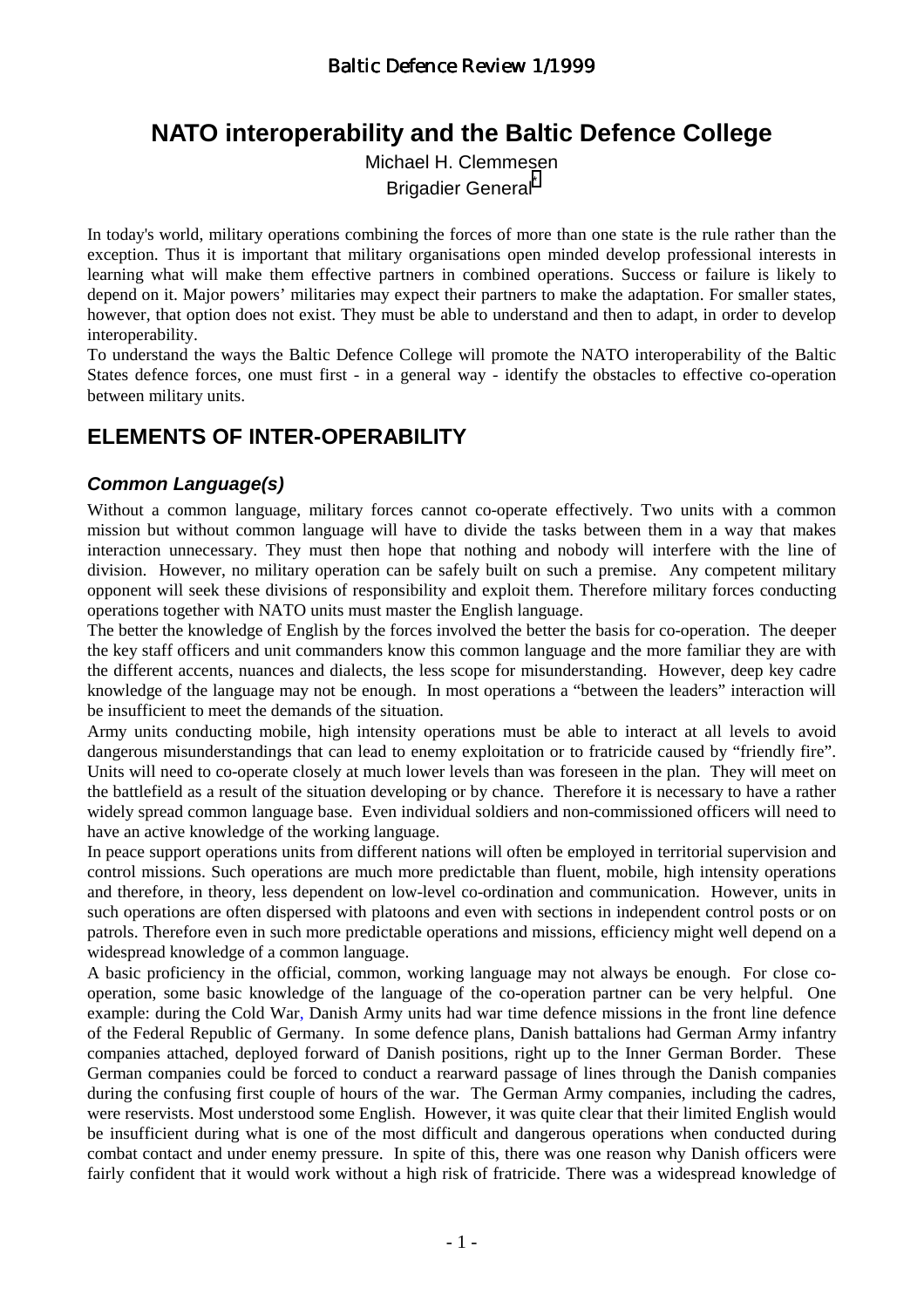# NATO interoperability and the Baltic Defence College

Michael H. Clemmesen
Brigadier General[*]

In today's world, military operations combining the forces of more than one state is the rule rather than the exception. Thus it is important that military organisations open minded develop professional interests in learning what will make them effective partners in combined operations. Success or failure is likely to depend on it. Major powers' militaries may expect their partners to make the adaptation. For smaller states, however, that option does not exist. They must be able to understand and then to adapt, in order to develop interoperability.

To understand the ways the Baltic Defence College will promote the NATO interoperability of the Baltic States defence forces, one must first - in a general way - identify the obstacles to effective co-operation between military units.

## ELEMENTS OF INTER-OPERABILITY

### *Common Language(s)*

Without a common language, military forces cannot co-operate effectively. Two units with a common mission but without common language will have to divide the tasks between them in a way that makes interaction unnecessary. They must then hope that nothing and nobody will interfere with the line of division. However, no military operation can be safely built on such a premise. Any competent military opponent will seek these divisions of responsibility and exploit them. Therefore military forces conducting operations together with NATO units must master the English language.

The better the knowledge of English by the forces involved the better the basis for co-operation. The deeper the key staff officers and unit commanders know this common language and the more familiar they are with the different accents, nuances and dialects, the less scope for misunderstanding. However, deep key cadre knowledge of the language may not be enough. In most operations a "between the leaders" interaction will be insufficient to meet the demands of the situation.

Army units conducting mobile, high intensity operations must be able to interact at all levels to avoid dangerous misunderstandings that can lead to enemy exploitation or to fratricide caused by "friendly fire". Units will need to co-operate closely at much lower levels than was foreseen in the plan. They will meet on the battlefield as a result of the situation developing or by chance. Therefore it is necessary to have a rather widely spread common language base. Even individual soldiers and non-commissioned officers will need to have an active knowledge of the working language.

In peace support operations units from different nations will often be employed in territorial supervision and control missions. Such operations are much more predictable than fluent, mobile, high intensity operations and therefore, in theory, less dependent on low-level co-ordination and communication. However, units in such operations are often dispersed with platoons and even with sections in independent control posts or on patrols. Therefore even in such more predictable operations and missions, efficiency might well depend on a widespread knowledge of a common language.

A basic proficiency in the official, common, working language may not always be enough. For close co-operation, some basic knowledge of the language of the co-operation partner can be very helpful. One example: during the Cold War, Danish Army units had war time defence missions in the front line defence of the Federal Republic of Germany. In some defence plans, Danish battalions had German Army infantry companies attached, deployed forward of Danish positions, right up to the Inner German Border. These German companies could be forced to conduct a rearward passage of lines through the Danish companies during the confusing first couple of hours of the war. The German Army companies, including the cadres, were reservists. Most understood some English. However, it was quite clear that their limited English would be insufficient during what is one of the most difficult and dangerous operations when conducted during combat contact and under enemy pressure. In spite of this, there was one reason why Danish officers were fairly confident that it would work without a high risk of fratricide. There was a widespread knowledge of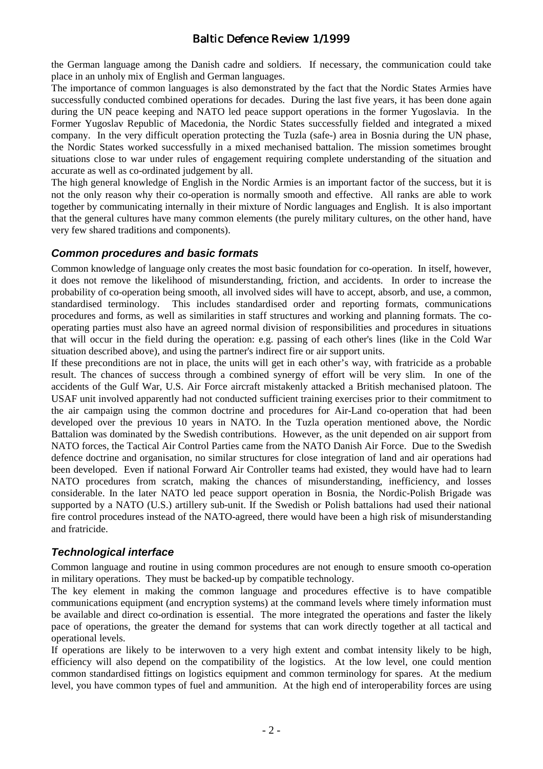the German language among the Danish cadre and soldiers. If necessary, the communication could take place in an unholy mix of English and German languages.

The importance of common languages is also demonstrated by the fact that the Nordic States Armies have successfully conducted combined operations for decades. During the last five years, it has been done again during the UN peace keeping and NATO led peace support operations in the former Yugoslavia. In the Former Yugoslav Republic of Macedonia, the Nordic States successfully fielded and integrated a mixed company. In the very difficult operation protecting the Tuzla (safe-) area in Bosnia during the UN phase, the Nordic States worked successfully in a mixed mechanised battalion. The mission sometimes brought situations close to war under rules of engagement requiring complete understanding of the situation and accurate as well as co-ordinated judgement by all.

The high general knowledge of English in the Nordic Armies is an important factor of the success, but it is not the only reason why their co-operation is normally smooth and effective. All ranks are able to work together by communicating internally in their mixture of Nordic languages and English. It is also important that the general cultures have many common elements (the purely military cultures, on the other hand, have very few shared traditions and components).

### *Common procedures and basic formats*

Common knowledge of language only creates the most basic foundation for co-operation. In itself, however, it does not remove the likelihood of misunderstanding, friction, and accidents. In order to increase the probability of co-operation being smooth, all involved sides will have to accept, absorb, and use, a common, standardised terminology. This includes standardised order and reporting formats, communications procedures and forms, as well as similarities in staff structures and working and planning formats. The co-operating parties must also have an agreed normal division of responsibilities and procedures in situations that will occur in the field during the operation: e.g. passing of each other's lines (like in the Cold War situation described above), and using the partner's indirect fire or air support units.

If these preconditions are not in place, the units will get in each other's way, with fratricide as a probable result. The chances of success through a combined synergy of effort will be very slim. In one of the accidents of the Gulf War, U.S. Air Force aircraft mistakenly attacked a British mechanised platoon. The USAF unit involved apparently had not conducted sufficient training exercises prior to their commitment to the air campaign using the common doctrine and procedures for Air-Land co-operation that had been developed over the previous 10 years in NATO. In the Tuzla operation mentioned above, the Nordic Battalion was dominated by the Swedish contributions. However, as the unit depended on air support from NATO forces, the Tactical Air Control Parties came from the NATO Danish Air Force. Due to the Swedish defence doctrine and organisation, no similar structures for close integration of land and air operations had been developed. Even if national Forward Air Controller teams had existed, they would have had to learn NATO procedures from scratch, making the chances of misunderstanding, inefficiency, and losses considerable. In the later NATO led peace support operation in Bosnia, the Nordic-Polish Brigade was supported by a NATO (U.S.) artillery sub-unit. If the Swedish or Polish battalions had used their national fire control procedures instead of the NATO-agreed, there would have been a high risk of misunderstanding and fratricide.

### *Technological interface*

Common language and routine in using common procedures are not enough to ensure smooth co-operation in military operations. They must be backed-up by compatible technology.

The key element in making the common language and procedures effective is to have compatible communications equipment (and encryption systems) at the command levels where timely information must be available and direct co-ordination is essential. The more integrated the operations and faster the likely pace of operations, the greater the demand for systems that can work directly together at all tactical and operational levels.

If operations are likely to be interwoven to a very high extent and combat intensity likely to be high, efficiency will also depend on the compatibility of the logistics. At the low level, one could mention common standardised fittings on logistics equipment and common terminology for spares. At the medium level, you have common types of fuel and ammunition. At the high end of interoperability forces are using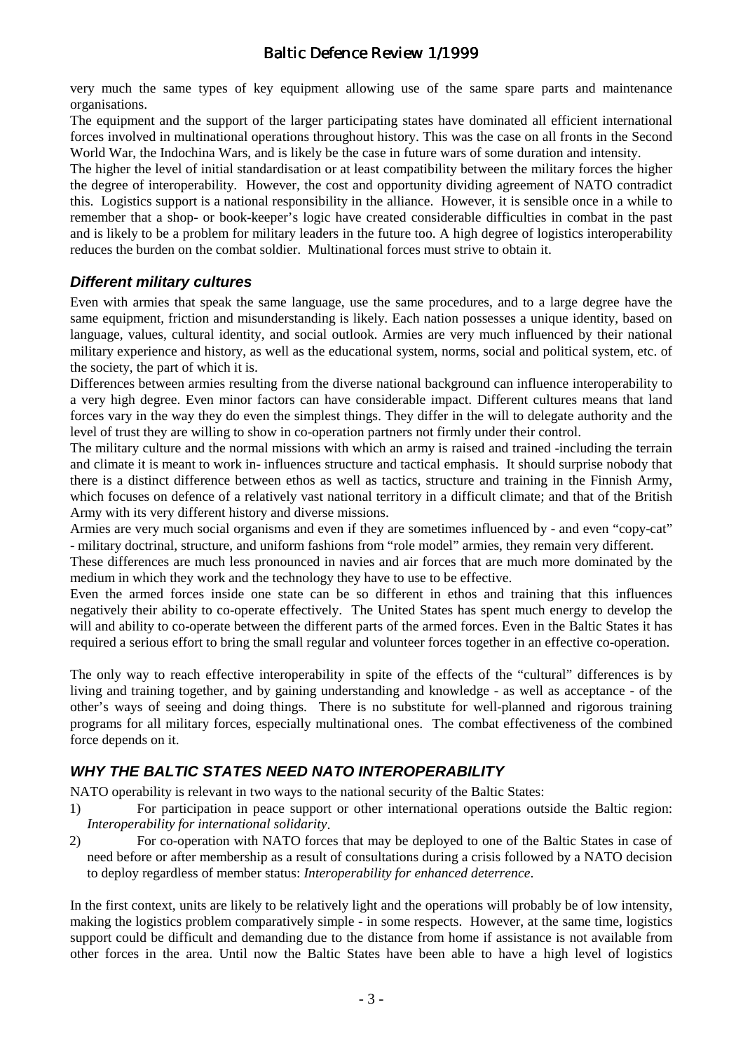very much the same types of key equipment allowing use of the same spare parts and maintenance organisations.

The equipment and the support of the larger participating states have dominated all efficient international forces involved in multinational operations throughout history. This was the case on all fronts in the Second World War, the Indochina Wars, and is likely be the case in future wars of some duration and intensity.

The higher the level of initial standardisation or at least compatibility between the military forces the higher the degree of interoperability. However, the cost and opportunity dividing agreement of NATO contradict this. Logistics support is a national responsibility in the alliance. However, it is sensible once in a while to remember that a shop- or book-keeper's logic have created considerable difficulties in combat in the past and is likely to be a problem for military leaders in the future too. A high degree of logistics interoperability reduces the burden on the combat soldier. Multinational forces must strive to obtain it.

### *Different military cultures*

Even with armies that speak the same language, use the same procedures, and to a large degree have the same equipment, friction and misunderstanding is likely. Each nation possesses a unique identity, based on language, values, cultural identity, and social outlook. Armies are very much influenced by their national military experience and history, as well as the educational system, norms, social and political system, etc. of the society, the part of which it is.

Differences between armies resulting from the diverse national background can influence interoperability to a very high degree. Even minor factors can have considerable impact. Different cultures means that land forces vary in the way they do even the simplest things. They differ in the will to delegate authority and the level of trust they are willing to show in co-operation partners not firmly under their control.

The military culture and the normal missions with which an army is raised and trained -including the terrain and climate it is meant to work in- influences structure and tactical emphasis. It should surprise nobody that there is a distinct difference between ethos as well as tactics, structure and training in the Finnish Army, which focuses on defence of a relatively vast national territory in a difficult climate; and that of the British Army with its very different history and diverse missions.

Armies are very much social organisms and even if they are sometimes influenced by - and even "copy-cat" - military doctrinal, structure, and uniform fashions from "role model" armies, they remain very different.

These differences are much less pronounced in navies and air forces that are much more dominated by the medium in which they work and the technology they have to use to be effective.

Even the armed forces inside one state can be so different in ethos and training that this influences negatively their ability to co-operate effectively. The United States has spent much energy to develop the will and ability to co-operate between the different parts of the armed forces. Even in the Baltic States it has required a serious effort to bring the small regular and volunteer forces together in an effective co-operation.

The only way to reach effective interoperability in spite of the effects of the "cultural" differences is by living and training together, and by gaining understanding and knowledge - as well as acceptance - of the other's ways of seeing and doing things. There is no substitute for well-planned and rigorous training programs for all military forces, especially multinational ones. The combat effectiveness of the combined force depends on it.

### *WHY THE BALTIC STATES NEED NATO INTEROPERABILITY*

NATO operability is relevant in two ways to the national security of the Baltic States:

1) For participation in peace support or other international operations outside the Baltic region: *Interoperability for international solidarity*.
2) For co-operation with NATO forces that may be deployed to one of the Baltic States in case of need before or after membership as a result of consultations during a crisis followed by a NATO decision to deploy regardless of member status: *Interoperability for enhanced deterrence*.

In the first context, units are likely to be relatively light and the operations will probably be of low intensity, making the logistics problem comparatively simple - in some respects. However, at the same time, logistics support could be difficult and demanding due to the distance from home if assistance is not available from other forces in the area. Until now the Baltic States have been able to have a high level of logistics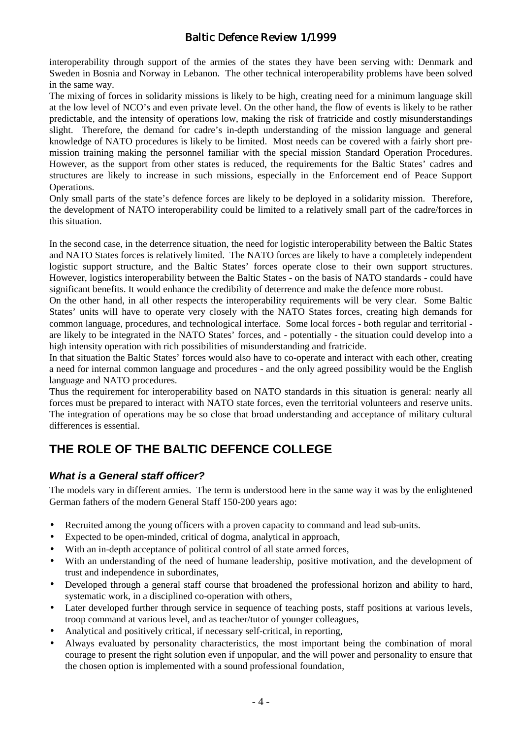interoperability through support of the armies of the states they have been serving with: Denmark and Sweden in Bosnia and Norway in Lebanon. The other technical interoperability problems have been solved in the same way.

The mixing of forces in solidarity missions is likely to be high, creating need for a minimum language skill at the low level of NCO's and even private level. On the other hand, the flow of events is likely to be rather predictable, and the intensity of operations low, making the risk of fratricide and costly misunderstandings slight. Therefore, the demand for cadre's in-depth understanding of the mission language and general knowledge of NATO procedures is likely to be limited. Most needs can be covered with a fairly short pre-mission training making the personnel familiar with the special mission Standard Operation Procedures. However, as the support from other states is reduced, the requirements for the Baltic States' cadres and structures are likely to increase in such missions, especially in the Enforcement end of Peace Support Operations.

Only small parts of the state's defence forces are likely to be deployed in a solidarity mission. Therefore, the development of NATO interoperability could be limited to a relatively small part of the cadre/forces in this situation.

In the second case, in the deterrence situation, the need for logistic interoperability between the Baltic States and NATO States forces is relatively limited. The NATO forces are likely to have a completely independent logistic support structure, and the Baltic States' forces operate close to their own support structures. However, logistics interoperability between the Baltic States - on the basis of NATO standards - could have significant benefits. It would enhance the credibility of deterrence and make the defence more robust.

On the other hand, in all other respects the interoperability requirements will be very clear. Some Baltic States' units will have to operate very closely with the NATO States forces, creating high demands for common language, procedures, and technological interface. Some local forces - both regular and territorial - are likely to be integrated in the NATO States' forces, and - potentially - the situation could develop into a high intensity operation with rich possibilities of misunderstanding and fratricide.

In that situation the Baltic States' forces would also have to co-operate and interact with each other, creating a need for internal common language and procedures - and the only agreed possibility would be the English language and NATO procedures.

Thus the requirement for interoperability based on NATO standards in this situation is general: nearly all forces must be prepared to interact with NATO state forces, even the territorial volunteers and reserve units. The integration of operations may be so close that broad understanding and acceptance of military cultural differences is essential.

## THE ROLE OF THE BALTIC DEFENCE COLLEGE

### *What is a General staff officer?*

The models vary in different armies. The term is understood here in the same way it was by the enlightened German fathers of the modern General Staff 150-200 years ago:

- Recruited among the young officers with a proven capacity to command and lead sub-units.
- Expected to be open-minded, critical of dogma, analytical in approach,
- With an in-depth acceptance of political control of all state armed forces,
- With an understanding of the need of humane leadership, positive motivation, and the development of trust and independence in subordinates,
- Developed through a general staff course that broadened the professional horizon and ability to hard, systematic work, in a disciplined co-operation with others,
- Later developed further through service in sequence of teaching posts, staff positions at various levels, troop command at various level, and as teacher/tutor of younger colleagues,
- Analytical and positively critical, if necessary self-critical, in reporting,
- Always evaluated by personality characteristics, the most important being the combination of moral courage to present the right solution even if unpopular, and the will power and personality to ensure that the chosen option is implemented with a sound professional foundation,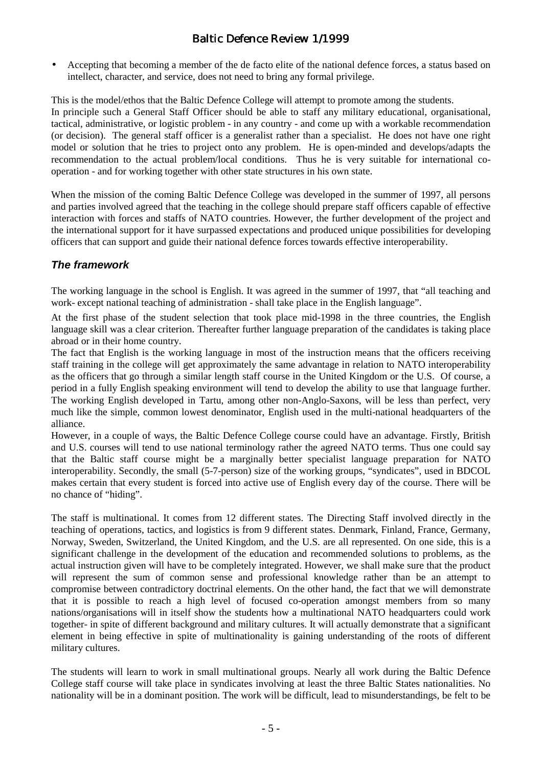- Accepting that becoming a member of the de facto elite of the national defence forces, a status based on intellect, character, and service, does not need to bring any formal privilege.

This is the model/ethos that the Baltic Defence College will attempt to promote among the students.
In principle such a General Staff Officer should be able to staff any military educational, organisational, tactical, administrative, or logistic problem - in any country - and come up with a workable recommendation (or decision). The general staff officer is a generalist rather than a specialist. He does not have one right model or solution that he tries to project onto any problem. He is open-minded and develops/adapts the recommendation to the actual problem/local conditions. Thus he is very suitable for international co-operation - and for working together with other state structures in his own state.

When the mission of the coming Baltic Defence College was developed in the summer of 1997, all persons and parties involved agreed that the teaching in the college should prepare staff officers capable of effective interaction with forces and staffs of NATO countries. However, the further development of the project and the international support for it have surpassed expectations and produced unique possibilities for developing officers that can support and guide their national defence forces towards effective interoperability.

### *The framework*

The working language in the school is English. It was agreed in the summer of 1997, that "all teaching and work- except national teaching of administration - shall take place in the English language".

At the first phase of the student selection that took place mid-1998 in the three countries, the English language skill was a clear criterion. Thereafter further language preparation of the candidates is taking place abroad or in their home country.

The fact that English is the working language in most of the instruction means that the officers receiving staff training in the college will get approximately the same advantage in relation to NATO interoperability as the officers that go through a similar length staff course in the United Kingdom or the U.S. Of course, a period in a fully English speaking environment will tend to develop the ability to use that language further. The working English developed in Tartu, among other non-Anglo-Saxons, will be less than perfect, very much like the simple, common lowest denominator, English used in the multi-national headquarters of the alliance.

However, in a couple of ways, the Baltic Defence College course could have an advantage. Firstly, British and U.S. courses will tend to use national terminology rather the agreed NATO terms. Thus one could say that the Baltic staff course might be a marginally better specialist language preparation for NATO interoperability. Secondly, the small (5-7-person) size of the working groups, "syndicates", used in BDCOL makes certain that every student is forced into active use of English every day of the course. There will be no chance of "hiding".

The staff is multinational. It comes from 12 different states. The Directing Staff involved directly in the teaching of operations, tactics, and logistics is from 9 different states. Denmark, Finland, France, Germany, Norway, Sweden, Switzerland, the United Kingdom, and the U.S. are all represented. On one side, this is a significant challenge in the development of the education and recommended solutions to problems, as the actual instruction given will have to be completely integrated. However, we shall make sure that the product will represent the sum of common sense and professional knowledge rather than be an attempt to compromise between contradictory doctrinal elements. On the other hand, the fact that we will demonstrate that it is possible to reach a high level of focused co-operation amongst members from so many nations/organisations will in itself show the students how a multinational NATO headquarters could work together- in spite of different background and military cultures. It will actually demonstrate that a significant element in being effective in spite of multinationality is gaining understanding of the roots of different military cultures.

The students will learn to work in small multinational groups. Nearly all work during the Baltic Defence College staff course will take place in syndicates involving at least the three Baltic States nationalities. No nationality will be in a dominant position. The work will be difficult, lead to misunderstandings, be felt to be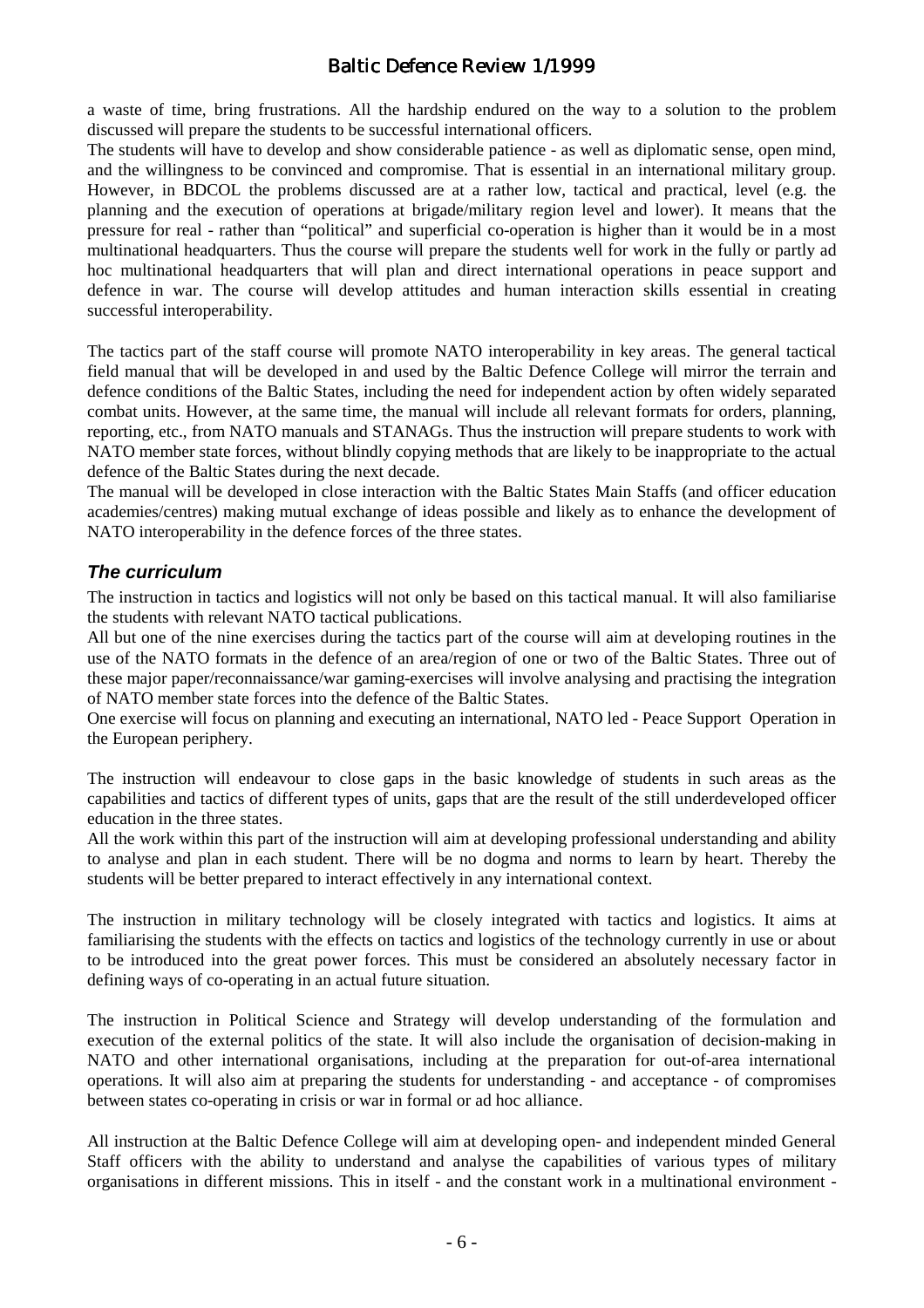a waste of time, bring frustrations. All the hardship endured on the way to a solution to the problem discussed will prepare the students to be successful international officers.
The students will have to develop and show considerable patience - as well as diplomatic sense, open mind, and the willingness to be convinced and compromise. That is essential in an international military group. However, in BDCOL the problems discussed are at a rather low, tactical and practical, level (e.g. the planning and the execution of operations at brigade/military region level and lower). It means that the pressure for real - rather than "political" and superficial co-operation is higher than it would be in a most multinational headquarters. Thus the course will prepare the students well for work in the fully or partly ad hoc multinational headquarters that will plan and direct international operations in peace support and defence in war. The course will develop attitudes and human interaction skills essential in creating successful interoperability.

The tactics part of the staff course will promote NATO interoperability in key areas. The general tactical field manual that will be developed in and used by the Baltic Defence College will mirror the terrain and defence conditions of the Baltic States, including the need for independent action by often widely separated combat units. However, at the same time, the manual will include all relevant formats for orders, planning, reporting, etc., from NATO manuals and STANAGs. Thus the instruction will prepare students to work with NATO member state forces, without blindly copying methods that are likely to be inappropriate to the actual defence of the Baltic States during the next decade.
The manual will be developed in close interaction with the Baltic States Main Staffs (and officer education academies/centres) making mutual exchange of ideas possible and likely as to enhance the development of NATO interoperability in the defence forces of the three states.

### *The curriculum*

The instruction in tactics and logistics will not only be based on this tactical manual. It will also familiarise the students with relevant NATO tactical publications.
All but one of the nine exercises during the tactics part of the course will aim at developing routines in the use of the NATO formats in the defence of an area/region of one or two of the Baltic States. Three out of these major paper/reconnaissance/war gaming-exercises will involve analysing and practising the integration of NATO member state forces into the defence of the Baltic States.
One exercise will focus on planning and executing an international, NATO led - Peace Support Operation in the European periphery.

The instruction will endeavour to close gaps in the basic knowledge of students in such areas as the capabilities and tactics of different types of units, gaps that are the result of the still underdeveloped officer education in the three states.
All the work within this part of the instruction will aim at developing professional understanding and ability to analyse and plan in each student. There will be no dogma and norms to learn by heart. Thereby the students will be better prepared to interact effectively in any international context.

The instruction in military technology will be closely integrated with tactics and logistics. It aims at familiarising the students with the effects on tactics and logistics of the technology currently in use or about to be introduced into the great power forces. This must be considered an absolutely necessary factor in defining ways of co-operating in an actual future situation.

The instruction in Political Science and Strategy will develop understanding of the formulation and execution of the external politics of the state. It will also include the organisation of decision-making in NATO and other international organisations, including at the preparation for out-of-area international operations. It will also aim at preparing the students for understanding - and acceptance - of compromises between states co-operating in crisis or war in formal or ad hoc alliance.

All instruction at the Baltic Defence College will aim at developing open- and independent minded General Staff officers with the ability to understand and analyse the capabilities of various types of military organisations in different missions. This in itself - and the constant work in a multinational environment -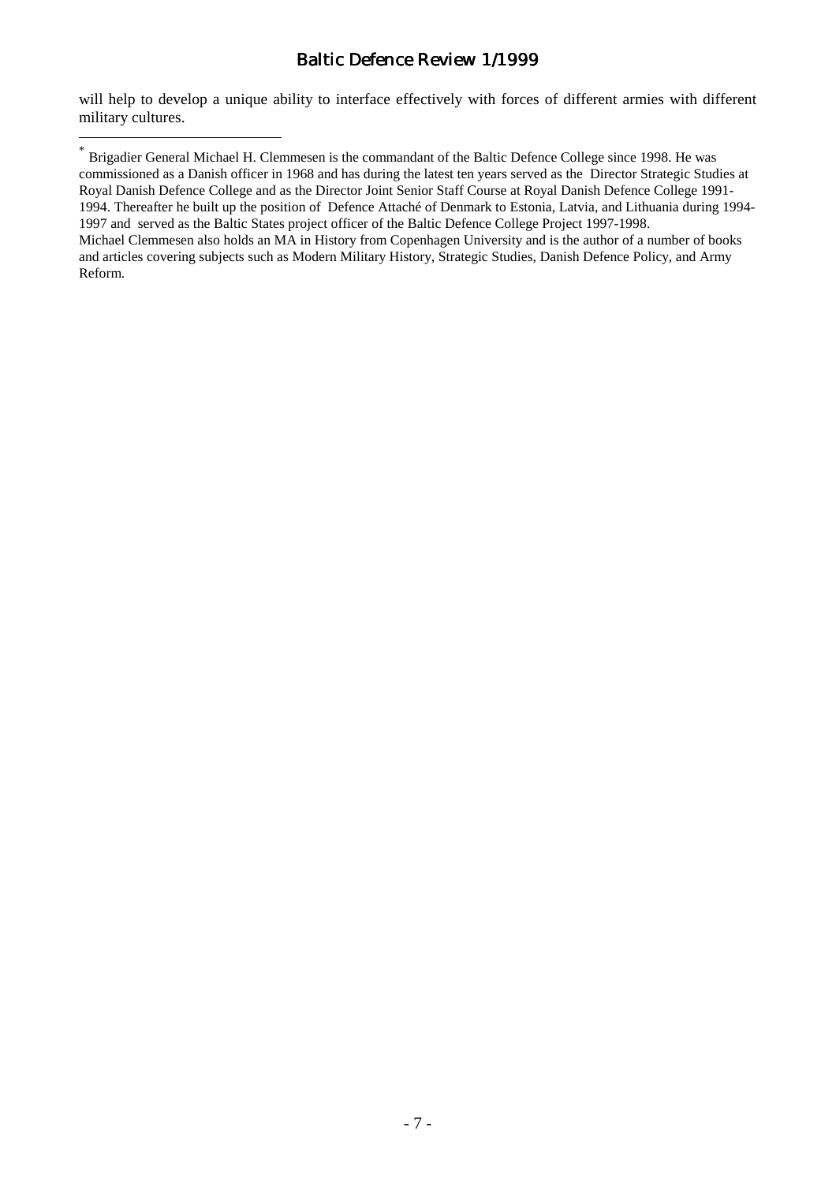will help to develop a unique ability to interface effectively with forces of different armies with different military cultures.

---

* Brigadier General Michael H. Clemmesen is the commandant of the Baltic Defence College since 1998. He was commissioned as a Danish officer in 1968 and has during the latest ten years served as the Director Strategic Studies at Royal Danish Defence College and as the Director Joint Senior Staff Course at Royal Danish Defence College 1991-1994. Thereafter he built up the position of Defence Attaché of Denmark to Estonia, Latvia, and Lithuania during 1994-1997 and served as the Baltic States project officer of the Baltic Defence College Project 1997-1998.
Michael Clemmesen also holds an MA in History from Copenhagen University and is the author of a number of books and articles covering subjects such as Modern Military History, Strategic Studies, Danish Defence Policy, and Army Reform.